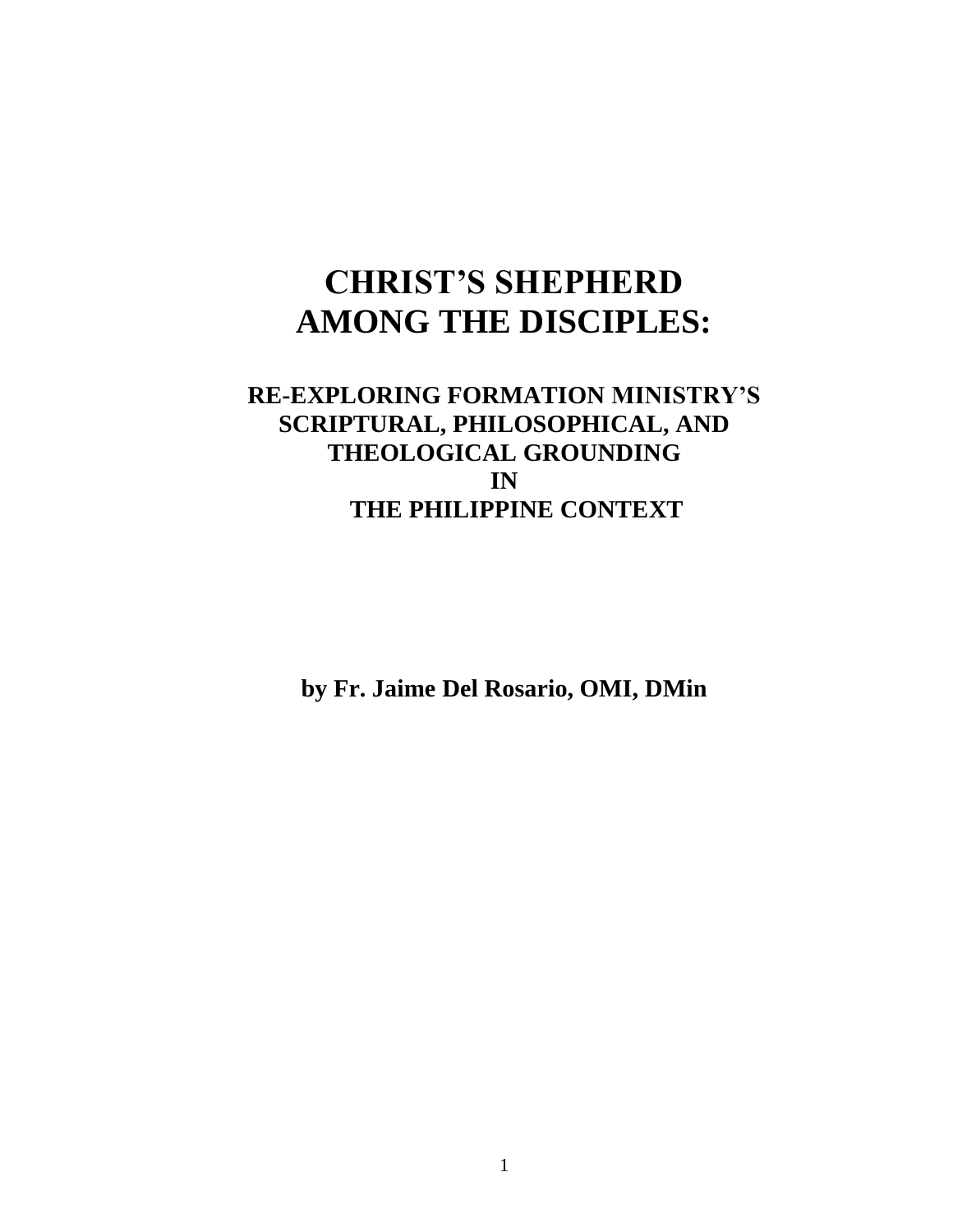# CHRIST'S SHEPHERD AMONG THE DISCIPLES:

## RE-EXPLORING FORMATION MINISTRY'S SCRIPTURAL, PHILOSOPHICAL, AND THEOLOGICAL GROUNDING IN THE PHILIPPINE CONTEXT

**by Fr. Jaime Del Rosario, OMI, DMin**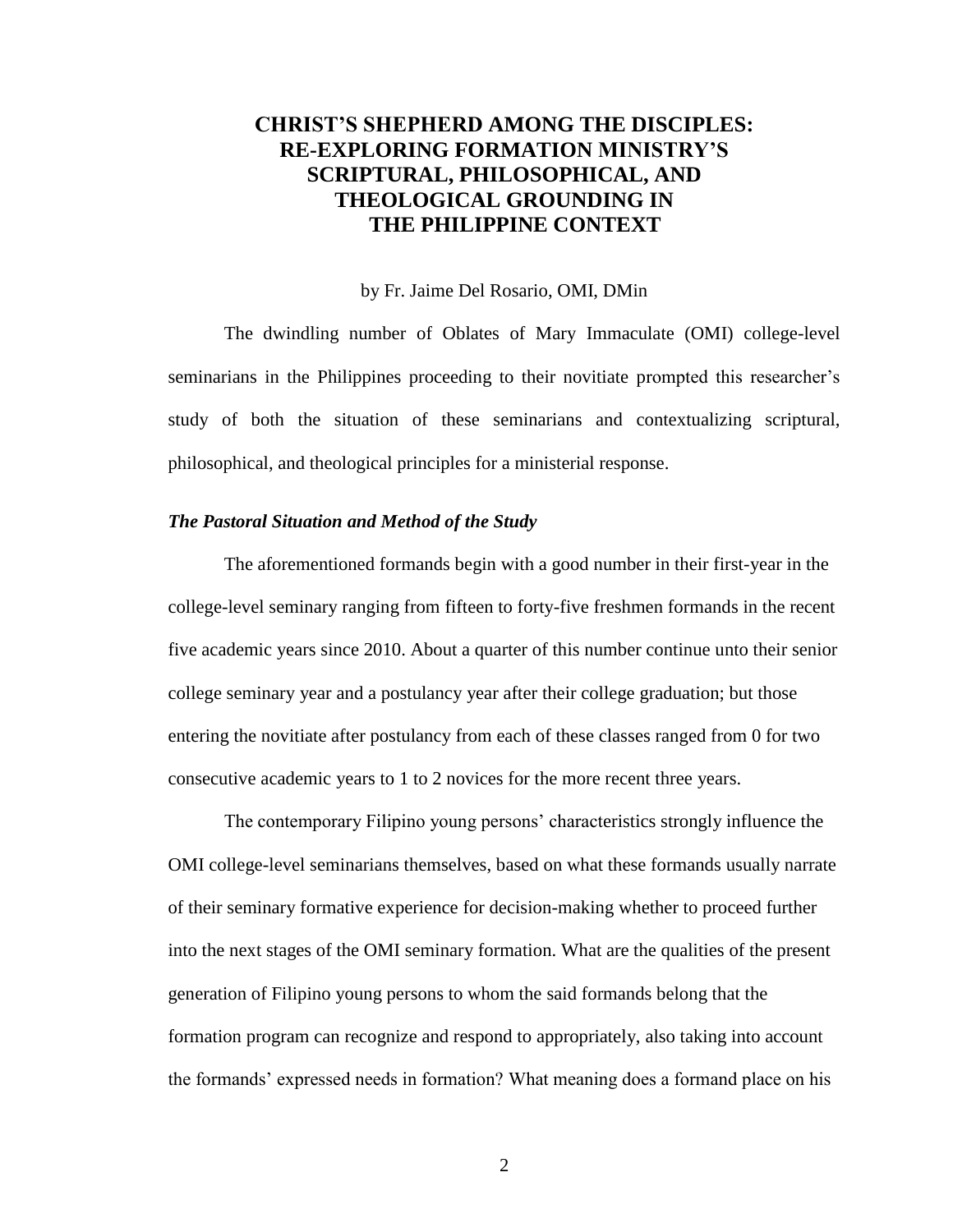# CHRIST'S SHEPHERD AMONG THE DISCIPLES: RE-EXPLORING FORMATION MINISTRY'S SCRIPTURAL, PHILOSOPHICAL, AND THEOLOGICAL GROUNDING IN THE PHILIPPINE CONTEXT

by Fr. Jaime Del Rosario, OMI, DMin

The dwindling number of Oblates of Mary Immaculate (OMI) college-level seminarians in the Philippines proceeding to their novitiate prompted this researcher's study of both the situation of these seminarians and contextualizing scriptural, philosophical, and theological principles for a ministerial response.

### *The Pastoral Situation and Method of the Study*

The aforementioned formands begin with a good number in their first-year in the college-level seminary ranging from fifteen to forty-five freshmen formands in the recent five academic years since 2010. About a quarter of this number continue unto their senior college seminary year and a postulancy year after their college graduation; but those entering the novitiate after postulancy from each of these classes ranged from 0 for two consecutive academic years to 1 to 2 novices for the more recent three years.

The contemporary Filipino young persons' characteristics strongly influence the OMI college-level seminarians themselves, based on what these formands usually narrate of their seminary formative experience for decision-making whether to proceed further into the next stages of the OMI seminary formation. What are the qualities of the present generation of Filipino young persons to whom the said formands belong that the formation program can recognize and respond to appropriately, also taking into account the formands' expressed needs in formation? What meaning does a formand place on his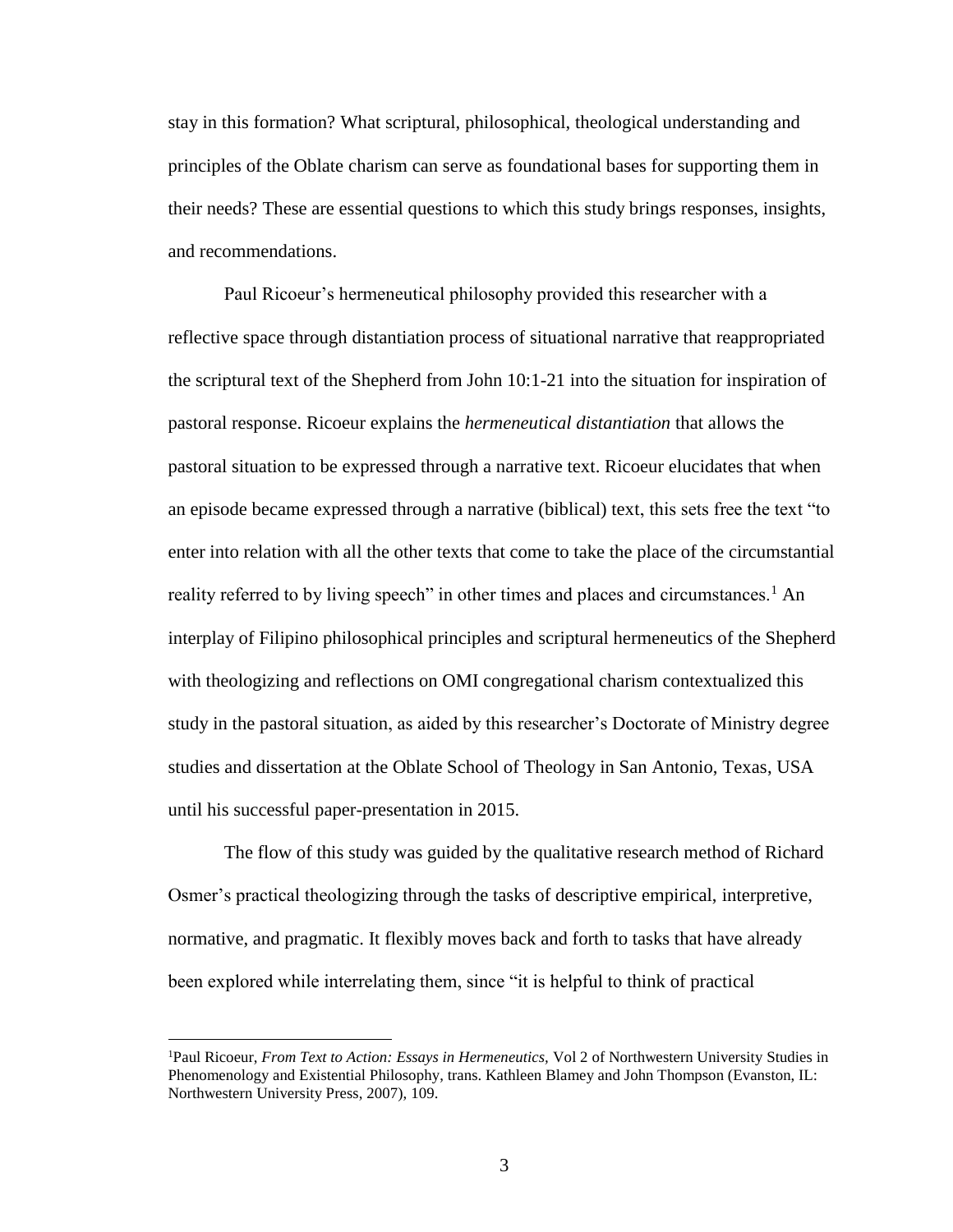stay in this formation? What scriptural, philosophical, theological understanding and principles of the Oblate charism can serve as foundational bases for supporting them in their needs? These are essential questions to which this study brings responses, insights, and recommendations.

Paul Ricoeur's hermeneutical philosophy provided this researcher with a reflective space through distantiation process of situational narrative that reappropriated the scriptural text of the Shepherd from John 10:1-21 into the situation for inspiration of pastoral response. Ricoeur explains the *hermeneutical distantiation* that allows the pastoral situation to be expressed through a narrative text. Ricoeur elucidates that when an episode became expressed through a narrative (biblical) text, this sets free the text "to enter into relation with all the other texts that come to take the place of the circumstantial reality referred to by living speech" in other times and places and circumstances.[1] An interplay of Filipino philosophical principles and scriptural hermeneutics of the Shepherd with theologizing and reflections on OMI congregational charism contextualized this study in the pastoral situation, as aided by this researcher's Doctorate of Ministry degree studies and dissertation at the Oblate School of Theology in San Antonio, Texas, USA until his successful paper-presentation in 2015.

The flow of this study was guided by the qualitative research method of Richard Osmer's practical theologizing through the tasks of descriptive empirical, interpretive, normative, and pragmatic. It flexibly moves back and forth to tasks that have already been explored while interrelating them, since "it is helpful to think of practical

---

[1]Paul Ricoeur, *From Text to Action: Essays in Hermeneutics,* Vol 2 of Northwestern University Studies in Phenomenology and Existential Philosophy, trans. Kathleen Blamey and John Thompson (Evanston, IL: Northwestern University Press, 2007), 109.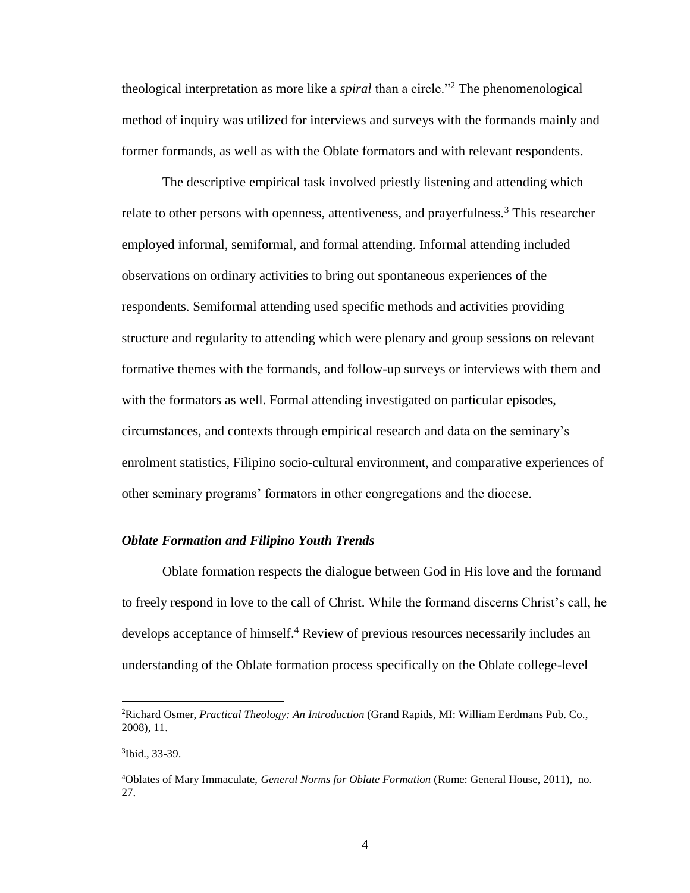theological interpretation as more like a *spiral* than a circle."[2] The phenomenological method of inquiry was utilized for interviews and surveys with the formands mainly and former formands, as well as with the Oblate formators and with relevant respondents.

The descriptive empirical task involved priestly listening and attending which relate to other persons with openness, attentiveness, and prayerfulness.[3] This researcher employed informal, semiformal, and formal attending. Informal attending included observations on ordinary activities to bring out spontaneous experiences of the respondents. Semiformal attending used specific methods and activities providing structure and regularity to attending which were plenary and group sessions on relevant formative themes with the formands, and follow-up surveys or interviews with them and with the formators as well. Formal attending investigated on particular episodes, circumstances, and contexts through empirical research and data on the seminary's enrolment statistics, Filipino socio-cultural environment, and comparative experiences of other seminary programs' formators in other congregations and the diocese.

### *Oblate Formation and Filipino Youth Trends*

Oblate formation respects the dialogue between God in His love and the formand to freely respond in love to the call of Christ. While the formand discerns Christ's call, he develops acceptance of himself.[4] Review of previous resources necessarily includes an understanding of the Oblate formation process specifically on the Oblate college-level

---

[2]Richard Osmer, *Practical Theology: An Introduction* (Grand Rapids, MI: William Eerdmans Pub. Co., 2008), 11.

[3]Ibid., 33-39.

[4]Oblates of Mary Immaculate, *General Norms for Oblate Formation* (Rome: General House, 2011), no. 27.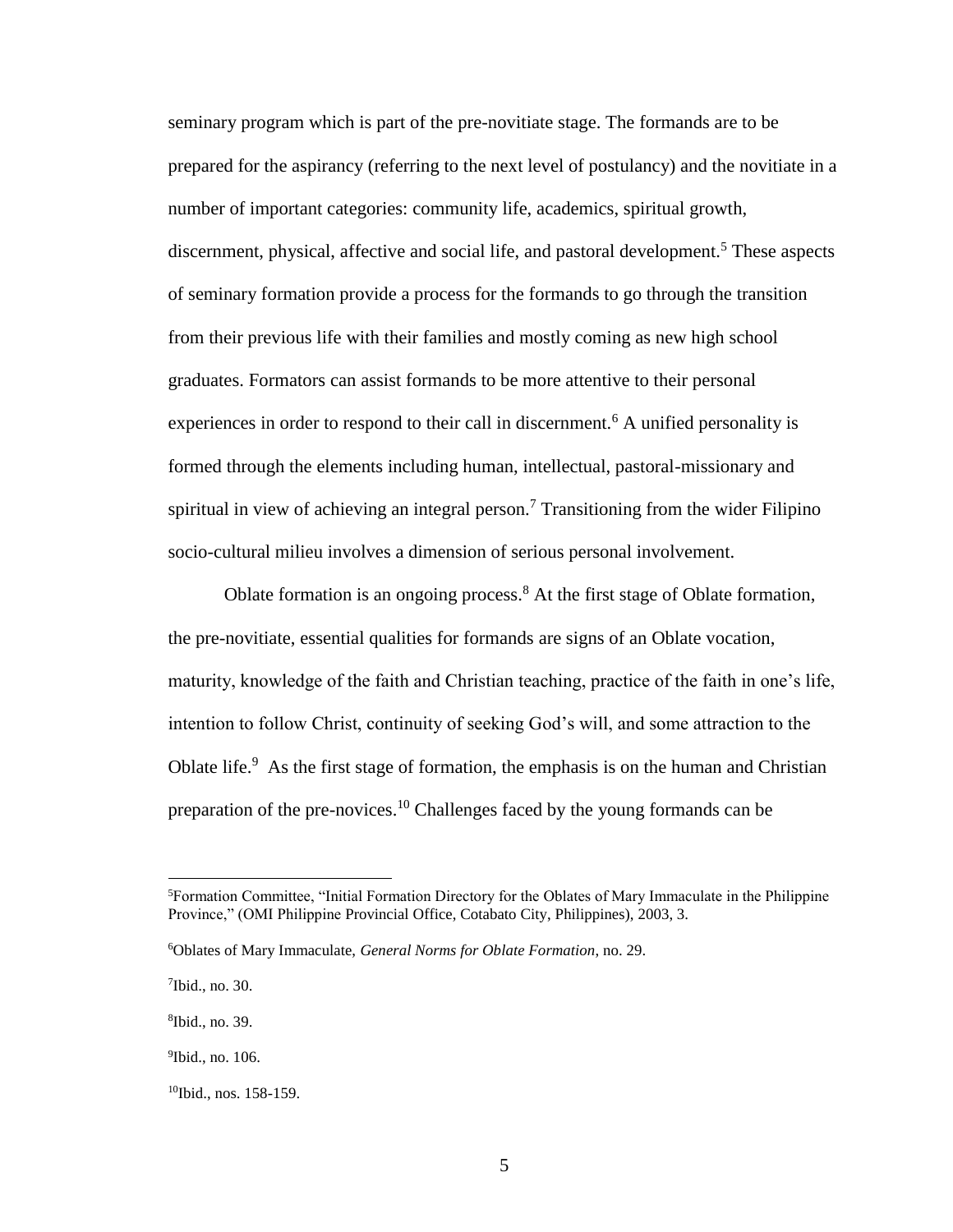seminary program which is part of the pre-novitiate stage. The formands are to be prepared for the aspirancy (referring to the next level of postulancy) and the novitiate in a number of important categories: community life, academics, spiritual growth, discernment, physical, affective and social life, and pastoral development.[5] These aspects of seminary formation provide a process for the formands to go through the transition from their previous life with their families and mostly coming as new high school graduates. Formators can assist formands to be more attentive to their personal experiences in order to respond to their call in discernment.[6] A unified personality is formed through the elements including human, intellectual, pastoral-missionary and spiritual in view of achieving an integral person.[7] Transitioning from the wider Filipino socio-cultural milieu involves a dimension of serious personal involvement.

Oblate formation is an ongoing process.[8] At the first stage of Oblate formation, the pre-novitiate, essential qualities for formands are signs of an Oblate vocation, maturity, knowledge of the faith and Christian teaching, practice of the faith in one's life, intention to follow Christ, continuity of seeking God's will, and some attraction to the Oblate life.[9] As the first stage of formation, the emphasis is on the human and Christian preparation of the pre-novices.[10] Challenges faced by the young formands can be

---

[5]Formation Committee, "Initial Formation Directory for the Oblates of Mary Immaculate in the Philippine Province," (OMI Philippine Provincial Office, Cotabato City, Philippines), 2003, 3.

[6]Oblates of Mary Immaculate, *General Norms for Oblate Formation*, no. 29.

[7]Ibid., no. 30.

[8]Ibid., no. 39.

[9]Ibid., no. 106.

[10]Ibid., nos. 158-159.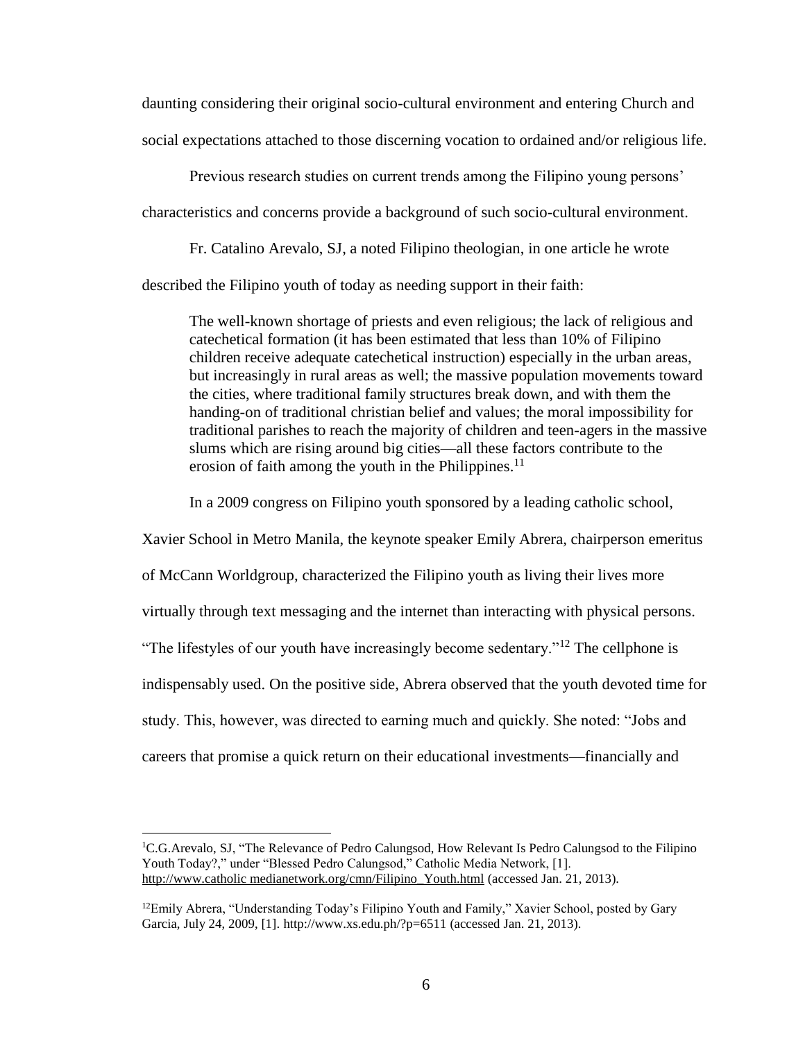daunting considering their original socio-cultural environment and entering Church and social expectations attached to those discerning vocation to ordained and/or religious life.

Previous research studies on current trends among the Filipino young persons' characteristics and concerns provide a background of such socio-cultural environment.

Fr. Catalino Arevalo, SJ, a noted Filipino theologian, in one article he wrote described the Filipino youth of today as needing support in their faith:

> The well-known shortage of priests and even religious; the lack of religious and catechetical formation (it has been estimated that less than 10% of Filipino children receive adequate catechetical instruction) especially in the urban areas, but increasingly in rural areas as well; the massive population movements toward the cities, where traditional family structures break down, and with them the handing-on of traditional christian belief and values; the moral impossibility for traditional parishes to reach the majority of children and teen-agers in the massive slums which are rising around big cities—all these factors contribute to the erosion of faith among the youth in the Philippines.[11]

In a 2009 congress on Filipino youth sponsored by a leading catholic school, Xavier School in Metro Manila, the keynote speaker Emily Abrera, chairperson emeritus of McCann Worldgroup, characterized the Filipino youth as living their lives more virtually through text messaging and the internet than interacting with physical persons. "The lifestyles of our youth have increasingly become sedentary."[12] The cellphone is indispensably used. On the positive side, Abrera observed that the youth devoted time for study. This, however, was directed to earning much and quickly. She noted: "Jobs and careers that promise a quick return on their educational investments—financially and

---

[1]C.G.Arevalo, SJ, "The Relevance of Pedro Calungsod, How Relevant Is Pedro Calungsod to the Filipino Youth Today?," under "Blessed Pedro Calungsod," Catholic Media Network, [1]. http://www.catholic medianetwork.org/cmn/Filipino_Youth.html (accessed Jan. 21, 2013).

[12]Emily Abrera, "Understanding Today's Filipino Youth and Family," Xavier School, posted by Gary Garcia, July 24, 2009, [1]. http://www.xs.edu.ph/?p=6511 (accessed Jan. 21, 2013).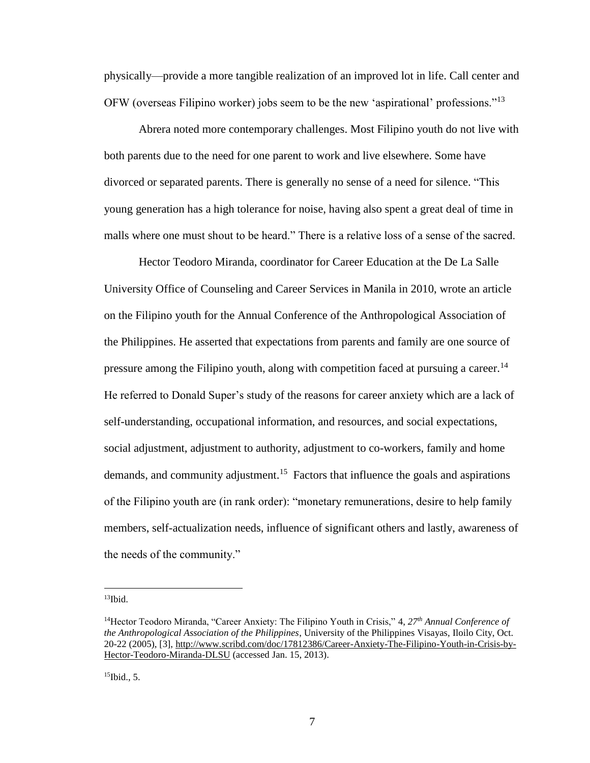physically—provide a more tangible realization of an improved lot in life. Call center and OFW (overseas Filipino worker) jobs seem to be the new 'aspirational' professions."[13]

Abrera noted more contemporary challenges. Most Filipino youth do not live with both parents due to the need for one parent to work and live elsewhere. Some have divorced or separated parents. There is generally no sense of a need for silence. "This young generation has a high tolerance for noise, having also spent a great deal of time in malls where one must shout to be heard." There is a relative loss of a sense of the sacred.

Hector Teodoro Miranda, coordinator for Career Education at the De La Salle University Office of Counseling and Career Services in Manila in 2010, wrote an article on the Filipino youth for the Annual Conference of the Anthropological Association of the Philippines. He asserted that expectations from parents and family are one source of pressure among the Filipino youth, along with competition faced at pursuing a career.[14] He referred to Donald Super's study of the reasons for career anxiety which are a lack of self-understanding, occupational information, and resources, and social expectations, social adjustment, adjustment to authority, adjustment to co-workers, family and home demands, and community adjustment.[15] Factors that influence the goals and aspirations of the Filipino youth are (in rank order): "monetary remunerations, desire to help family members, self-actualization needs, influence of significant others and lastly, awareness of the needs of the community."

---

[13]Ibid.

[14]Hector Teodoro Miranda, "Career Anxiety: The Filipino Youth in Crisis," 4, *27th Annual Conference of the Anthropological Association of the Philippines*, University of the Philippines Visayas, Iloilo City, Oct. 20-22 (2005), [3], http://www.scribd.com/doc/17812386/Career-Anxiety-The-Filipino-Youth-in-Crisis-by-Hector-Teodoro-Miranda-DLSU (accessed Jan. 15, 2013).

[15]Ibid., 5.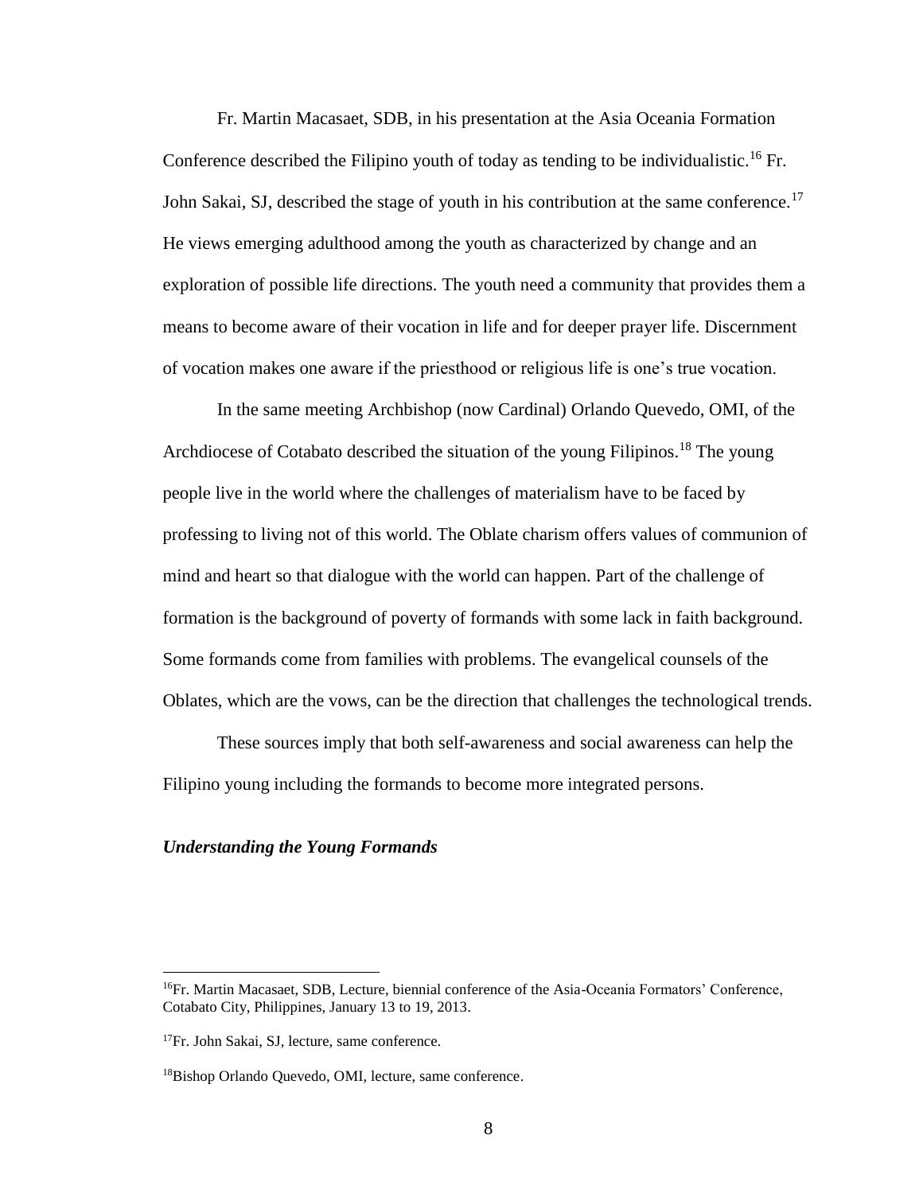Fr. Martin Macasaet, SDB, in his presentation at the Asia Oceania Formation Conference described the Filipino youth of today as tending to be individualistic.[16] Fr. John Sakai, SJ, described the stage of youth in his contribution at the same conference.[17] He views emerging adulthood among the youth as characterized by change and an exploration of possible life directions. The youth need a community that provides them a means to become aware of their vocation in life and for deeper prayer life. Discernment of vocation makes one aware if the priesthood or religious life is one's true vocation.

In the same meeting Archbishop (now Cardinal) Orlando Quevedo, OMI, of the Archdiocese of Cotabato described the situation of the young Filipinos.[18] The young people live in the world where the challenges of materialism have to be faced by professing to living not of this world. The Oblate charism offers values of communion of mind and heart so that dialogue with the world can happen. Part of the challenge of formation is the background of poverty of formands with some lack in faith background. Some formands come from families with problems. The evangelical counsels of the Oblates, which are the vows, can be the direction that challenges the technological trends.

These sources imply that both self-awareness and social awareness can help the Filipino young including the formands to become more integrated persons.

### *Understanding the Young Formands*

---

[16] Fr. Martin Macasaet, SDB, Lecture, biennial conference of the Asia-Oceania Formators' Conference, Cotabato City, Philippines, January 13 to 19, 2013.

[17] Fr. John Sakai, SJ, lecture, same conference.

[18] Bishop Orlando Quevedo, OMI, lecture, same conference.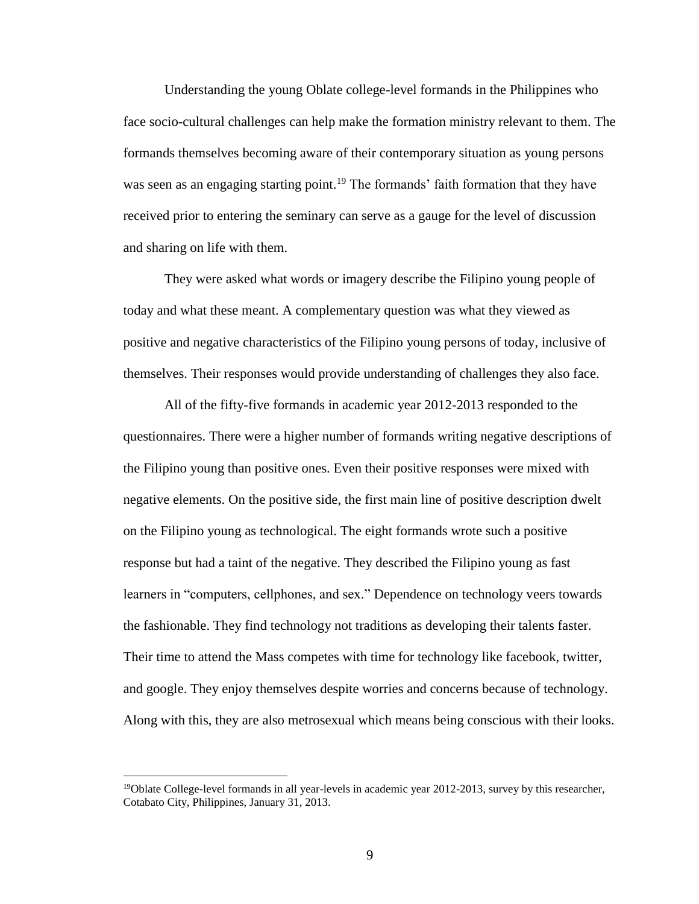Understanding the young Oblate college-level formands in the Philippines who face socio-cultural challenges can help make the formation ministry relevant to them. The formands themselves becoming aware of their contemporary situation as young persons was seen as an engaging starting point.[19] The formands' faith formation that they have received prior to entering the seminary can serve as a gauge for the level of discussion and sharing on life with them.

They were asked what words or imagery describe the Filipino young people of today and what these meant. A complementary question was what they viewed as positive and negative characteristics of the Filipino young persons of today, inclusive of themselves. Their responses would provide understanding of challenges they also face.

All of the fifty-five formands in academic year 2012-2013 responded to the questionnaires. There were a higher number of formands writing negative descriptions of the Filipino young than positive ones. Even their positive responses were mixed with negative elements. On the positive side, the first main line of positive description dwelt on the Filipino young as technological. The eight formands wrote such a positive response but had a taint of the negative. They described the Filipino young as fast learners in "computers, cellphones, and sex." Dependence on technology veers towards the fashionable. They find technology not traditions as developing their talents faster. Their time to attend the Mass competes with time for technology like facebook, twitter, and google. They enjoy themselves despite worries and concerns because of technology. Along with this, they are also metrosexual which means being conscious with their looks.

[19]Oblate College-level formands in all year-levels in academic year 2012-2013, survey by this researcher, Cotabato City, Philippines, January 31, 2013.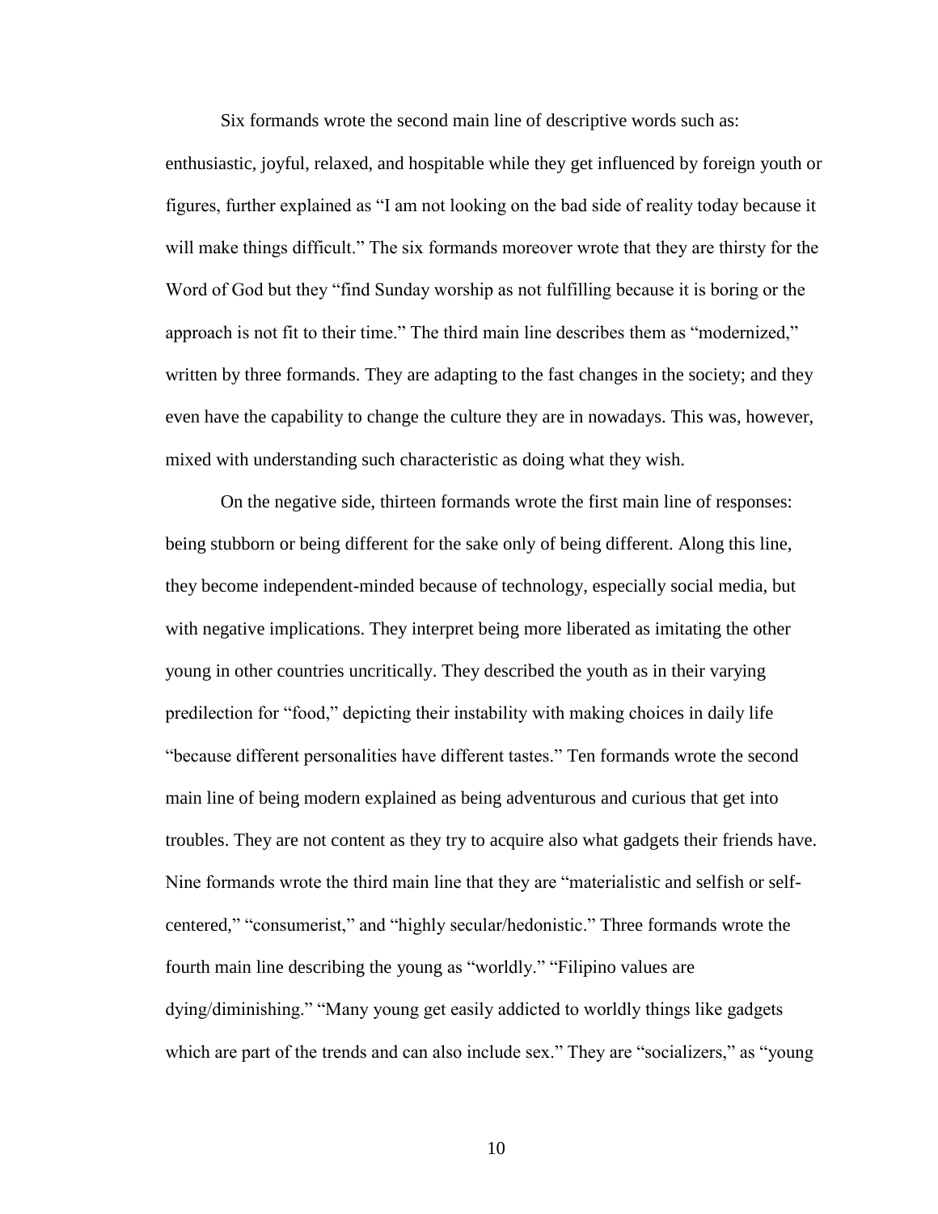Six formands wrote the second main line of descriptive words such as: enthusiastic, joyful, relaxed, and hospitable while they get influenced by foreign youth or figures, further explained as "I am not looking on the bad side of reality today because it will make things difficult." The six formands moreover wrote that they are thirsty for the Word of God but they "find Sunday worship as not fulfilling because it is boring or the approach is not fit to their time." The third main line describes them as "modernized," written by three formands. They are adapting to the fast changes in the society; and they even have the capability to change the culture they are in nowadays. This was, however, mixed with understanding such characteristic as doing what they wish.

On the negative side, thirteen formands wrote the first main line of responses: being stubborn or being different for the sake only of being different. Along this line, they become independent-minded because of technology, especially social media, but with negative implications. They interpret being more liberated as imitating the other young in other countries uncritically. They described the youth as in their varying predilection for "food," depicting their instability with making choices in daily life "because different personalities have different tastes." Ten formands wrote the second main line of being modern explained as being adventurous and curious that get into troubles. They are not content as they try to acquire also what gadgets their friends have. Nine formands wrote the third main line that they are "materialistic and selfish or self-centered," "consumerist," and "highly secular/hedonistic." Three formands wrote the fourth main line describing the young as "worldly." "Filipino values are dying/diminishing." "Many young get easily addicted to worldly things like gadgets which are part of the trends and can also include sex." They are "socializers," as "young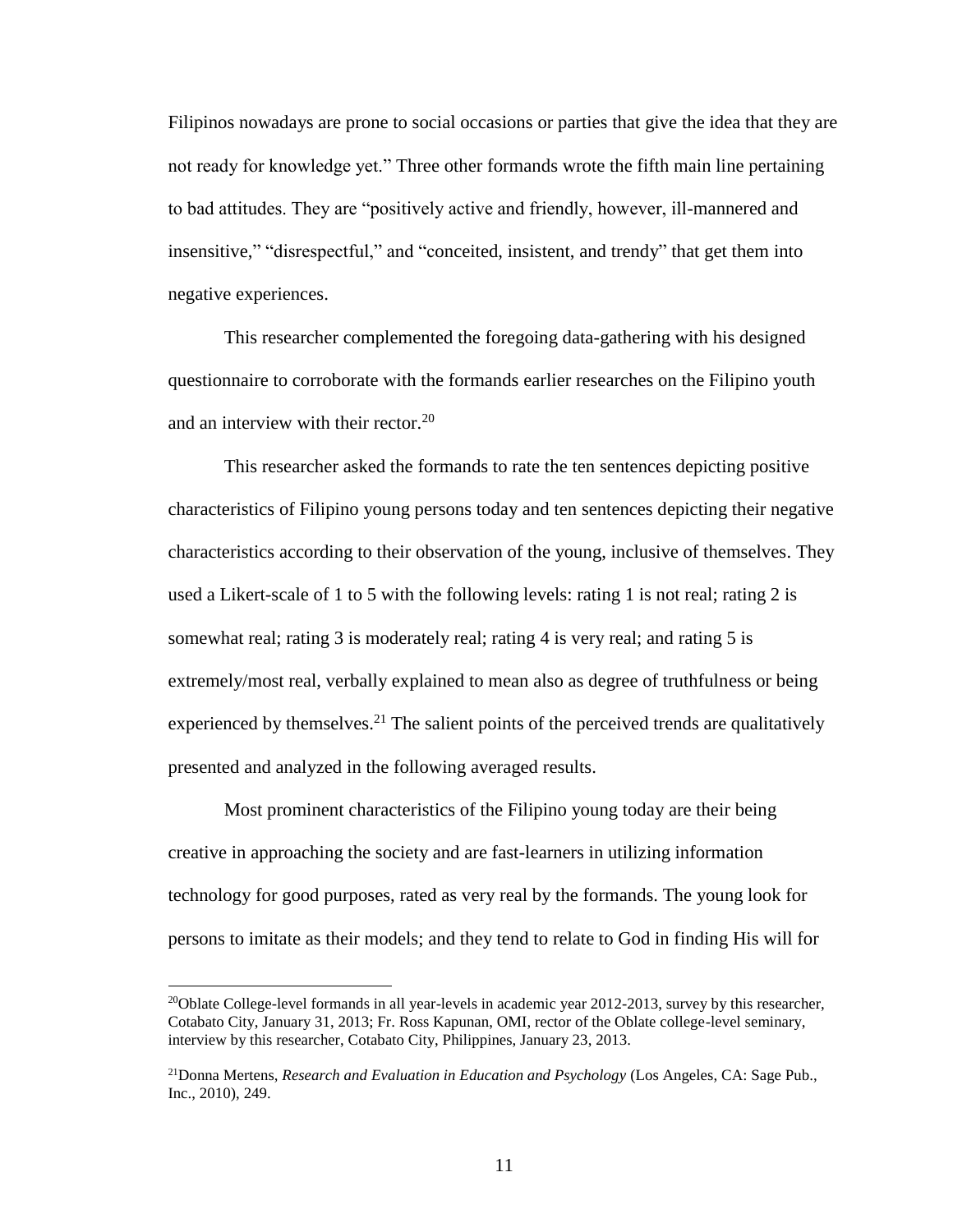Filipinos nowadays are prone to social occasions or parties that give the idea that they are not ready for knowledge yet." Three other formands wrote the fifth main line pertaining to bad attitudes. They are "positively active and friendly, however, ill-mannered and insensitive," "disrespectful," and "conceited, insistent, and trendy" that get them into negative experiences.

This researcher complemented the foregoing data-gathering with his designed questionnaire to corroborate with the formands earlier researches on the Filipino youth and an interview with their rector.[20]

This researcher asked the formands to rate the ten sentences depicting positive characteristics of Filipino young persons today and ten sentences depicting their negative characteristics according to their observation of the young, inclusive of themselves. They used a Likert-scale of 1 to 5 with the following levels: rating 1 is not real; rating 2 is somewhat real; rating 3 is moderately real; rating 4 is very real; and rating 5 is extremely/most real, verbally explained to mean also as degree of truthfulness or being experienced by themselves.[21] The salient points of the perceived trends are qualitatively presented and analyzed in the following averaged results.

Most prominent characteristics of the Filipino young today are their being creative in approaching the society and are fast-learners in utilizing information technology for good purposes, rated as very real by the formands. The young look for persons to imitate as their models; and they tend to relate to God in finding His will for

---

[20]Oblate College-level formands in all year-levels in academic year 2012-2013, survey by this researcher, Cotabato City, January 31, 2013; Fr. Ross Kapunan, OMI, rector of the Oblate college-level seminary, interview by this researcher, Cotabato City, Philippines, January 23, 2013.

[21]Donna Mertens, *Research and Evaluation in Education and Psychology* (Los Angeles, CA: Sage Pub., Inc., 2010), 249.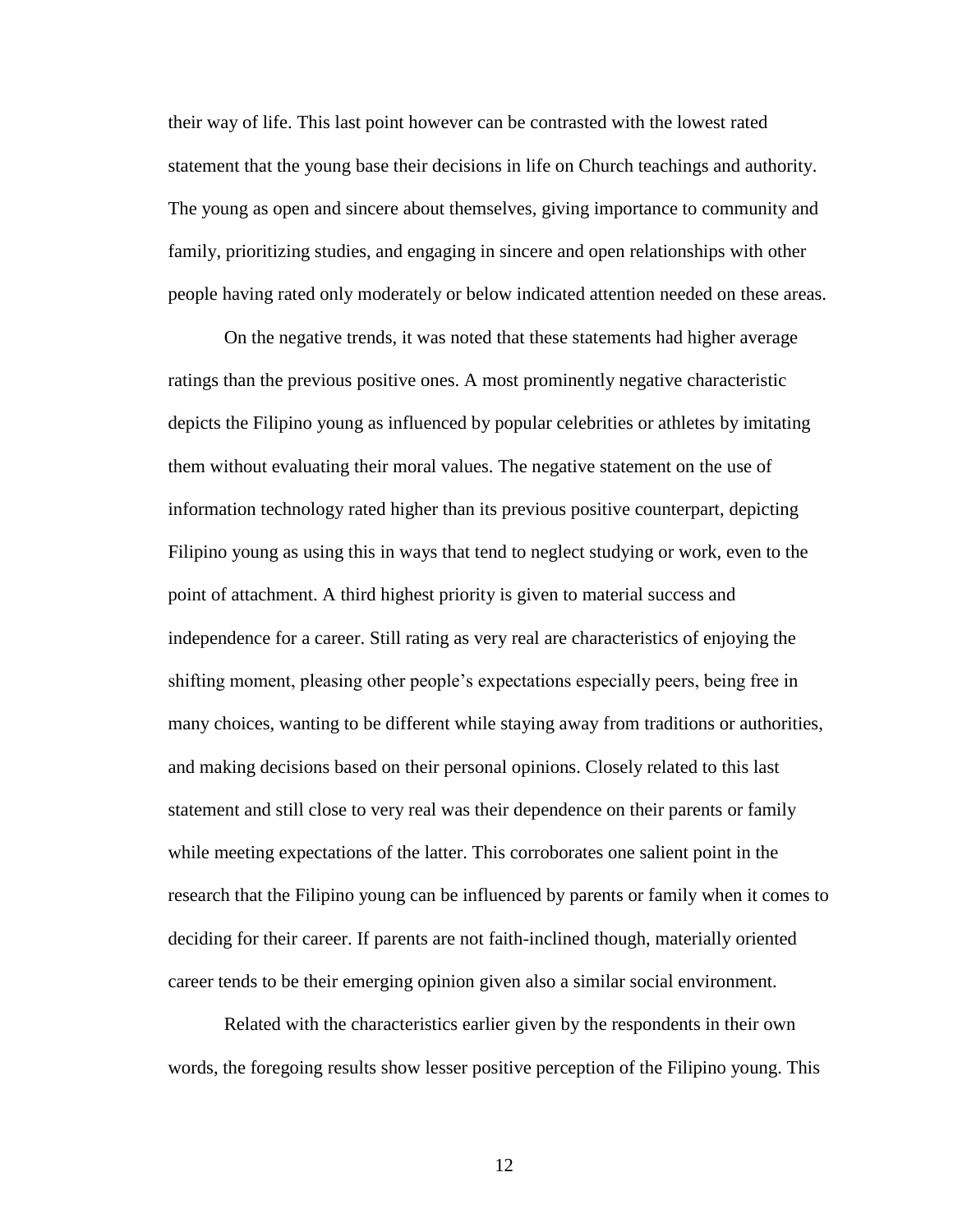their way of life. This last point however can be contrasted with the lowest rated statement that the young base their decisions in life on Church teachings and authority. The young as open and sincere about themselves, giving importance to community and family, prioritizing studies, and engaging in sincere and open relationships with other people having rated only moderately or below indicated attention needed on these areas.

On the negative trends, it was noted that these statements had higher average ratings than the previous positive ones. A most prominently negative characteristic depicts the Filipino young as influenced by popular celebrities or athletes by imitating them without evaluating their moral values. The negative statement on the use of information technology rated higher than its previous positive counterpart, depicting Filipino young as using this in ways that tend to neglect studying or work, even to the point of attachment. A third highest priority is given to material success and independence for a career. Still rating as very real are characteristics of enjoying the shifting moment, pleasing other people's expectations especially peers, being free in many choices, wanting to be different while staying away from traditions or authorities, and making decisions based on their personal opinions. Closely related to this last statement and still close to very real was their dependence on their parents or family while meeting expectations of the latter. This corroborates one salient point in the research that the Filipino young can be influenced by parents or family when it comes to deciding for their career. If parents are not faith-inclined though, materially oriented career tends to be their emerging opinion given also a similar social environment.

Related with the characteristics earlier given by the respondents in their own words, the foregoing results show lesser positive perception of the Filipino young. This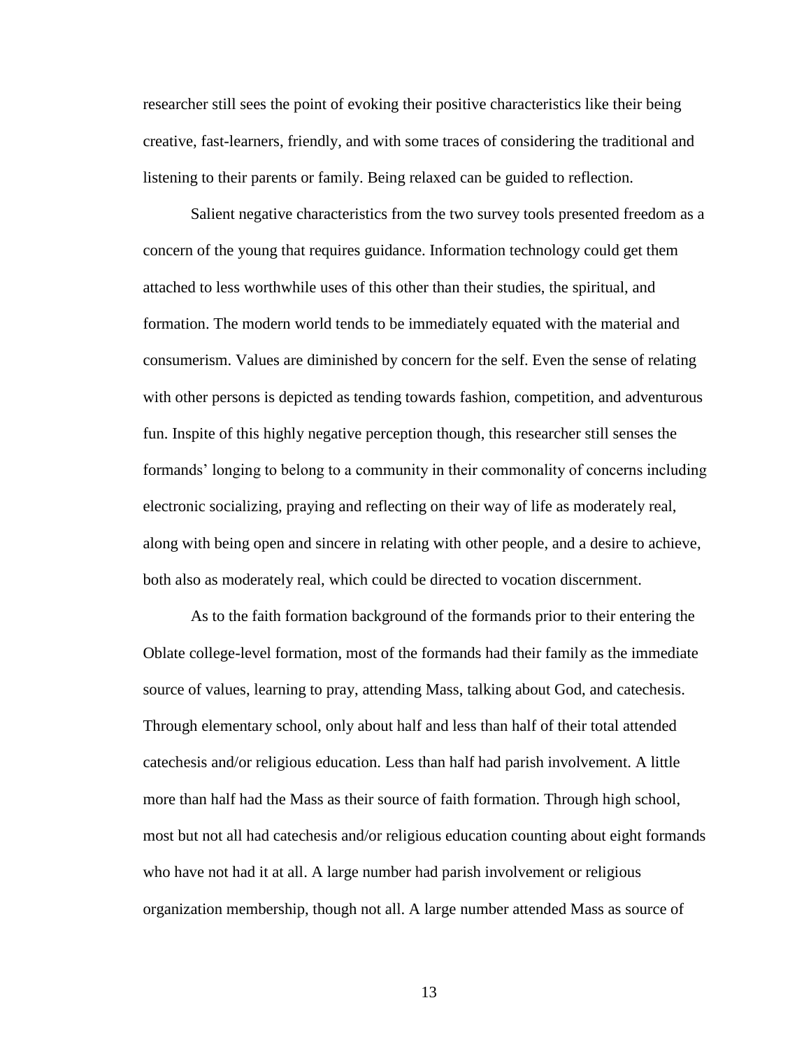researcher still sees the point of evoking their positive characteristics like their being creative, fast-learners, friendly, and with some traces of considering the traditional and listening to their parents or family. Being relaxed can be guided to reflection.

Salient negative characteristics from the two survey tools presented freedom as a concern of the young that requires guidance. Information technology could get them attached to less worthwhile uses of this other than their studies, the spiritual, and formation. The modern world tends to be immediately equated with the material and consumerism. Values are diminished by concern for the self. Even the sense of relating with other persons is depicted as tending towards fashion, competition, and adventurous fun. Inspite of this highly negative perception though, this researcher still senses the formands' longing to belong to a community in their commonality of concerns including electronic socializing, praying and reflecting on their way of life as moderately real, along with being open and sincere in relating with other people, and a desire to achieve, both also as moderately real, which could be directed to vocation discernment.

As to the faith formation background of the formands prior to their entering the Oblate college-level formation, most of the formands had their family as the immediate source of values, learning to pray, attending Mass, talking about God, and catechesis. Through elementary school, only about half and less than half of their total attended catechesis and/or religious education. Less than half had parish involvement. A little more than half had the Mass as their source of faith formation. Through high school, most but not all had catechesis and/or religious education counting about eight formands who have not had it at all. A large number had parish involvement or religious organization membership, though not all. A large number attended Mass as source of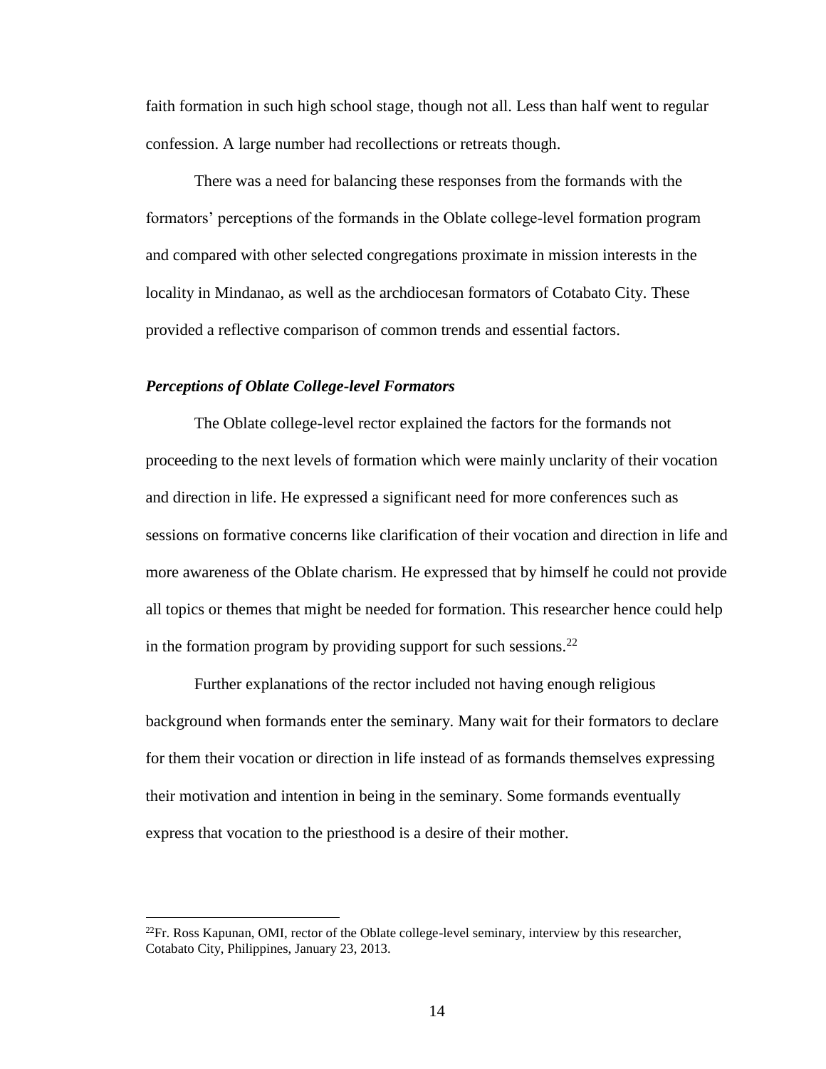faith formation in such high school stage, though not all. Less than half went to regular confession. A large number had recollections or retreats though.

There was a need for balancing these responses from the formands with the formators' perceptions of the formands in the Oblate college-level formation program and compared with other selected congregations proximate in mission interests in the locality in Mindanao, as well as the archdiocesan formators of Cotabato City. These provided a reflective comparison of common trends and essential factors.

### *Perceptions of Oblate College-level Formators*

The Oblate college-level rector explained the factors for the formands not proceeding to the next levels of formation which were mainly unclarity of their vocation and direction in life. He expressed a significant need for more conferences such as sessions on formative concerns like clarification of their vocation and direction in life and more awareness of the Oblate charism. He expressed that by himself he could not provide all topics or themes that might be needed for formation. This researcher hence could help in the formation program by providing support for such sessions.[22]

Further explanations of the rector included not having enough religious background when formands enter the seminary. Many wait for their formators to declare for them their vocation or direction in life instead of as formands themselves expressing their motivation and intention in being in the seminary. Some formands eventually express that vocation to the priesthood is a desire of their mother.

---

[22]Fr. Ross Kapunan, OMI, rector of the Oblate college-level seminary, interview by this researcher, Cotabato City, Philippines, January 23, 2013.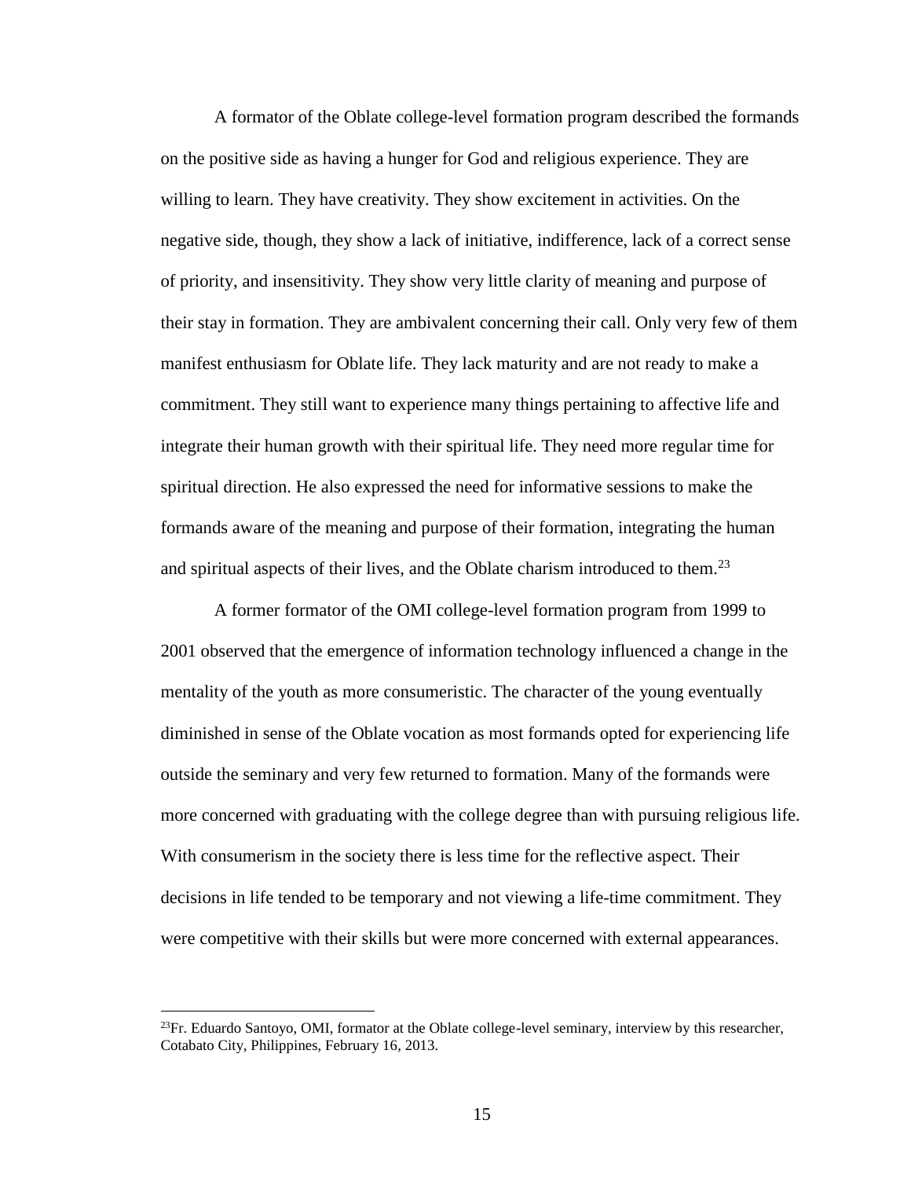A formator of the Oblate college-level formation program described the formands on the positive side as having a hunger for God and religious experience. They are willing to learn. They have creativity. They show excitement in activities. On the negative side, though, they show a lack of initiative, indifference, lack of a correct sense of priority, and insensitivity. They show very little clarity of meaning and purpose of their stay in formation. They are ambivalent concerning their call. Only very few of them manifest enthusiasm for Oblate life. They lack maturity and are not ready to make a commitment. They still want to experience many things pertaining to affective life and integrate their human growth with their spiritual life. They need more regular time for spiritual direction. He also expressed the need for informative sessions to make the formands aware of the meaning and purpose of their formation, integrating the human and spiritual aspects of their lives, and the Oblate charism introduced to them.[23]

A former formator of the OMI college-level formation program from 1999 to 2001 observed that the emergence of information technology influenced a change in the mentality of the youth as more consumeristic. The character of the young eventually diminished in sense of the Oblate vocation as most formands opted for experiencing life outside the seminary and very few returned to formation. Many of the formands were more concerned with graduating with the college degree than with pursuing religious life. With consumerism in the society there is less time for the reflective aspect. Their decisions in life tended to be temporary and not viewing a life-time commitment. They were competitive with their skills but were more concerned with external appearances.

---

[23]Fr. Eduardo Santoyo, OMI, formator at the Oblate college-level seminary, interview by this researcher, Cotabato City, Philippines, February 16, 2013.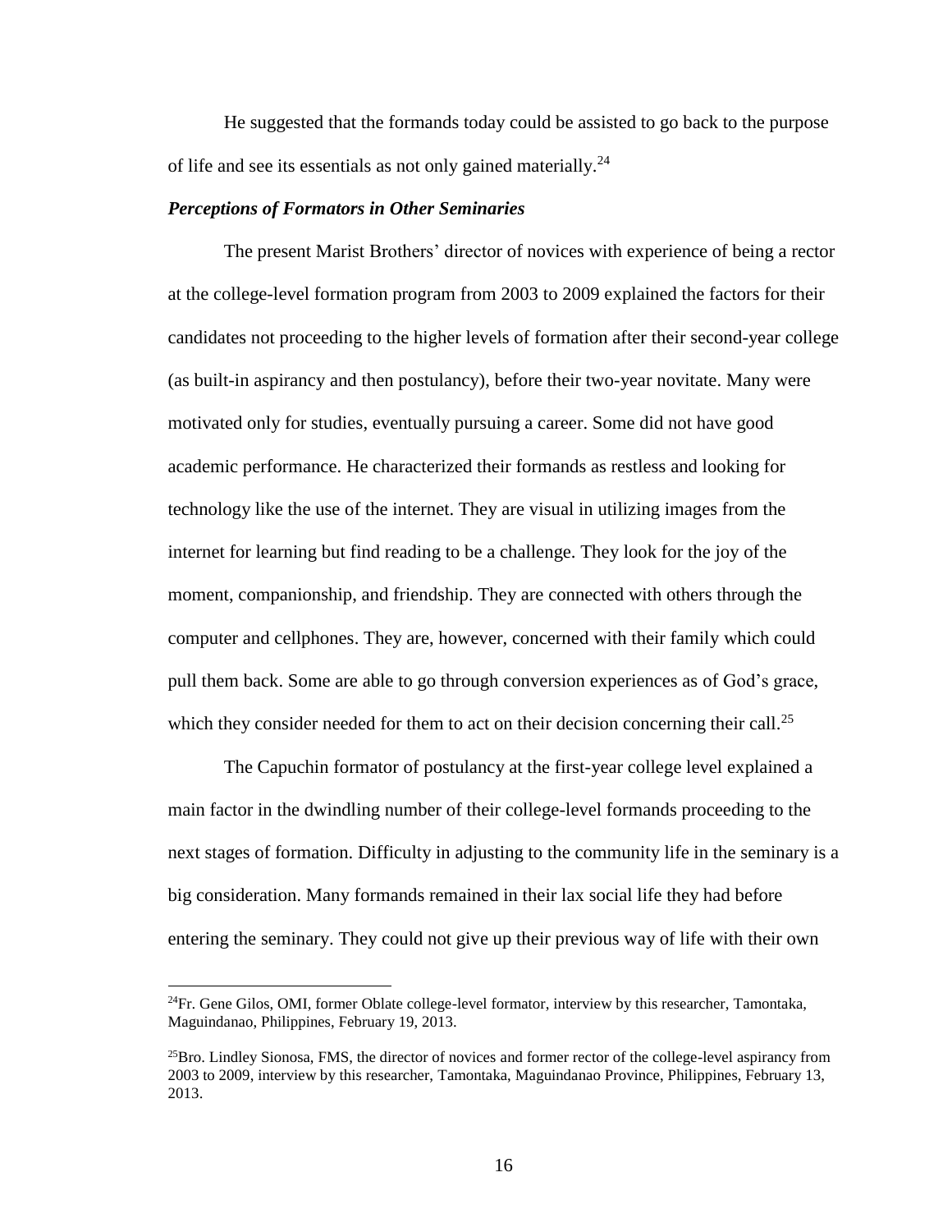He suggested that the formands today could be assisted to go back to the purpose of life and see its essentials as not only gained materially.[24]

### *Perceptions of Formators in Other Seminaries*

The present Marist Brothers' director of novices with experience of being a rector at the college-level formation program from 2003 to 2009 explained the factors for their candidates not proceeding to the higher levels of formation after their second-year college (as built-in aspirancy and then postulancy), before their two-year novitate. Many were motivated only for studies, eventually pursuing a career. Some did not have good academic performance. He characterized their formands as restless and looking for technology like the use of the internet. They are visual in utilizing images from the internet for learning but find reading to be a challenge. They look for the joy of the moment, companionship, and friendship. They are connected with others through the computer and cellphones. They are, however, concerned with their family which could pull them back. Some are able to go through conversion experiences as of God's grace, which they consider needed for them to act on their decision concerning their call.[25]

The Capuchin formator of postulancy at the first-year college level explained a main factor in the dwindling number of their college-level formands proceeding to the next stages of formation. Difficulty in adjusting to the community life in the seminary is a big consideration. Many formands remained in their lax social life they had before entering the seminary. They could not give up their previous way of life with their own

---

[24]Fr. Gene Gilos, OMI, former Oblate college-level formator, interview by this researcher, Tamontaka, Maguindanao, Philippines, February 19, 2013.

[25]Bro. Lindley Sionosa, FMS, the director of novices and former rector of the college-level aspirancy from 2003 to 2009, interview by this researcher, Tamontaka, Maguindanao Province, Philippines, February 13, 2013.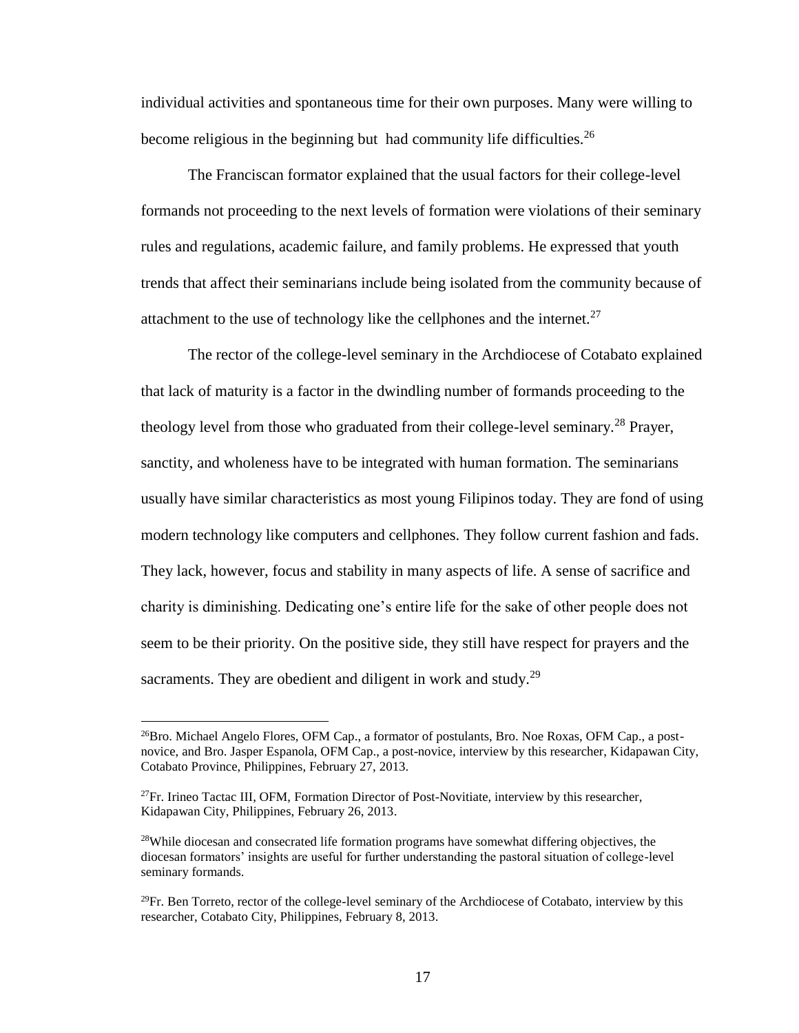individual activities and spontaneous time for their own purposes. Many were willing to become religious in the beginning but had community life difficulties.[26]

The Franciscan formator explained that the usual factors for their college-level formands not proceeding to the next levels of formation were violations of their seminary rules and regulations, academic failure, and family problems. He expressed that youth trends that affect their seminarians include being isolated from the community because of attachment to the use of technology like the cellphones and the internet.[27]

The rector of the college-level seminary in the Archdiocese of Cotabato explained that lack of maturity is a factor in the dwindling number of formands proceeding to the theology level from those who graduated from their college-level seminary.[28] Prayer, sanctity, and wholeness have to be integrated with human formation. The seminarians usually have similar characteristics as most young Filipinos today. They are fond of using modern technology like computers and cellphones. They follow current fashion and fads. They lack, however, focus and stability in many aspects of life. A sense of sacrifice and charity is diminishing. Dedicating one's entire life for the sake of other people does not seem to be their priority. On the positive side, they still have respect for prayers and the sacraments. They are obedient and diligent in work and study.[29]

---

[26]Bro. Michael Angelo Flores, OFM Cap., a formator of postulants, Bro. Noe Roxas, OFM Cap., a post-novice, and Bro. Jasper Espanola, OFM Cap., a post-novice, interview by this researcher, Kidapawan City, Cotabato Province, Philippines, February 27, 2013.

[27]Fr. Irineo Tactac III, OFM, Formation Director of Post-Novitiate, interview by this researcher, Kidapawan City, Philippines, February 26, 2013.

[28]While diocesan and consecrated life formation programs have somewhat differing objectives, the diocesan formators' insights are useful for further understanding the pastoral situation of college-level seminary formands.

[29]Fr. Ben Torreto, rector of the college-level seminary of the Archdiocese of Cotabato, interview by this researcher, Cotabato City, Philippines, February 8, 2013.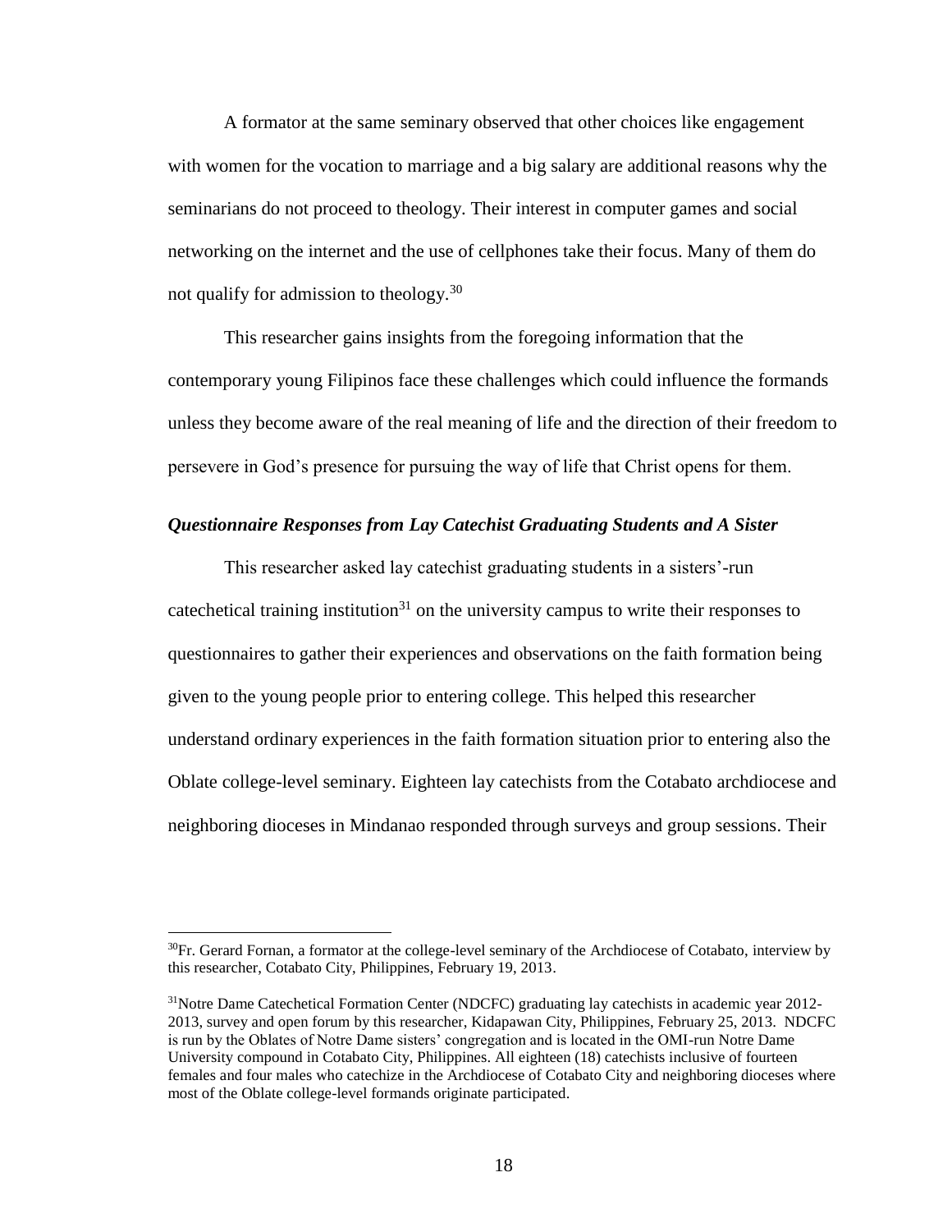A formator at the same seminary observed that other choices like engagement with women for the vocation to marriage and a big salary are additional reasons why the seminarians do not proceed to theology. Their interest in computer games and social networking on the internet and the use of cellphones take their focus. Many of them do not qualify for admission to theology.[30]

This researcher gains insights from the foregoing information that the contemporary young Filipinos face these challenges which could influence the formands unless they become aware of the real meaning of life and the direction of their freedom to persevere in God's presence for pursuing the way of life that Christ opens for them.

### *Questionnaire Responses from Lay Catechist Graduating Students and A Sister*

This researcher asked lay catechist graduating students in a sisters'-run catechetical training institution[31] on the university campus to write their responses to questionnaires to gather their experiences and observations on the faith formation being given to the young people prior to entering college. This helped this researcher understand ordinary experiences in the faith formation situation prior to entering also the Oblate college-level seminary. Eighteen lay catechists from the Cotabato archdiocese and neighboring dioceses in Mindanao responded through surveys and group sessions. Their

---

[30]Fr. Gerard Fornan, a formator at the college-level seminary of the Archdiocese of Cotabato, interview by this researcher, Cotabato City, Philippines, February 19, 2013.

[31]Notre Dame Catechetical Formation Center (NDCFC) graduating lay catechists in academic year 2012-2013, survey and open forum by this researcher, Kidapawan City, Philippines, February 25, 2013. NDCFC is run by the Oblates of Notre Dame sisters' congregation and is located in the OMI-run Notre Dame University compound in Cotabato City, Philippines. All eighteen (18) catechists inclusive of fourteen females and four males who catechize in the Archdiocese of Cotabato City and neighboring dioceses where most of the Oblate college-level formands originate participated.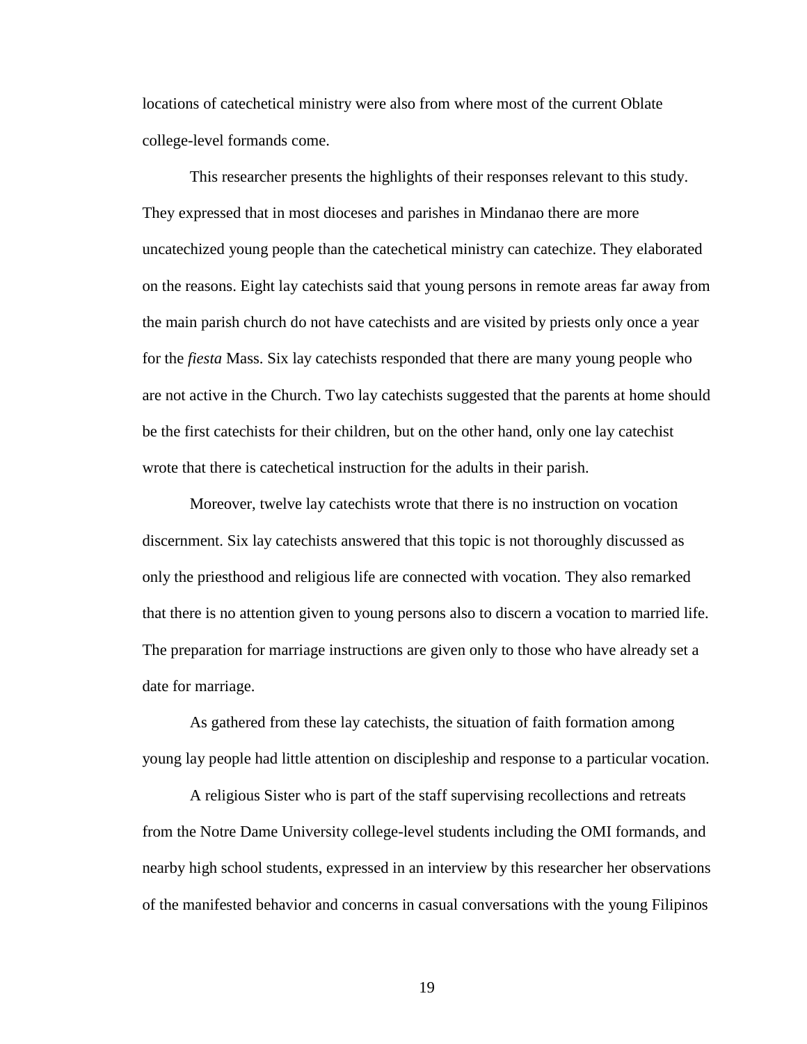locations of catechetical ministry were also from where most of the current Oblate college-level formands come.

This researcher presents the highlights of their responses relevant to this study. They expressed that in most dioceses and parishes in Mindanao there are more uncatechized young people than the catechetical ministry can catechize. They elaborated on the reasons. Eight lay catechists said that young persons in remote areas far away from the main parish church do not have catechists and are visited by priests only once a year for the *fiesta* Mass. Six lay catechists responded that there are many young people who are not active in the Church. Two lay catechists suggested that the parents at home should be the first catechists for their children, but on the other hand, only one lay catechist wrote that there is catechetical instruction for the adults in their parish.

Moreover, twelve lay catechists wrote that there is no instruction on vocation discernment. Six lay catechists answered that this topic is not thoroughly discussed as only the priesthood and religious life are connected with vocation. They also remarked that there is no attention given to young persons also to discern a vocation to married life. The preparation for marriage instructions are given only to those who have already set a date for marriage.

As gathered from these lay catechists, the situation of faith formation among young lay people had little attention on discipleship and response to a particular vocation.

A religious Sister who is part of the staff supervising recollections and retreats from the Notre Dame University college-level students including the OMI formands, and nearby high school students, expressed in an interview by this researcher her observations of the manifested behavior and concerns in casual conversations with the young Filipinos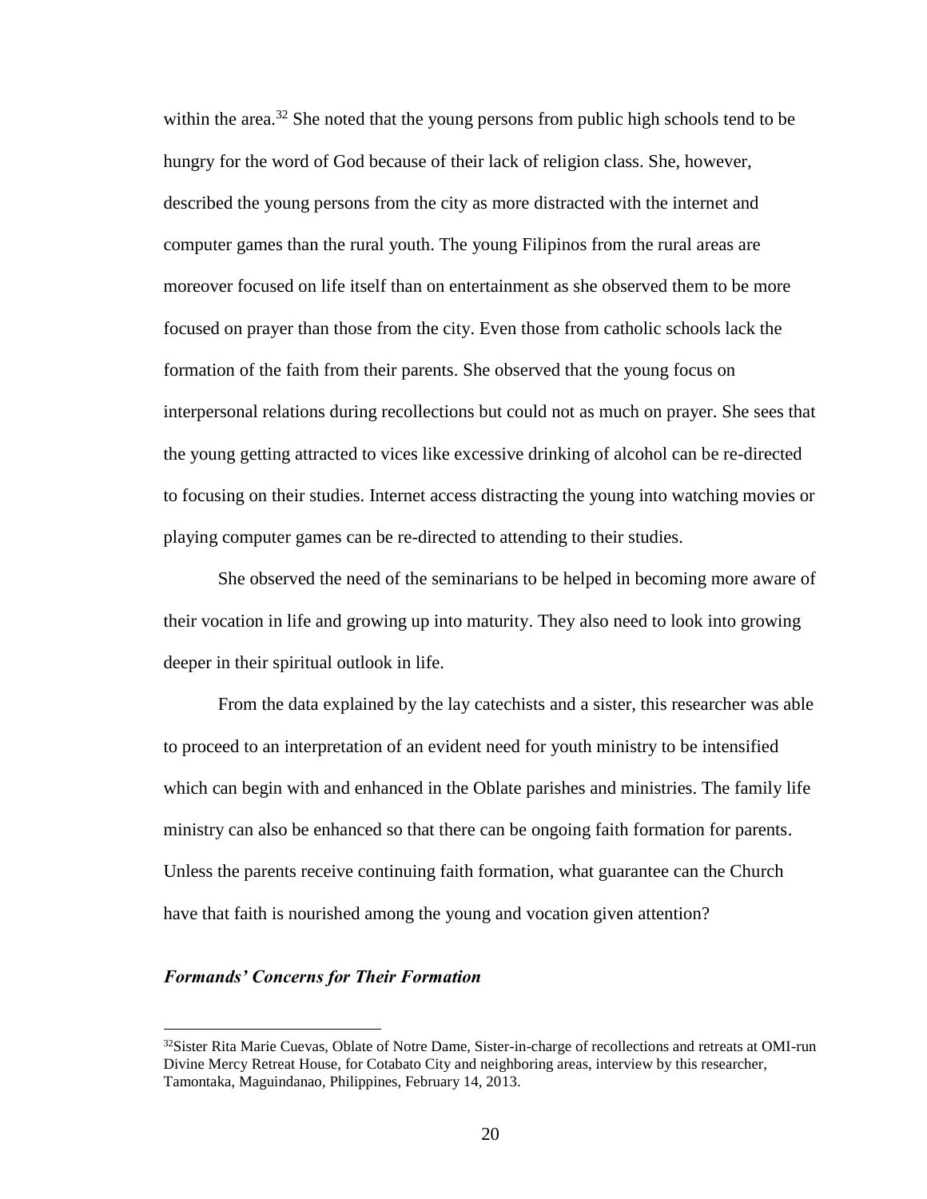within the area.[32] She noted that the young persons from public high schools tend to be hungry for the word of God because of their lack of religion class. She, however, described the young persons from the city as more distracted with the internet and computer games than the rural youth. The young Filipinos from the rural areas are moreover focused on life itself than on entertainment as she observed them to be more focused on prayer than those from the city. Even those from catholic schools lack the formation of the faith from their parents. She observed that the young focus on interpersonal relations during recollections but could not as much on prayer. She sees that the young getting attracted to vices like excessive drinking of alcohol can be re-directed to focusing on their studies. Internet access distracting the young into watching movies or playing computer games can be re-directed to attending to their studies.

She observed the need of the seminarians to be helped in becoming more aware of their vocation in life and growing up into maturity. They also need to look into growing deeper in their spiritual outlook in life.

From the data explained by the lay catechists and a sister, this researcher was able to proceed to an interpretation of an evident need for youth ministry to be intensified which can begin with and enhanced in the Oblate parishes and ministries. The family life ministry can also be enhanced so that there can be ongoing faith formation for parents. Unless the parents receive continuing faith formation, what guarantee can the Church have that faith is nourished among the young and vocation given attention?

### *Formands' Concerns for Their Formation*

---

[32]Sister Rita Marie Cuevas, Oblate of Notre Dame, Sister-in-charge of recollections and retreats at OMI-run Divine Mercy Retreat House, for Cotabato City and neighboring areas, interview by this researcher, Tamontaka, Maguindanao, Philippines, February 14, 2013.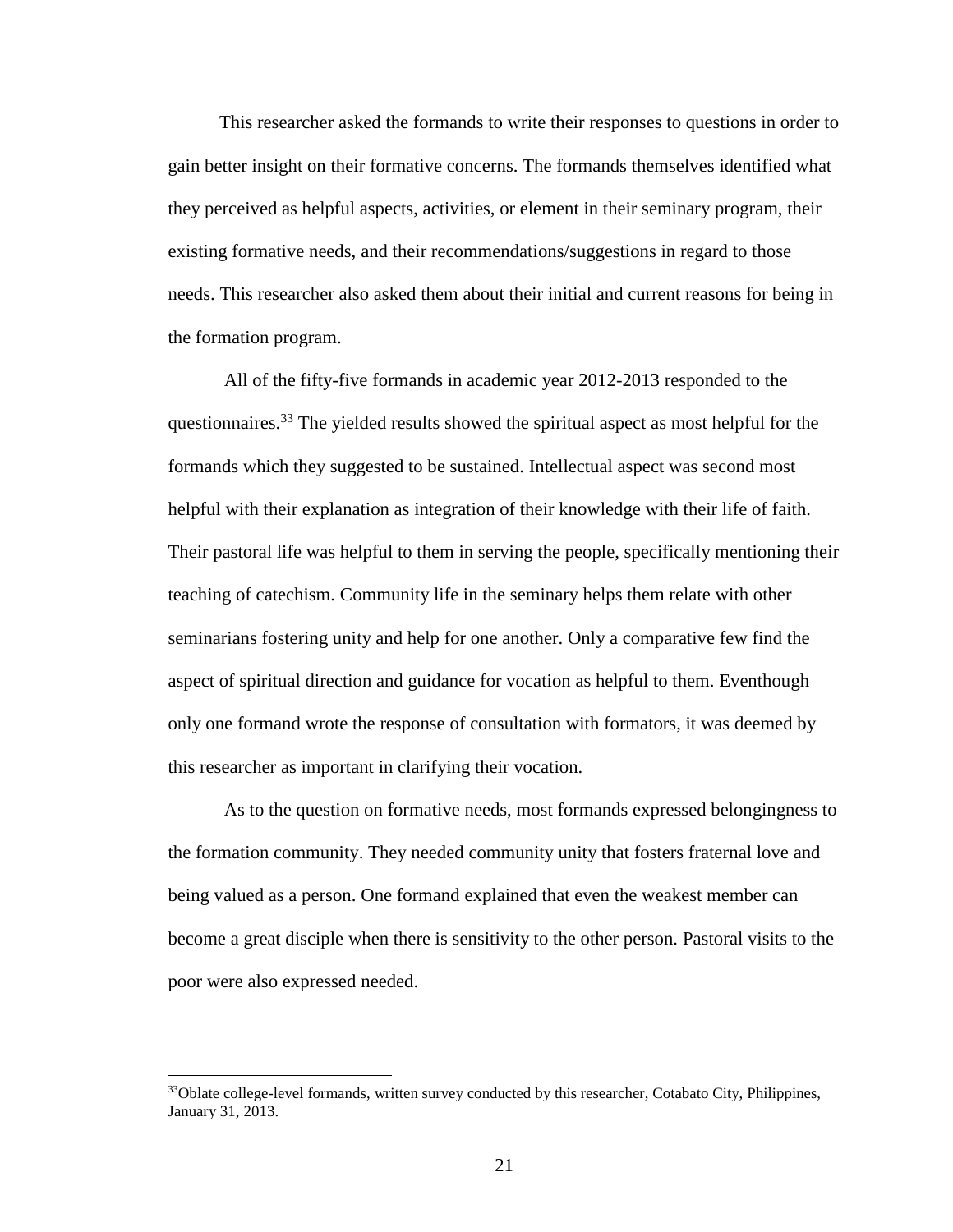This researcher asked the formands to write their responses to questions in order to gain better insight on their formative concerns. The formands themselves identified what they perceived as helpful aspects, activities, or element in their seminary program, their existing formative needs, and their recommendations/suggestions in regard to those needs. This researcher also asked them about their initial and current reasons for being in the formation program.

All of the fifty-five formands in academic year 2012-2013 responded to the questionnaires.[33] The yielded results showed the spiritual aspect as most helpful for the formands which they suggested to be sustained. Intellectual aspect was second most helpful with their explanation as integration of their knowledge with their life of faith. Their pastoral life was helpful to them in serving the people, specifically mentioning their teaching of catechism. Community life in the seminary helps them relate with other seminarians fostering unity and help for one another. Only a comparative few find the aspect of spiritual direction and guidance for vocation as helpful to them. Eventhough only one formand wrote the response of consultation with formators, it was deemed by this researcher as important in clarifying their vocation.

As to the question on formative needs, most formands expressed belongingness to the formation community. They needed community unity that fosters fraternal love and being valued as a person. One formand explained that even the weakest member can become a great disciple when there is sensitivity to the other person. Pastoral visits to the poor were also expressed needed.

---

[33]Oblate college-level formands, written survey conducted by this researcher, Cotabato City, Philippines, January 31, 2013.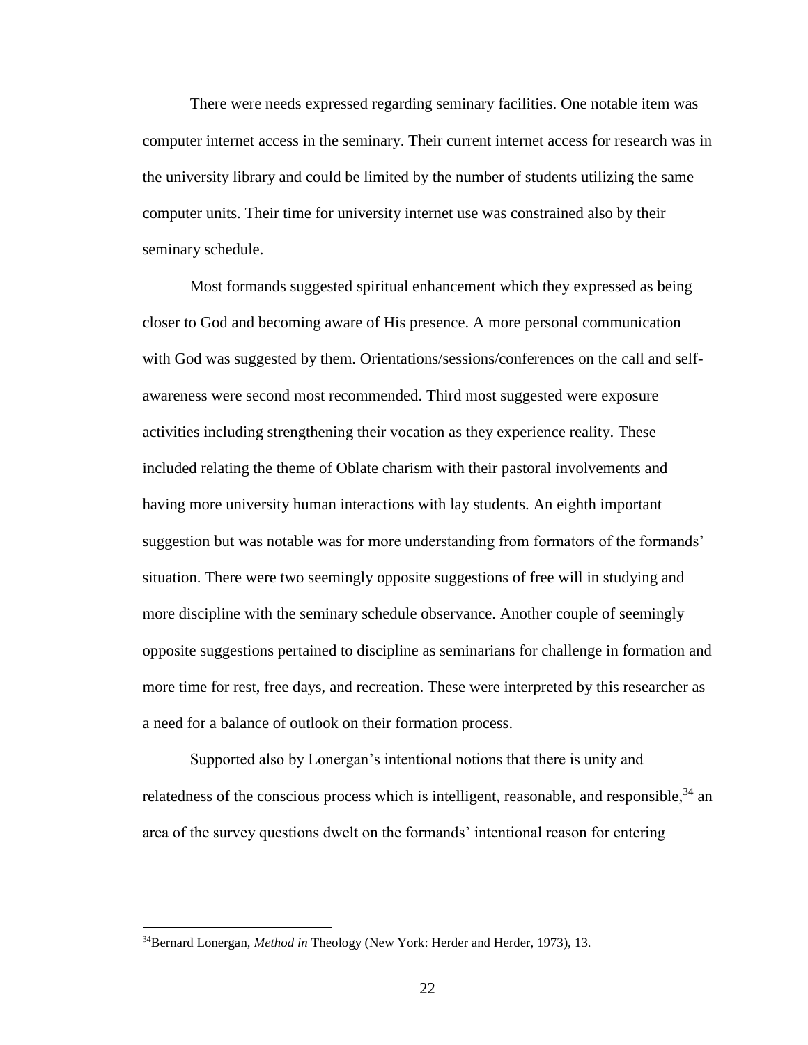There were needs expressed regarding seminary facilities. One notable item was computer internet access in the seminary. Their current internet access for research was in the university library and could be limited by the number of students utilizing the same computer units. Their time for university internet use was constrained also by their seminary schedule.

Most formands suggested spiritual enhancement which they expressed as being closer to God and becoming aware of His presence. A more personal communication with God was suggested by them. Orientations/sessions/conferences on the call and self-awareness were second most recommended. Third most suggested were exposure activities including strengthening their vocation as they experience reality. These included relating the theme of Oblate charism with their pastoral involvements and having more university human interactions with lay students. An eighth important suggestion but was notable was for more understanding from formators of the formands' situation. There were two seemingly opposite suggestions of free will in studying and more discipline with the seminary schedule observance. Another couple of seemingly opposite suggestions pertained to discipline as seminarians for challenge in formation and more time for rest, free days, and recreation. These were interpreted by this researcher as a need for a balance of outlook on their formation process.

Supported also by Lonergan's intentional notions that there is unity and relatedness of the conscious process which is intelligent, reasonable, and responsible,[34] an area of the survey questions dwelt on the formands' intentional reason for entering

[34]Bernard Lonergan, *Method in* Theology (New York: Herder and Herder, 1973), 13.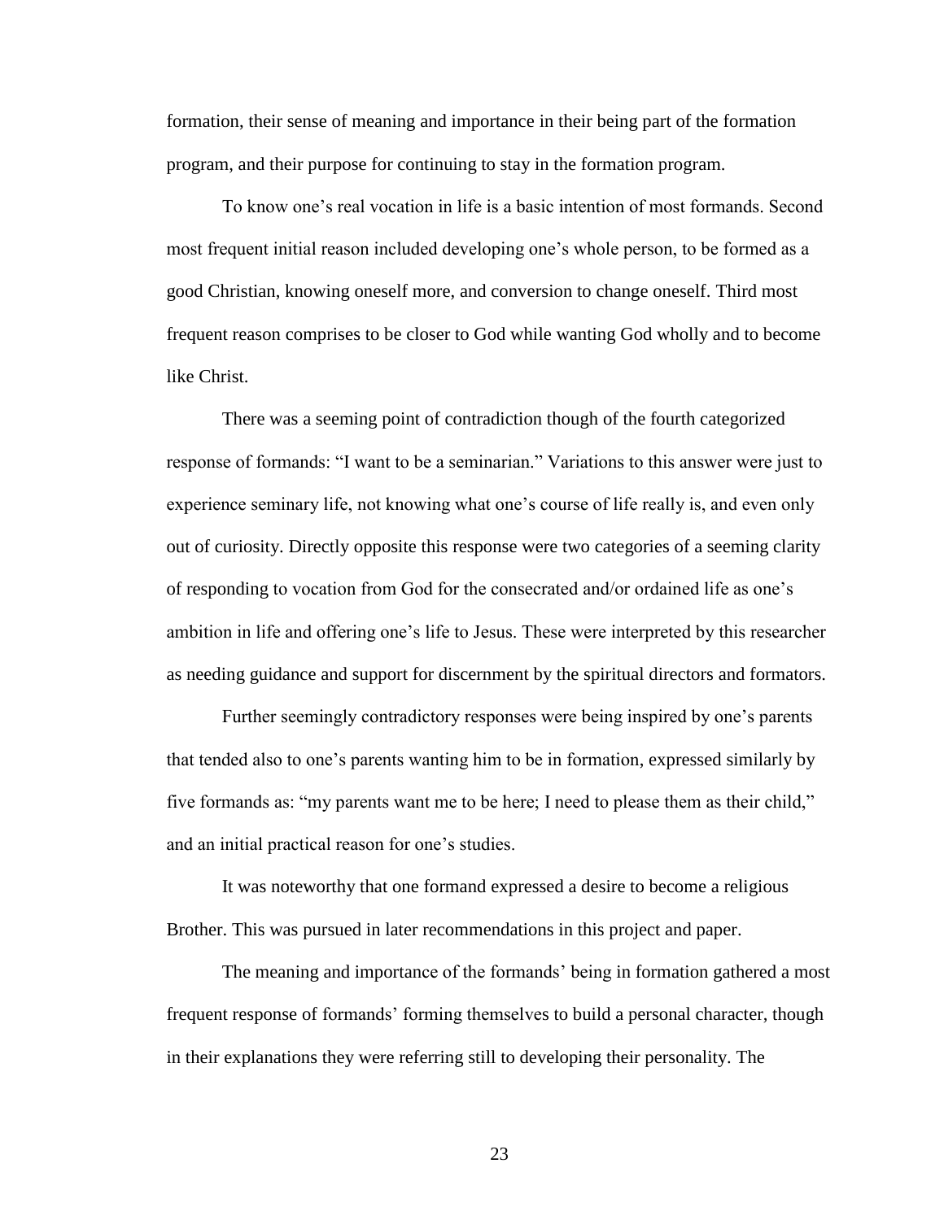formation, their sense of meaning and importance in their being part of the formation program, and their purpose for continuing to stay in the formation program.

To know one's real vocation in life is a basic intention of most formands. Second most frequent initial reason included developing one's whole person, to be formed as a good Christian, knowing oneself more, and conversion to change oneself. Third most frequent reason comprises to be closer to God while wanting God wholly and to become like Christ.

There was a seeming point of contradiction though of the fourth categorized response of formands: "I want to be a seminarian." Variations to this answer were just to experience seminary life, not knowing what one's course of life really is, and even only out of curiosity. Directly opposite this response were two categories of a seeming clarity of responding to vocation from God for the consecrated and/or ordained life as one's ambition in life and offering one's life to Jesus. These were interpreted by this researcher as needing guidance and support for discernment by the spiritual directors and formators.

Further seemingly contradictory responses were being inspired by one's parents that tended also to one's parents wanting him to be in formation, expressed similarly by five formands as: "my parents want me to be here; I need to please them as their child," and an initial practical reason for one's studies.

It was noteworthy that one formand expressed a desire to become a religious Brother. This was pursued in later recommendations in this project and paper.

The meaning and importance of the formands' being in formation gathered a most frequent response of formands' forming themselves to build a personal character, though in their explanations they were referring still to developing their personality. The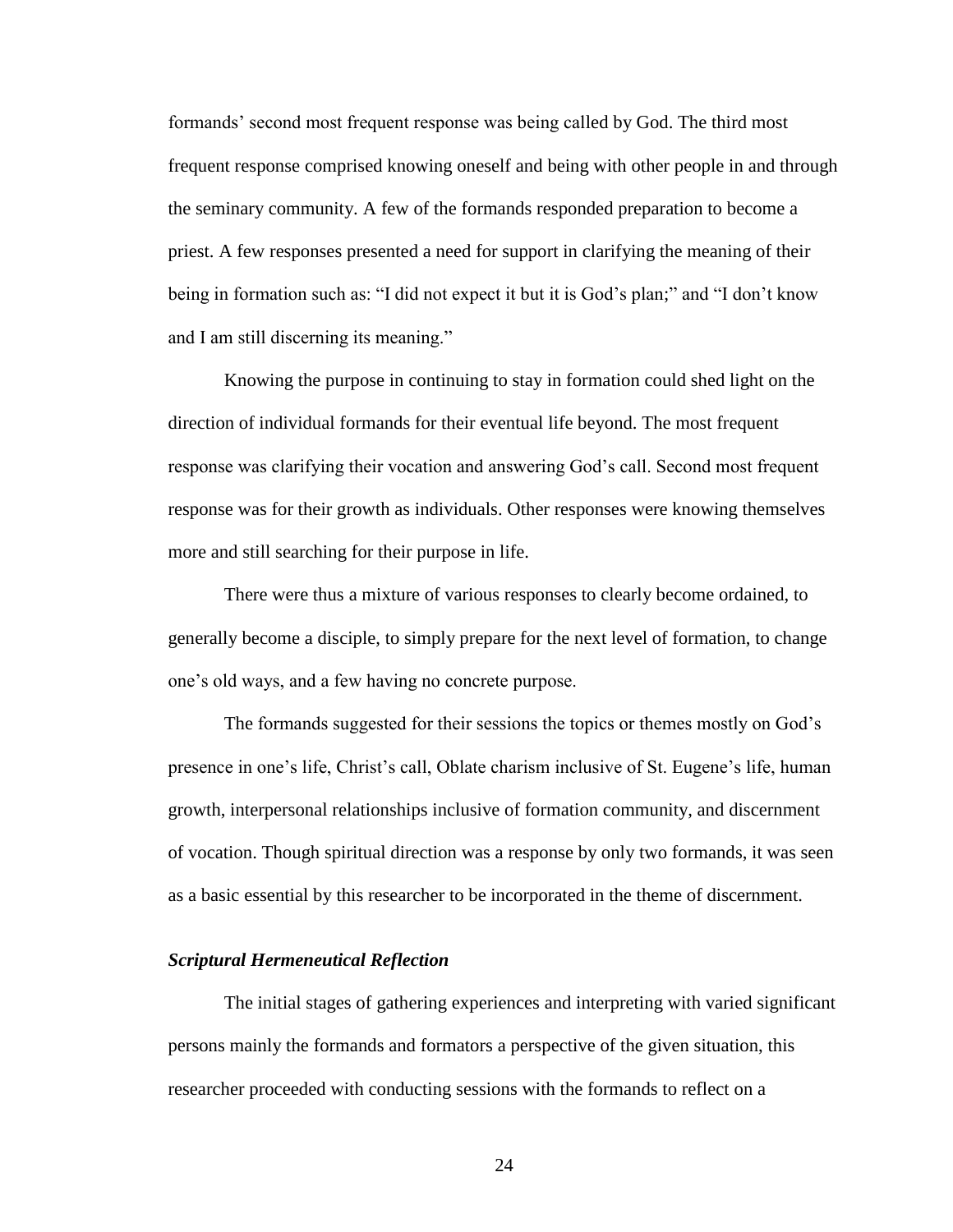formands' second most frequent response was being called by God. The third most frequent response comprised knowing oneself and being with other people in and through the seminary community. A few of the formands responded preparation to become a priest. A few responses presented a need for support in clarifying the meaning of their being in formation such as: "I did not expect it but it is God's plan;" and "I don't know and I am still discerning its meaning."

Knowing the purpose in continuing to stay in formation could shed light on the direction of individual formands for their eventual life beyond. The most frequent response was clarifying their vocation and answering God's call. Second most frequent response was for their growth as individuals. Other responses were knowing themselves more and still searching for their purpose in life.

There were thus a mixture of various responses to clearly become ordained, to generally become a disciple, to simply prepare for the next level of formation, to change one's old ways, and a few having no concrete purpose.

The formands suggested for their sessions the topics or themes mostly on God's presence in one's life, Christ's call, Oblate charism inclusive of St. Eugene's life, human growth, interpersonal relationships inclusive of formation community, and discernment of vocation. Though spiritual direction was a response by only two formands, it was seen as a basic essential by this researcher to be incorporated in the theme of discernment.

### *Scriptural Hermeneutical Reflection*

The initial stages of gathering experiences and interpreting with varied significant persons mainly the formands and formators a perspective of the given situation, this researcher proceeded with conducting sessions with the formands to reflect on a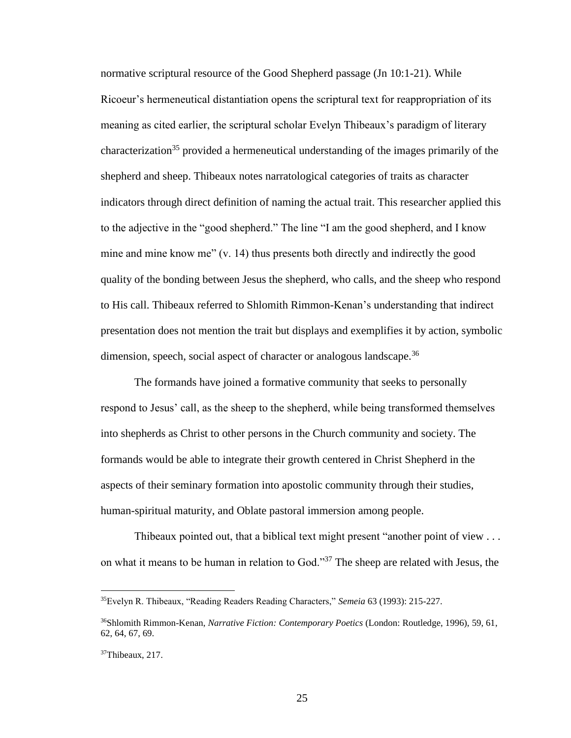normative scriptural resource of the Good Shepherd passage (Jn 10:1-21). While Ricoeur's hermeneutical distantiation opens the scriptural text for reappropriation of its meaning as cited earlier, the scriptural scholar Evelyn Thibeaux's paradigm of literary characterization[35] provided a hermeneutical understanding of the images primarily of the shepherd and sheep. Thibeaux notes narratological categories of traits as character indicators through direct definition of naming the actual trait. This researcher applied this to the adjective in the "good shepherd." The line "I am the good shepherd, and I know mine and mine know me" (v. 14) thus presents both directly and indirectly the good quality of the bonding between Jesus the shepherd, who calls, and the sheep who respond to His call. Thibeaux referred to Shlomith Rimmon-Kenan's understanding that indirect presentation does not mention the trait but displays and exemplifies it by action, symbolic dimension, speech, social aspect of character or analogous landscape.[36]

The formands have joined a formative community that seeks to personally respond to Jesus' call, as the sheep to the shepherd, while being transformed themselves into shepherds as Christ to other persons in the Church community and society. The formands would be able to integrate their growth centered in Christ Shepherd in the aspects of their seminary formation into apostolic community through their studies, human-spiritual maturity, and Oblate pastoral immersion among people.

Thibeaux pointed out, that a biblical text might present "another point of view . . . on what it means to be human in relation to God."[37] The sheep are related with Jesus, the

---

[35]Evelyn R. Thibeaux, "Reading Readers Reading Characters," *Semeia* 63 (1993): 215-227.

[36]Shlomith Rimmon-Kenan, *Narrative Fiction: Contemporary Poetics* (London: Routledge, 1996), 59, 61, 62, 64, 67, 69.

[37]Thibeaux, 217.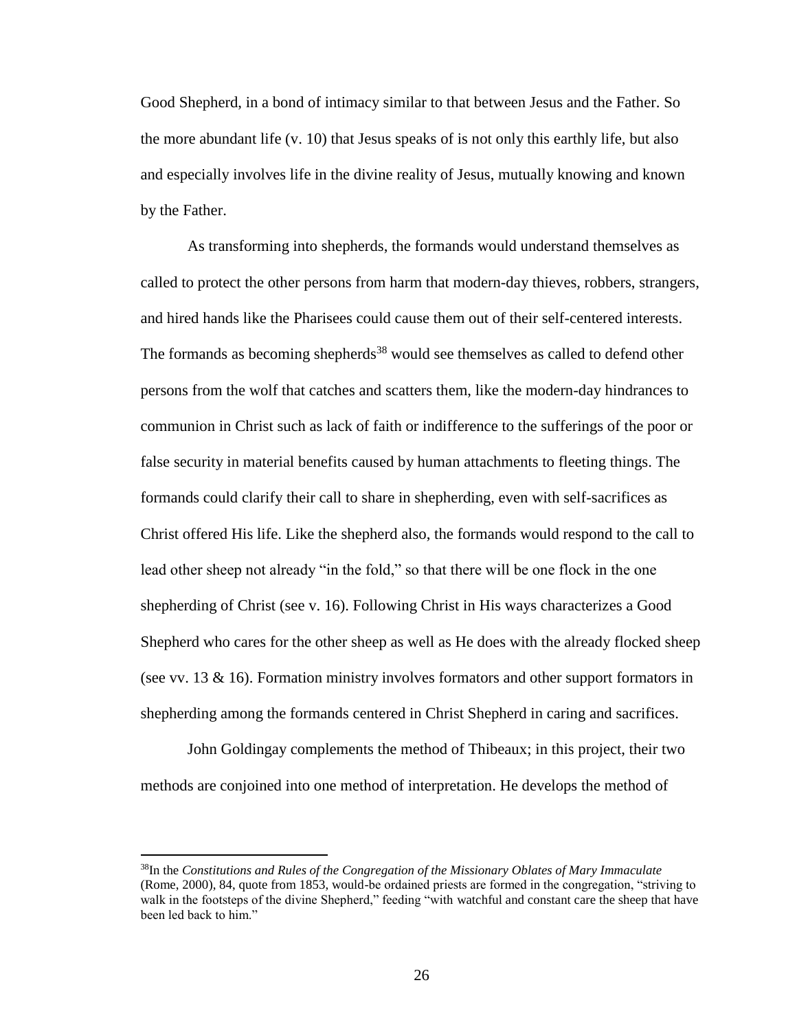Good Shepherd, in a bond of intimacy similar to that between Jesus and the Father. So the more abundant life (v. 10) that Jesus speaks of is not only this earthly life, but also and especially involves life in the divine reality of Jesus, mutually knowing and known by the Father.

As transforming into shepherds, the formands would understand themselves as called to protect the other persons from harm that modern-day thieves, robbers, strangers, and hired hands like the Pharisees could cause them out of their self-centered interests. The formands as becoming shepherds[38] would see themselves as called to defend other persons from the wolf that catches and scatters them, like the modern-day hindrances to communion in Christ such as lack of faith or indifference to the sufferings of the poor or false security in material benefits caused by human attachments to fleeting things. The formands could clarify their call to share in shepherding, even with self-sacrifices as Christ offered His life. Like the shepherd also, the formands would respond to the call to lead other sheep not already "in the fold," so that there will be one flock in the one shepherding of Christ (see v. 16). Following Christ in His ways characterizes a Good Shepherd who cares for the other sheep as well as He does with the already flocked sheep (see vv. 13 & 16). Formation ministry involves formators and other support formators in shepherding among the formands centered in Christ Shepherd in caring and sacrifices.

John Goldingay complements the method of Thibeaux; in this project, their two methods are conjoined into one method of interpretation. He develops the method of

---

[38]In the *Constitutions and Rules of the Congregation of the Missionary Oblates of Mary Immaculate* (Rome, 2000), 84, quote from 1853, would-be ordained priests are formed in the congregation, "striving to walk in the footsteps of the divine Shepherd," feeding "with watchful and constant care the sheep that have been led back to him."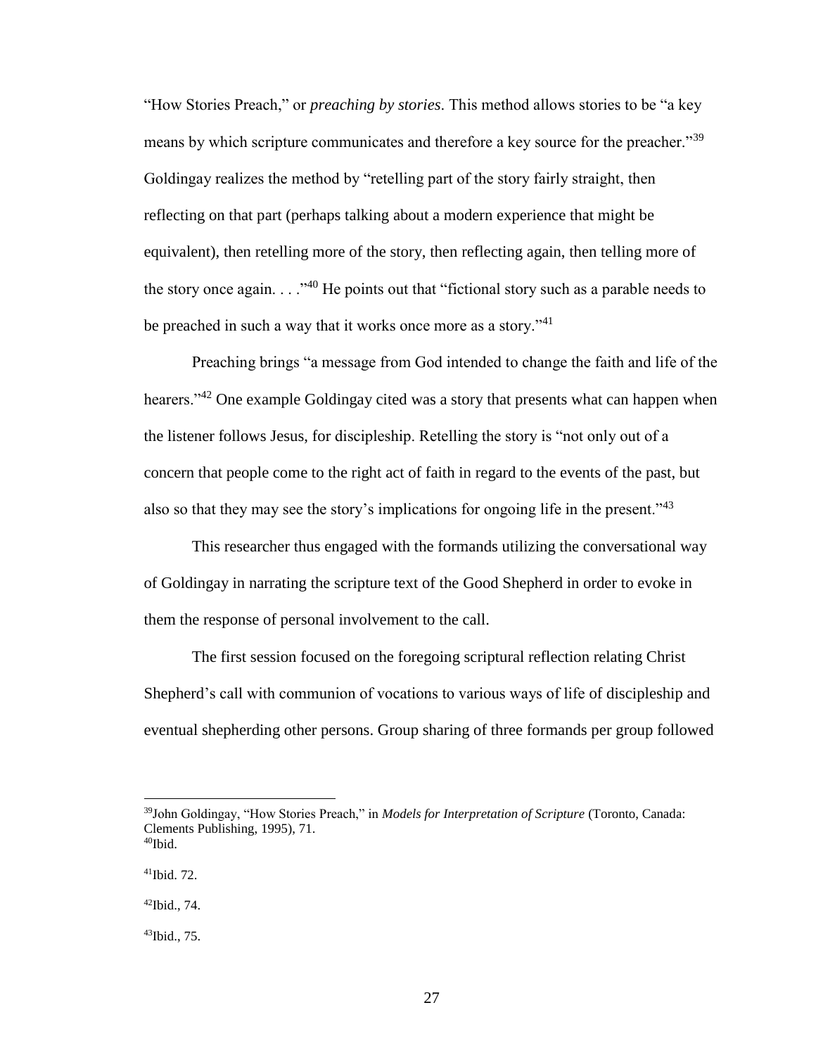"How Stories Preach," or *preaching by stories*. This method allows stories to be "a key means by which scripture communicates and therefore a key source for the preacher."[39] Goldingay realizes the method by "retelling part of the story fairly straight, then reflecting on that part (perhaps talking about a modern experience that might be equivalent), then retelling more of the story, then reflecting again, then telling more of the story once again. . . ."[40] He points out that "fictional story such as a parable needs to be preached in such a way that it works once more as a story."[41]

Preaching brings "a message from God intended to change the faith and life of the hearers."[42] One example Goldingay cited was a story that presents what can happen when the listener follows Jesus, for discipleship. Retelling the story is "not only out of a concern that people come to the right act of faith in regard to the events of the past, but also so that they may see the story's implications for ongoing life in the present."[43]

This researcher thus engaged with the formands utilizing the conversational way of Goldingay in narrating the scripture text of the Good Shepherd in order to evoke in them the response of personal involvement to the call.

The first session focused on the foregoing scriptural reflection relating Christ Shepherd's call with communion of vocations to various ways of life of discipleship and eventual shepherding other persons. Group sharing of three formands per group followed

---

[39]John Goldingay, "How Stories Preach," in *Models for Interpretation of Scripture* (Toronto, Canada: Clements Publishing, 1995), 71.

[40]Ibid.

[41]Ibid. 72.

[42]Ibid., 74.

[43]Ibid., 75.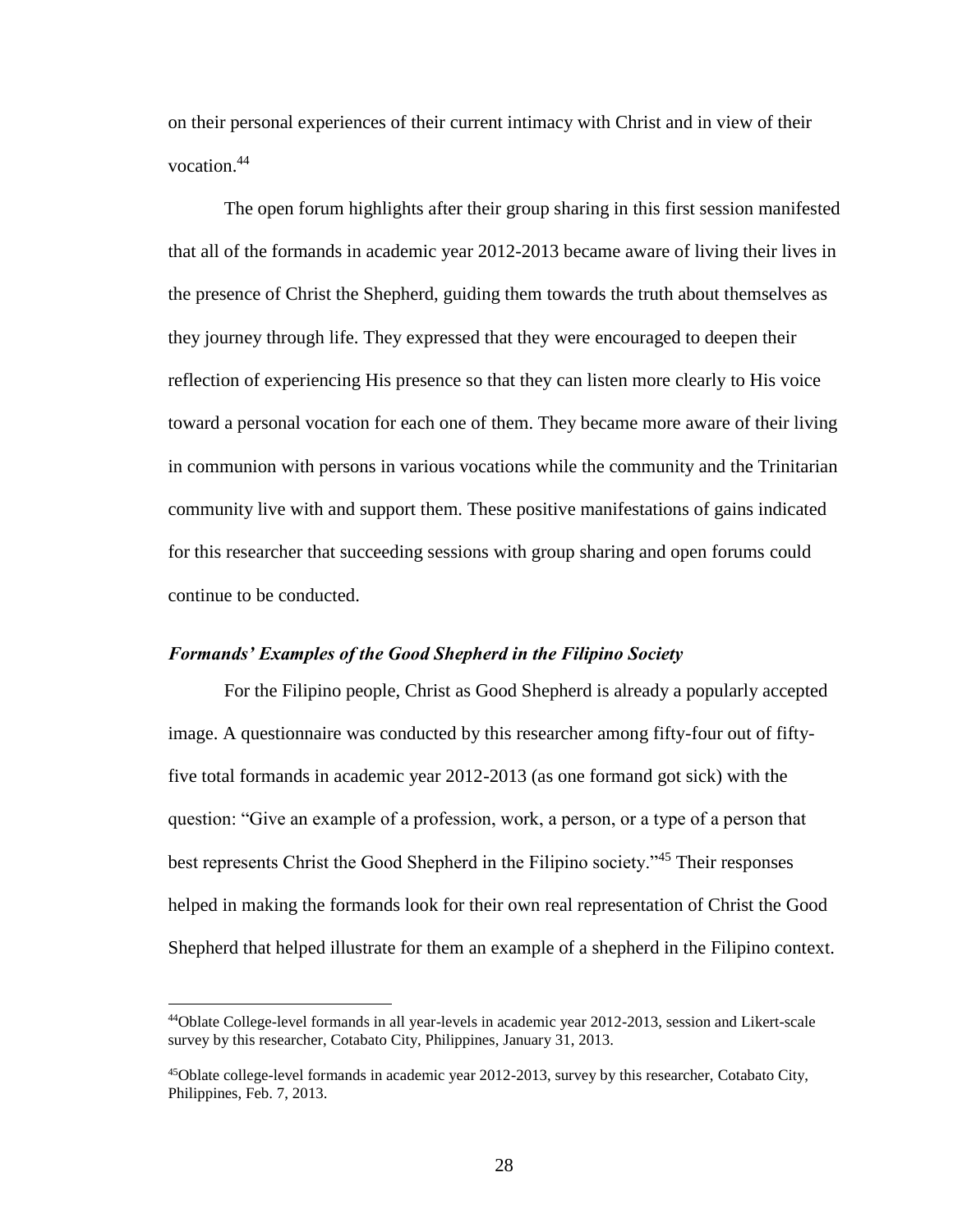on their personal experiences of their current intimacy with Christ and in view of their vocation.[44]

The open forum highlights after their group sharing in this first session manifested that all of the formands in academic year 2012-2013 became aware of living their lives in the presence of Christ the Shepherd, guiding them towards the truth about themselves as they journey through life. They expressed that they were encouraged to deepen their reflection of experiencing His presence so that they can listen more clearly to His voice toward a personal vocation for each one of them. They became more aware of their living in communion with persons in various vocations while the community and the Trinitarian community live with and support them. These positive manifestations of gains indicated for this researcher that succeeding sessions with group sharing and open forums could continue to be conducted.

### *Formands' Examples of the Good Shepherd in the Filipino Society*

For the Filipino people, Christ as Good Shepherd is already a popularly accepted image. A questionnaire was conducted by this researcher among fifty-four out of fifty-five total formands in academic year 2012-2013 (as one formand got sick) with the question: "Give an example of a profession, work, a person, or a type of a person that best represents Christ the Good Shepherd in the Filipino society."[45] Their responses helped in making the formands look for their own real representation of Christ the Good Shepherd that helped illustrate for them an example of a shepherd in the Filipino context.

---

[44]Oblate College-level formands in all year-levels in academic year 2012-2013, session and Likert-scale survey by this researcher, Cotabato City, Philippines, January 31, 2013.

[45]Oblate college-level formands in academic year 2012-2013, survey by this researcher, Cotabato City, Philippines, Feb. 7, 2013.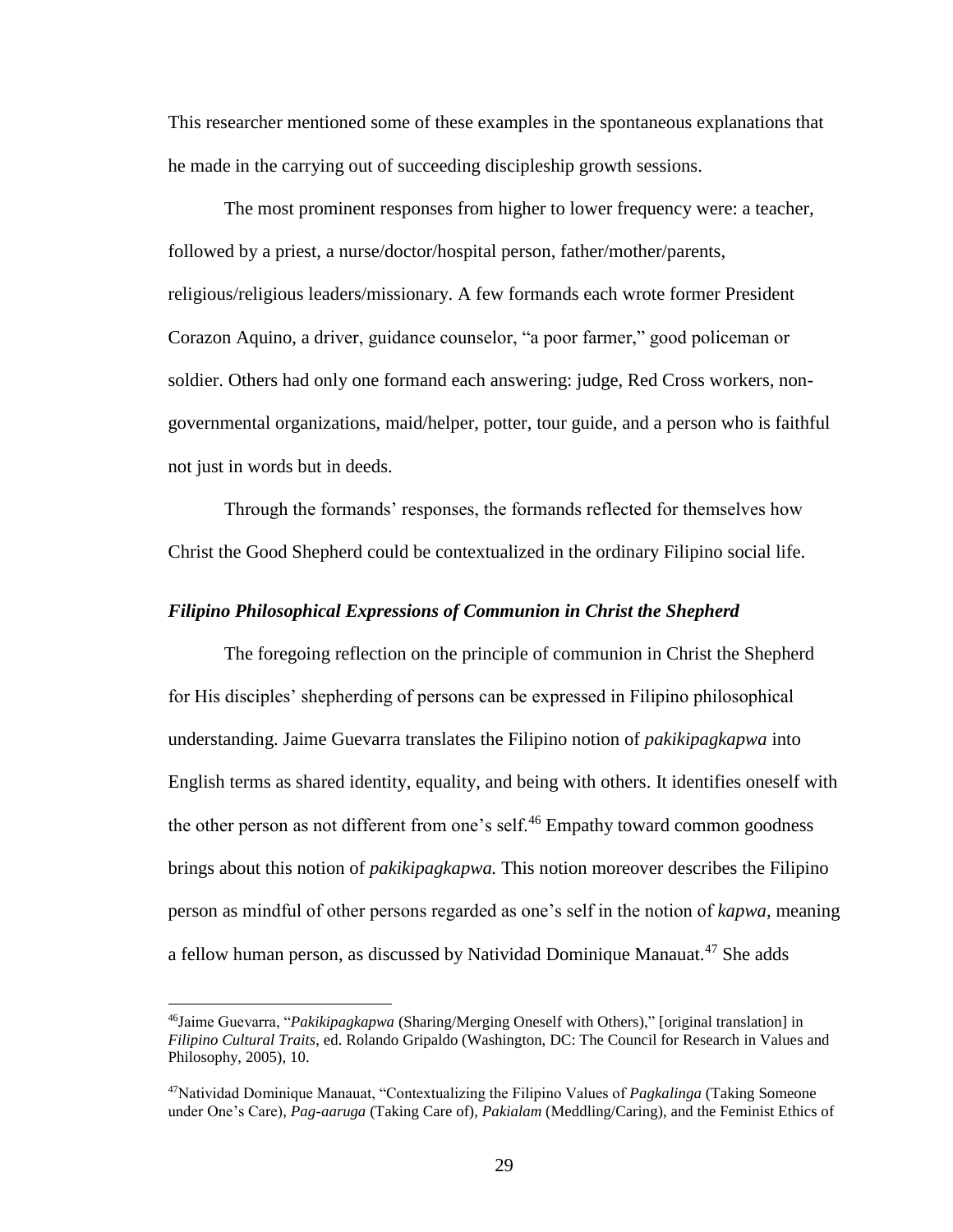This researcher mentioned some of these examples in the spontaneous explanations that he made in the carrying out of succeeding discipleship growth sessions.

The most prominent responses from higher to lower frequency were: a teacher, followed by a priest, a nurse/doctor/hospital person, father/mother/parents, religious/religious leaders/missionary. A few formands each wrote former President Corazon Aquino, a driver, guidance counselor, "a poor farmer," good policeman or soldier. Others had only one formand each answering: judge, Red Cross workers, non-governmental organizations, maid/helper, potter, tour guide, and a person who is faithful not just in words but in deeds.

Through the formands' responses, the formands reflected for themselves how Christ the Good Shepherd could be contextualized in the ordinary Filipino social life.

### *Filipino Philosophical Expressions of Communion in Christ the Shepherd*

The foregoing reflection on the principle of communion in Christ the Shepherd for His disciples' shepherding of persons can be expressed in Filipino philosophical understanding. Jaime Guevarra translates the Filipino notion of *pakikipagkapwa* into English terms as shared identity, equality, and being with others. It identifies oneself with the other person as not different from one's self.[46] Empathy toward common goodness brings about this notion of *pakikipagkapwa.* This notion moreover describes the Filipino person as mindful of other persons regarded as one's self in the notion of *kapwa*, meaning a fellow human person, as discussed by Natividad Dominique Manauat.[47] She adds

---

[46]Jaime Guevarra, "*Pakikipagkapwa* (Sharing/Merging Oneself with Others)," [original translation] in *Filipino Cultural Traits*, ed. Rolando Gripaldo (Washington, DC: The Council for Research in Values and Philosophy, 2005), 10.

[47]Natividad Dominique Manauat, "Contextualizing the Filipino Values of *Pagkalinga* (Taking Someone under One's Care), *Pag-aaruga* (Taking Care of), *Pakialam* (Meddling/Caring), and the Feminist Ethics of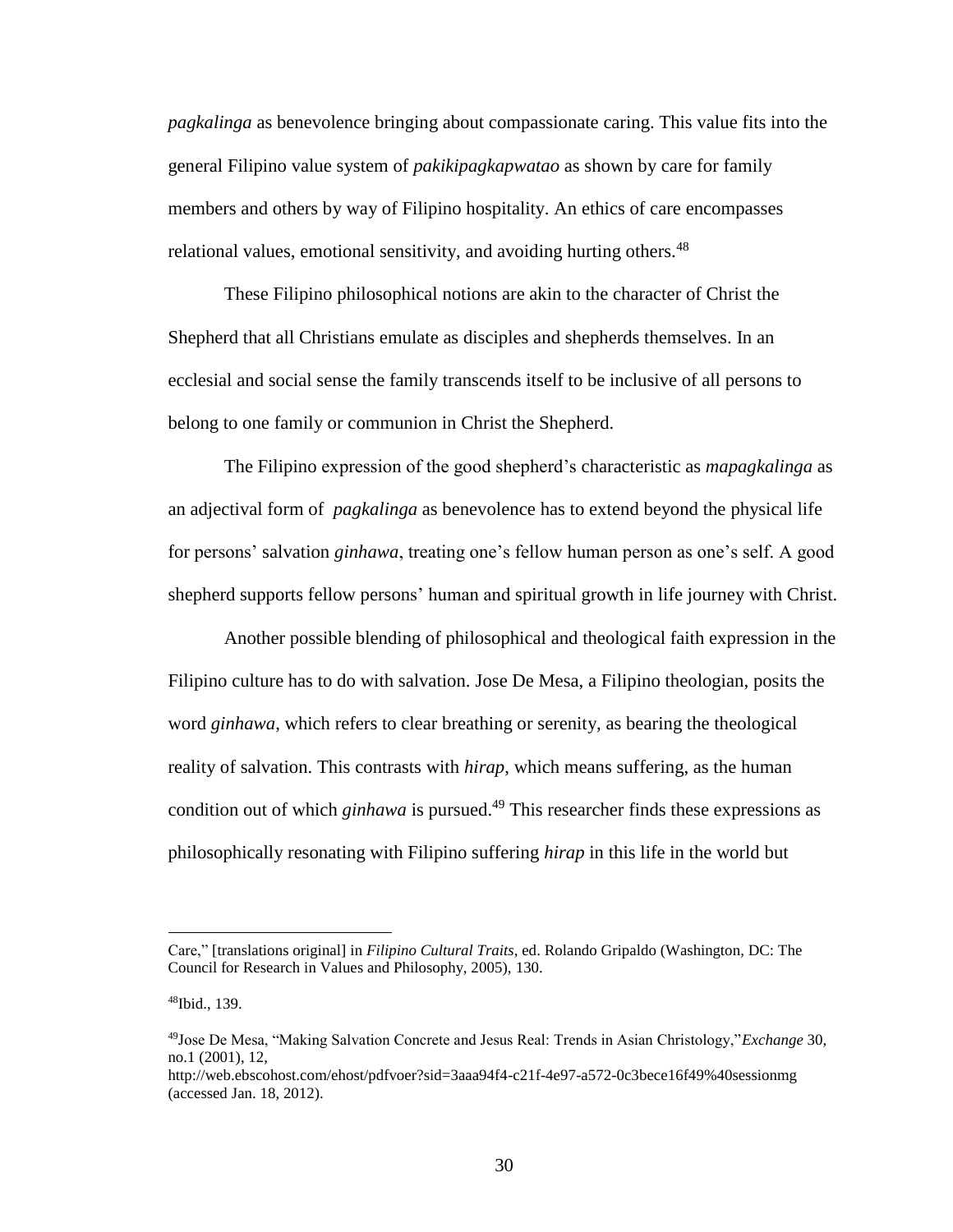*pagkalinga* as benevolence bringing about compassionate caring. This value fits into the general Filipino value system of *pakikipagkapwatao* as shown by care for family members and others by way of Filipino hospitality. An ethics of care encompasses relational values, emotional sensitivity, and avoiding hurting others.[48]

These Filipino philosophical notions are akin to the character of Christ the Shepherd that all Christians emulate as disciples and shepherds themselves. In an ecclesial and social sense the family transcends itself to be inclusive of all persons to belong to one family or communion in Christ the Shepherd.

The Filipino expression of the good shepherd's characteristic as *mapagkalinga* as an adjectival form of *pagkalinga* as benevolence has to extend beyond the physical life for persons' salvation *ginhawa*, treating one's fellow human person as one's self. A good shepherd supports fellow persons' human and spiritual growth in life journey with Christ.

Another possible blending of philosophical and theological faith expression in the Filipino culture has to do with salvation. Jose De Mesa, a Filipino theologian, posits the word *ginhawa*, which refers to clear breathing or serenity, as bearing the theological reality of salvation. This contrasts with *hirap*, which means suffering, as the human condition out of which *ginhawa* is pursued.[49] This researcher finds these expressions as philosophically resonating with Filipino suffering *hirap* in this life in the world but

---

Care," [translations original] in *Filipino Cultural Traits*, ed. Rolando Gripaldo (Washington, DC: The Council for Research in Values and Philosophy, 2005), 130.

[48]Ibid., 139.

[49]Jose De Mesa, "Making Salvation Concrete and Jesus Real: Trends in Asian Christology,"*Exchange* 30, no.1 (2001), 12, http://web.ebscohost.com/ehost/pdfvoer?sid=3aaa94f4-c21f-4e97-a572-0c3bece16f49%40sessionmg (accessed Jan. 18, 2012).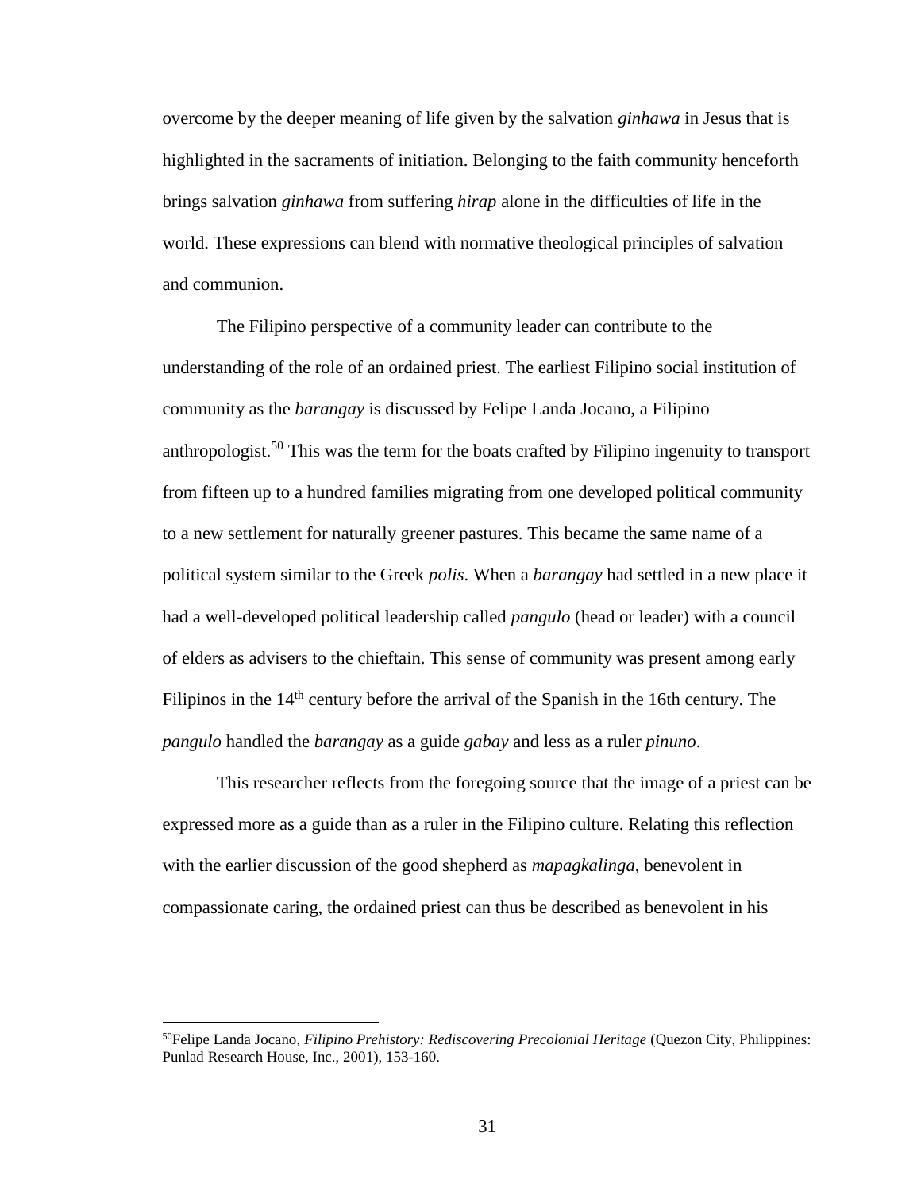overcome by the deeper meaning of life given by the salvation *ginhawa* in Jesus that is highlighted in the sacraments of initiation. Belonging to the faith community henceforth brings salvation *ginhawa* from suffering *hirap* alone in the difficulties of life in the world. These expressions can blend with normative theological principles of salvation and communion.

The Filipino perspective of a community leader can contribute to the understanding of the role of an ordained priest. The earliest Filipino social institution of community as the *barangay* is discussed by Felipe Landa Jocano, a Filipino anthropologist.[50] This was the term for the boats crafted by Filipino ingenuity to transport from fifteen up to a hundred families migrating from one developed political community to a new settlement for naturally greener pastures. This became the same name of a political system similar to the Greek *polis*. When a *barangay* had settled in a new place it had a well-developed political leadership called *pangulo* (head or leader) with a council of elders as advisers to the chieftain. This sense of community was present among early Filipinos in the 14th century before the arrival of the Spanish in the 16th century. The *pangulo* handled the *barangay* as a guide *gabay* and less as a ruler *pinuno*.

This researcher reflects from the foregoing source that the image of a priest can be expressed more as a guide than as a ruler in the Filipino culture. Relating this reflection with the earlier discussion of the good shepherd as *mapagkalinga*, benevolent in compassionate caring, the ordained priest can thus be described as benevolent in his

---

[50]Felipe Landa Jocano, *Filipino Prehistory: Rediscovering Precolonial Heritage* (Quezon City, Philippines: Punlad Research House, Inc., 2001), 153-160.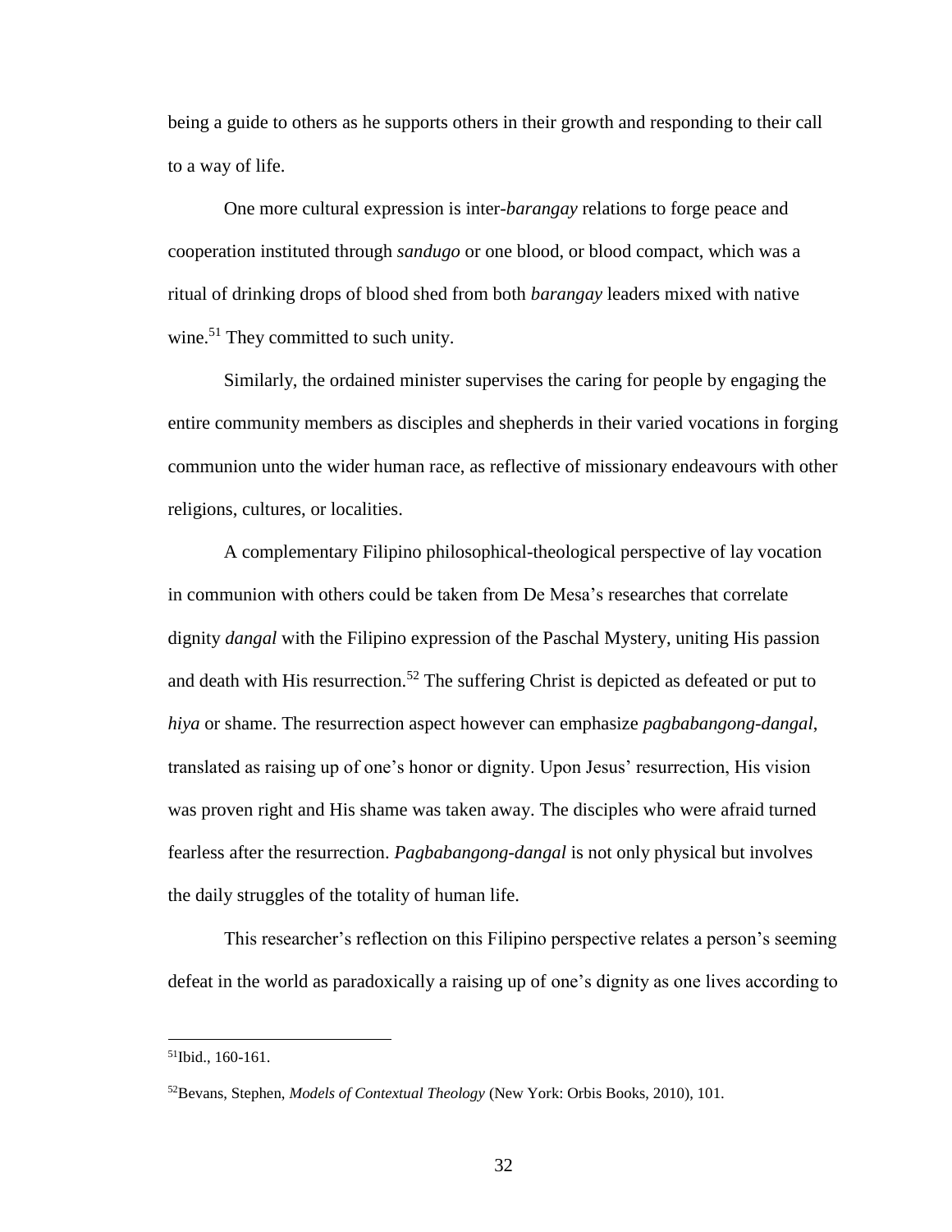being a guide to others as he supports others in their growth and responding to their call to a way of life.

One more cultural expression is inter-*barangay* relations to forge peace and cooperation instituted through *sandugo* or one blood, or blood compact, which was a ritual of drinking drops of blood shed from both *barangay* leaders mixed with native wine.[51] They committed to such unity.

Similarly, the ordained minister supervises the caring for people by engaging the entire community members as disciples and shepherds in their varied vocations in forging communion unto the wider human race, as reflective of missionary endeavours with other religions, cultures, or localities.

A complementary Filipino philosophical-theological perspective of lay vocation in communion with others could be taken from De Mesa's researches that correlate dignity *dangal* with the Filipino expression of the Paschal Mystery, uniting His passion and death with His resurrection.[52] The suffering Christ is depicted as defeated or put to *hiya* or shame. The resurrection aspect however can emphasize *pagbabangong-dangal*, translated as raising up of one's honor or dignity. Upon Jesus' resurrection, His vision was proven right and His shame was taken away. The disciples who were afraid turned fearless after the resurrection. *Pagbabangong-dangal* is not only physical but involves the daily struggles of the totality of human life.

This researcher's reflection on this Filipino perspective relates a person's seeming defeat in the world as paradoxically a raising up of one's dignity as one lives according to

---

[51]Ibid., 160-161.

[52]Bevans, Stephen, *Models of Contextual Theology* (New York: Orbis Books, 2010), 101.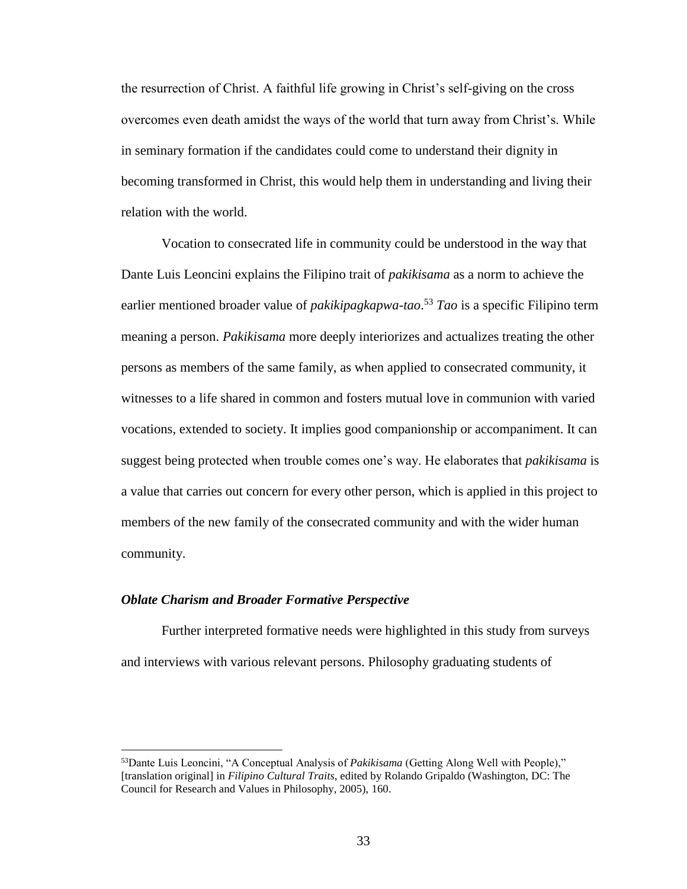the resurrection of Christ. A faithful life growing in Christ's self-giving on the cross overcomes even death amidst the ways of the world that turn away from Christ's. While in seminary formation if the candidates could come to understand their dignity in becoming transformed in Christ, this would help them in understanding and living their relation with the world.

Vocation to consecrated life in community could be understood in the way that Dante Luis Leoncini explains the Filipino trait of *pakikisama* as a norm to achieve the earlier mentioned broader value of *pakikipagkapwa-tao*.[53] *Tao* is a specific Filipino term meaning a person. *Pakikisama* more deeply interiorizes and actualizes treating the other persons as members of the same family, as when applied to consecrated community, it witnesses to a life shared in common and fosters mutual love in communion with varied vocations, extended to society. It implies good companionship or accompaniment. It can suggest being protected when trouble comes one's way. He elaborates that *pakikisama* is a value that carries out concern for every other person, which is applied in this project to members of the new family of the consecrated community and with the wider human community.

### *Oblate Charism and Broader Formative Perspective*

Further interpreted formative needs were highlighted in this study from surveys and interviews with various relevant persons. Philosophy graduating students of

---

[53]Dante Luis Leoncini, "A Conceptual Analysis of *Pakikisama* (Getting Along Well with People)," [translation original] in *Filipino Cultural Traits*, edited by Rolando Gripaldo (Washington, DC: The Council for Research and Values in Philosophy, 2005), 160.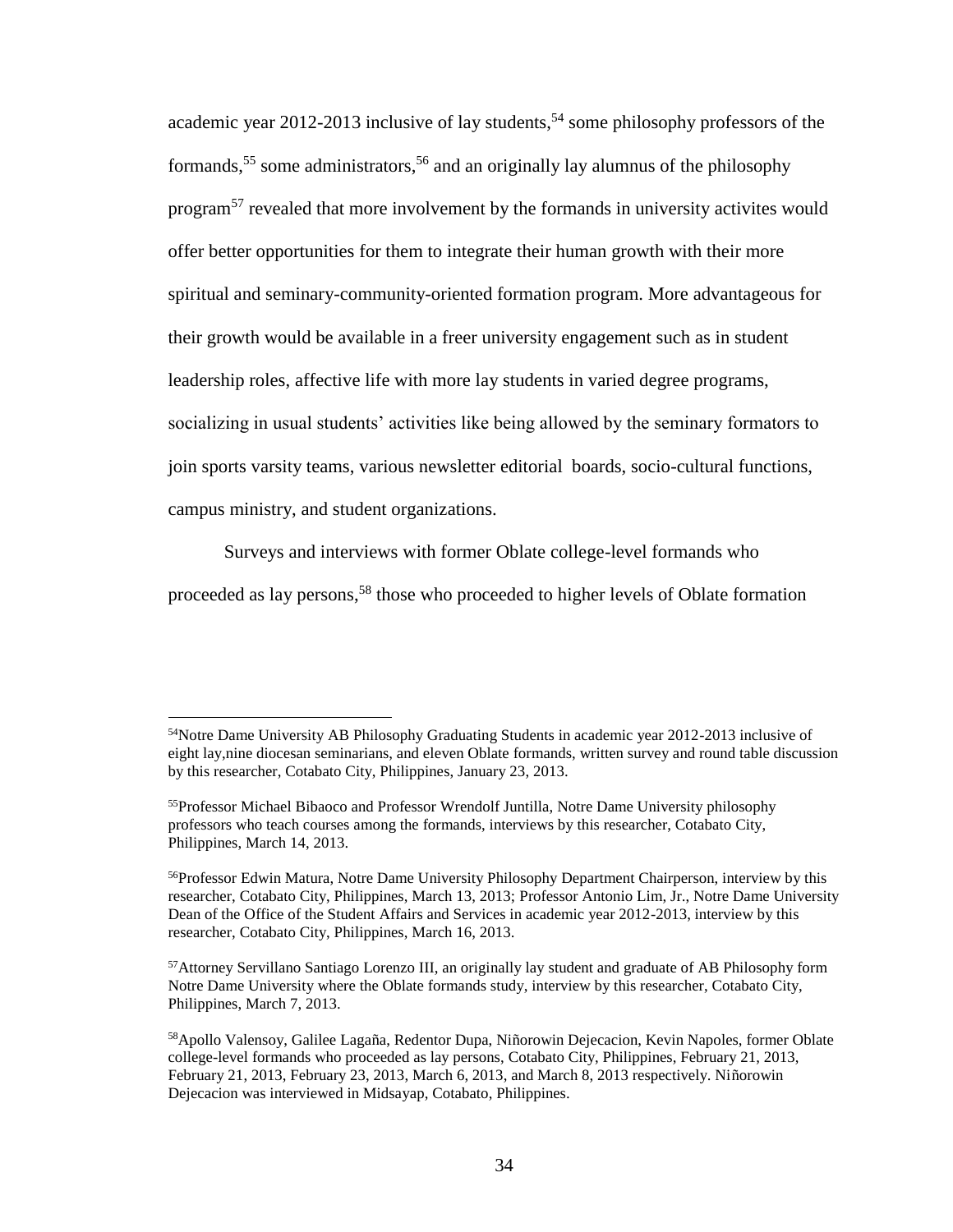academic year 2012-2013 inclusive of lay students,[54] some philosophy professors of the formands,[55] some administrators,[56] and an originally lay alumnus of the philosophy program[57] revealed that more involvement by the formands in university activites would offer better opportunities for them to integrate their human growth with their more spiritual and seminary-community-oriented formation program. More advantageous for their growth would be available in a freer university engagement such as in student leadership roles, affective life with more lay students in varied degree programs, socializing in usual students' activities like being allowed by the seminary formators to join sports varsity teams, various newsletter editorial boards, socio-cultural functions, campus ministry, and student organizations.

Surveys and interviews with former Oblate college-level formands who proceeded as lay persons,[58] those who proceeded to higher levels of Oblate formation

---

[54]Notre Dame University AB Philosophy Graduating Students in academic year 2012-2013 inclusive of eight lay,nine diocesan seminarians, and eleven Oblate formands, written survey and round table discussion by this researcher, Cotabato City, Philippines, January 23, 2013.

[55]Professor Michael Bibaoco and Professor Wrendolf Juntilla, Notre Dame University philosophy professors who teach courses among the formands, interviews by this researcher, Cotabato City, Philippines, March 14, 2013.

[56]Professor Edwin Matura, Notre Dame University Philosophy Department Chairperson, interview by this researcher, Cotabato City, Philippines, March 13, 2013; Professor Antonio Lim, Jr., Notre Dame University Dean of the Office of the Student Affairs and Services in academic year 2012-2013, interview by this researcher, Cotabato City, Philippines, March 16, 2013.

[57]Attorney Servillano Santiago Lorenzo III, an originally lay student and graduate of AB Philosophy form Notre Dame University where the Oblate formands study, interview by this researcher, Cotabato City, Philippines, March 7, 2013.

[58]Apollo Valensoy, Galilee Lagaña, Redentor Dupa, Niñorowin Dejecacion, Kevin Napoles, former Oblate college-level formands who proceeded as lay persons, Cotabato City, Philippines, February 21, 2013, February 21, 2013, February 23, 2013, March 6, 2013, and March 8, 2013 respectively. Niñorowin Dejecacion was interviewed in Midsayap, Cotabato, Philippines.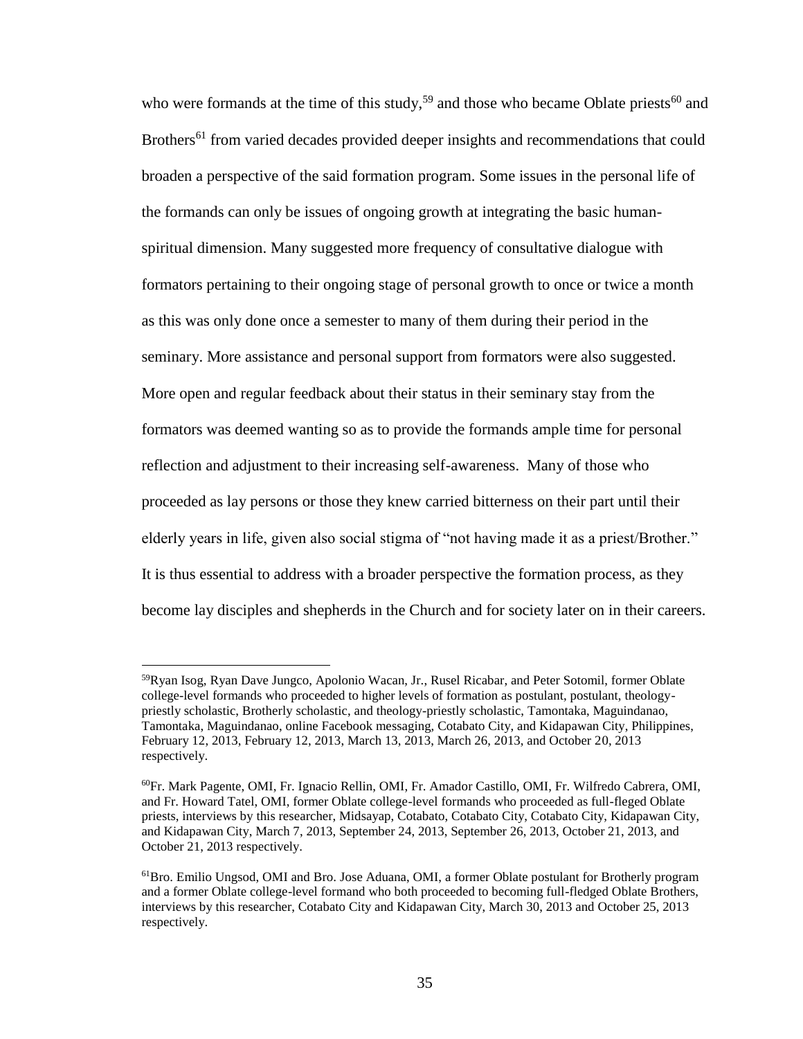who were formands at the time of this study,[59] and those who became Oblate priests[60] and Brothers[61] from varied decades provided deeper insights and recommendations that could broaden a perspective of the said formation program. Some issues in the personal life of the formands can only be issues of ongoing growth at integrating the basic human-spiritual dimension. Many suggested more frequency of consultative dialogue with formators pertaining to their ongoing stage of personal growth to once or twice a month as this was only done once a semester to many of them during their period in the seminary. More assistance and personal support from formators were also suggested. More open and regular feedback about their status in their seminary stay from the formators was deemed wanting so as to provide the formands ample time for personal reflection and adjustment to their increasing self-awareness. Many of those who proceeded as lay persons or those they knew carried bitterness on their part until their elderly years in life, given also social stigma of "not having made it as a priest/Brother." It is thus essential to address with a broader perspective the formation process, as they become lay disciples and shepherds in the Church and for society later on in their careers.

---

[59]Ryan Isog, Ryan Dave Jungco, Apolonio Wacan, Jr., Rusel Ricabar, and Peter Sotomil, former Oblate college-level formands who proceeded to higher levels of formation as postulant, postulant, theology-priestly scholastic, Brotherly scholastic, and theology-priestly scholastic, Tamontaka, Maguindanao, Tamontaka, Maguindanao, online Facebook messaging, Cotabato City, and Kidapawan City, Philippines, February 12, 2013, February 12, 2013, March 13, 2013, March 26, 2013, and October 20, 2013 respectively.

[60]Fr. Mark Pagente, OMI, Fr. Ignacio Rellin, OMI, Fr. Amador Castillo, OMI, Fr. Wilfredo Cabrera, OMI, and Fr. Howard Tatel, OMI, former Oblate college-level formands who proceeded as full-fleged Oblate priests, interviews by this researcher, Midsayap, Cotabato, Cotabato City, Cotabato City, Kidapawan City, and Kidapawan City, March 7, 2013, September 24, 2013, September 26, 2013, October 21, 2013, and October 21, 2013 respectively.

[61]Bro. Emilio Ungsod, OMI and Bro. Jose Aduana, OMI, a former Oblate postulant for Brotherly program and a former Oblate college-level formand who both proceeded to becoming full-fledged Oblate Brothers, interviews by this researcher, Cotabato City and Kidapawan City, March 30, 2013 and October 25, 2013 respectively.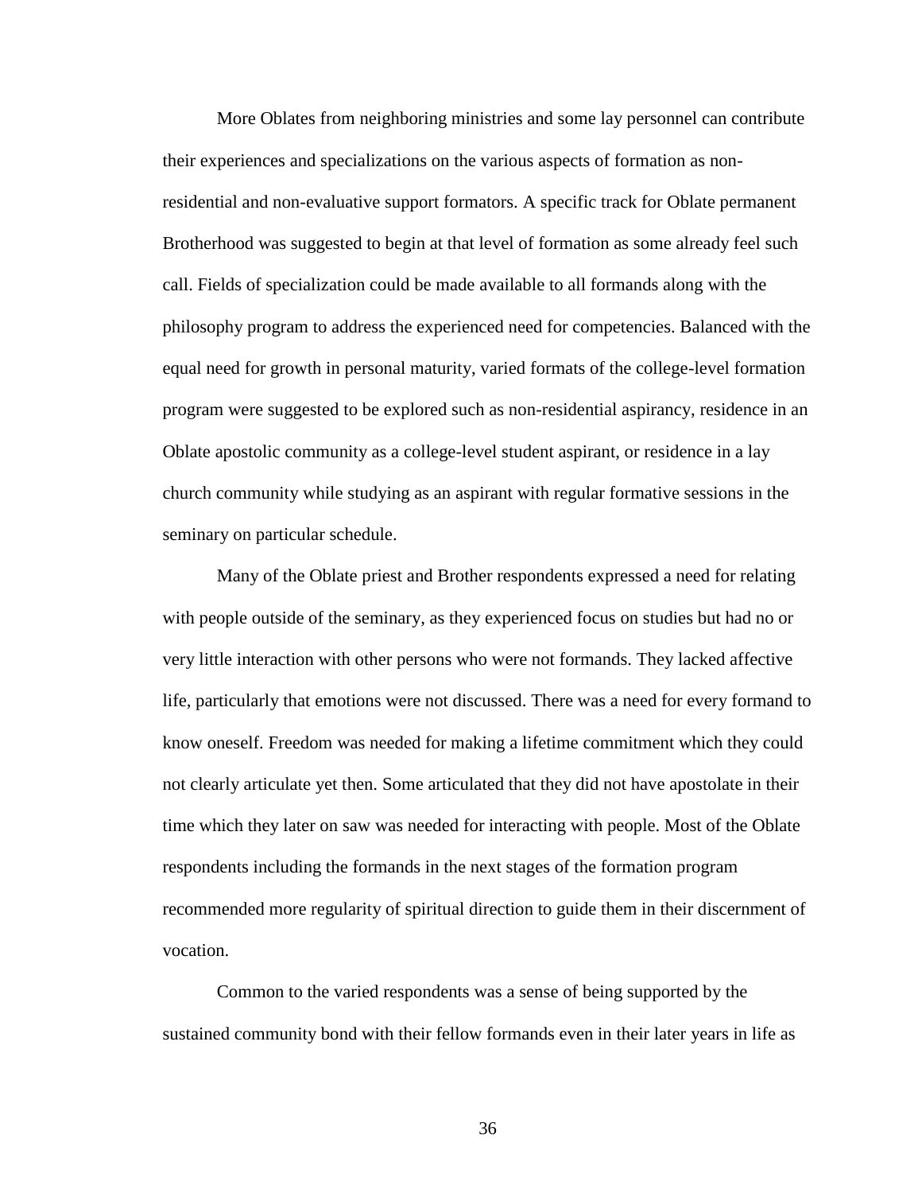More Oblates from neighboring ministries and some lay personnel can contribute their experiences and specializations on the various aspects of formation as non-residential and non-evaluative support formators. A specific track for Oblate permanent Brotherhood was suggested to begin at that level of formation as some already feel such call. Fields of specialization could be made available to all formands along with the philosophy program to address the experienced need for competencies. Balanced with the equal need for growth in personal maturity, varied formats of the college-level formation program were suggested to be explored such as non-residential aspirancy, residence in an Oblate apostolic community as a college-level student aspirant, or residence in a lay church community while studying as an aspirant with regular formative sessions in the seminary on particular schedule.

Many of the Oblate priest and Brother respondents expressed a need for relating with people outside of the seminary, as they experienced focus on studies but had no or very little interaction with other persons who were not formands. They lacked affective life, particularly that emotions were not discussed. There was a need for every formand to know oneself. Freedom was needed for making a lifetime commitment which they could not clearly articulate yet then. Some articulated that they did not have apostolate in their time which they later on saw was needed for interacting with people. Most of the Oblate respondents including the formands in the next stages of the formation program recommended more regularity of spiritual direction to guide them in their discernment of vocation.

Common to the varied respondents was a sense of being supported by the sustained community bond with their fellow formands even in their later years in life as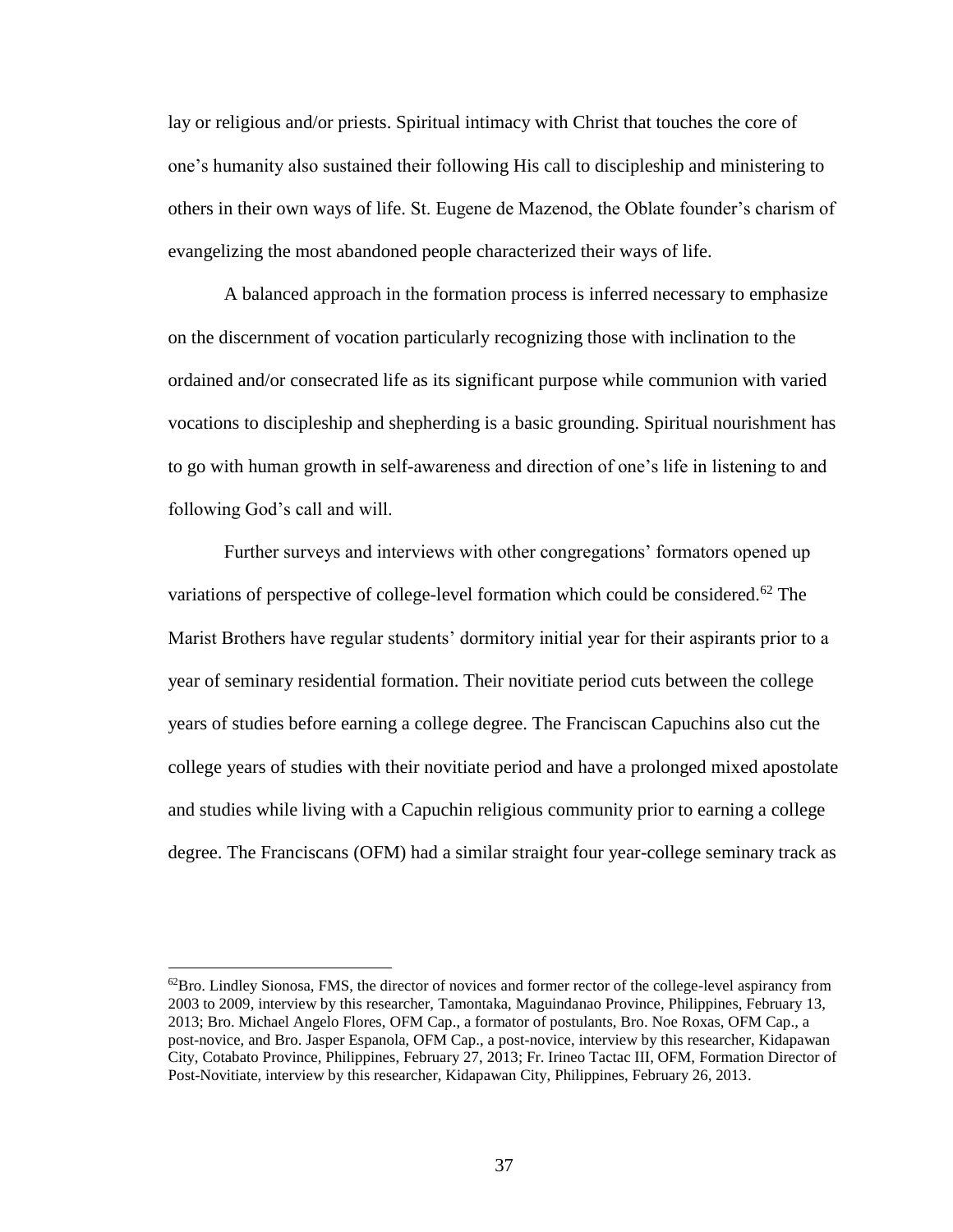lay or religious and/or priests. Spiritual intimacy with Christ that touches the core of one's humanity also sustained their following His call to discipleship and ministering to others in their own ways of life. St. Eugene de Mazenod, the Oblate founder's charism of evangelizing the most abandoned people characterized their ways of life.

A balanced approach in the formation process is inferred necessary to emphasize on the discernment of vocation particularly recognizing those with inclination to the ordained and/or consecrated life as its significant purpose while communion with varied vocations to discipleship and shepherding is a basic grounding. Spiritual nourishment has to go with human growth in self-awareness and direction of one's life in listening to and following God's call and will.

Further surveys and interviews with other congregations' formators opened up variations of perspective of college-level formation which could be considered.[62] The Marist Brothers have regular students' dormitory initial year for their aspirants prior to a year of seminary residential formation. Their novitiate period cuts between the college years of studies before earning a college degree. The Franciscan Capuchins also cut the college years of studies with their novitiate period and have a prolonged mixed apostolate and studies while living with a Capuchin religious community prior to earning a college degree. The Franciscans (OFM) had a similar straight four year-college seminary track as

---

[62] Bro. Lindley Sionosa, FMS, the director of novices and former rector of the college-level aspirancy from 2003 to 2009, interview by this researcher, Tamontaka, Maguindanao Province, Philippines, February 13, 2013; Bro. Michael Angelo Flores, OFM Cap., a formator of postulants, Bro. Noe Roxas, OFM Cap., a post-novice, and Bro. Jasper Espanola, OFM Cap., a post-novice, interview by this researcher, Kidapawan City, Cotabato Province, Philippines, February 27, 2013; Fr. Irineo Tactac III, OFM, Formation Director of Post-Novitiate, interview by this researcher, Kidapawan City, Philippines, February 26, 2013.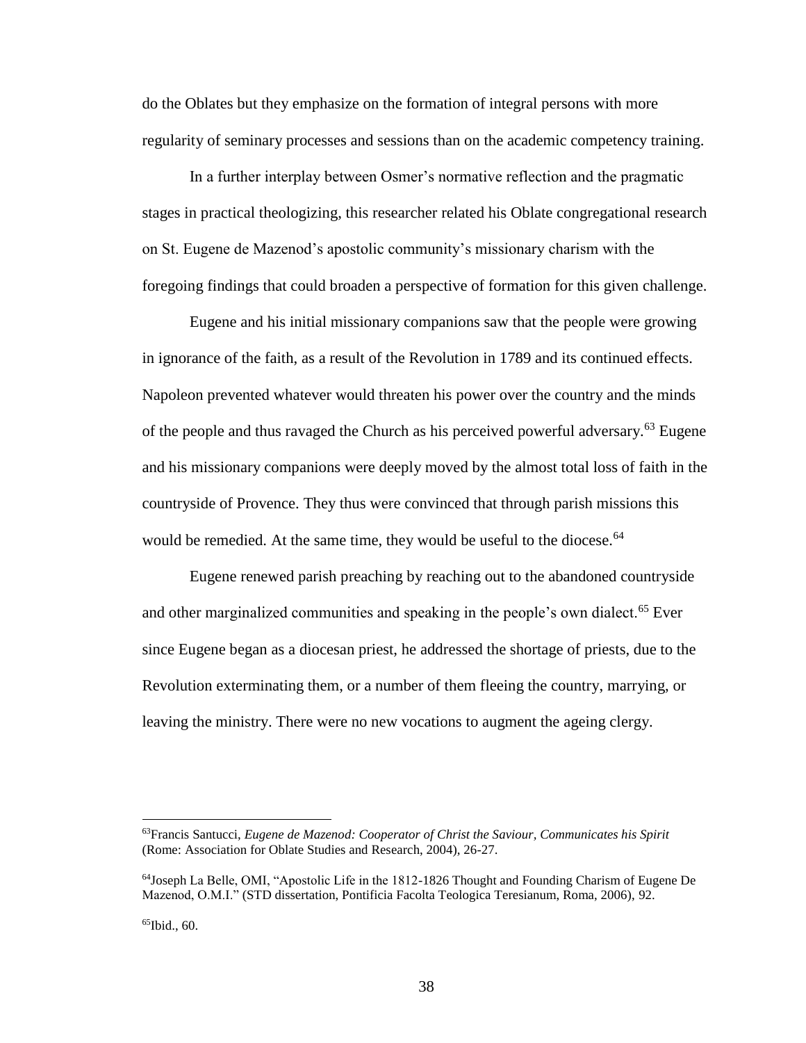do the Oblates but they emphasize on the formation of integral persons with more regularity of seminary processes and sessions than on the academic competency training.

In a further interplay between Osmer's normative reflection and the pragmatic stages in practical theologizing, this researcher related his Oblate congregational research on St. Eugene de Mazenod's apostolic community's missionary charism with the foregoing findings that could broaden a perspective of formation for this given challenge.

Eugene and his initial missionary companions saw that the people were growing in ignorance of the faith, as a result of the Revolution in 1789 and its continued effects. Napoleon prevented whatever would threaten his power over the country and the minds of the people and thus ravaged the Church as his perceived powerful adversary.[63] Eugene and his missionary companions were deeply moved by the almost total loss of faith in the countryside of Provence. They thus were convinced that through parish missions this would be remedied. At the same time, they would be useful to the diocese.[64]

Eugene renewed parish preaching by reaching out to the abandoned countryside and other marginalized communities and speaking in the people's own dialect.[65] Ever since Eugene began as a diocesan priest, he addressed the shortage of priests, due to the Revolution exterminating them, or a number of them fleeing the country, marrying, or leaving the ministry. There were no new vocations to augment the ageing clergy.

---

[63]Francis Santucci, *Eugene de Mazenod: Cooperator of Christ the Saviour, Communicates his Spirit* (Rome: Association for Oblate Studies and Research, 2004), 26-27.

[64]Joseph La Belle, OMI, "Apostolic Life in the 1812-1826 Thought and Founding Charism of Eugene De Mazenod, O.M.I." (STD dissertation, Pontificia Facolta Teologica Teresianum, Roma, 2006), 92.

[65]Ibid., 60.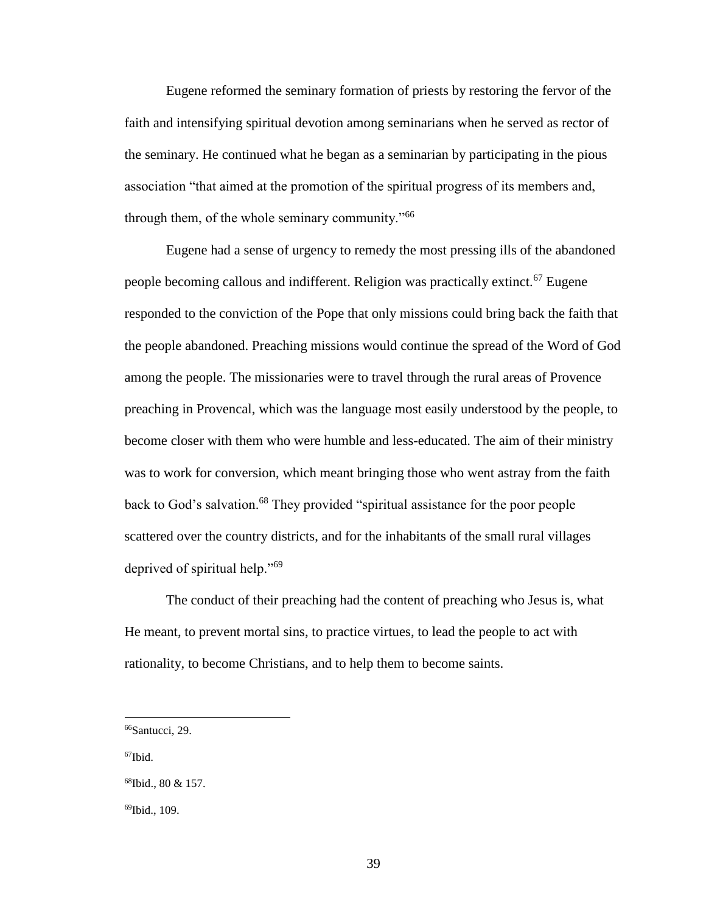Eugene reformed the seminary formation of priests by restoring the fervor of the faith and intensifying spiritual devotion among seminarians when he served as rector of the seminary. He continued what he began as a seminarian by participating in the pious association "that aimed at the promotion of the spiritual progress of its members and, through them, of the whole seminary community."[66]

Eugene had a sense of urgency to remedy the most pressing ills of the abandoned people becoming callous and indifferent. Religion was practically extinct.[67] Eugene responded to the conviction of the Pope that only missions could bring back the faith that the people abandoned. Preaching missions would continue the spread of the Word of God among the people. The missionaries were to travel through the rural areas of Provence preaching in Provencal, which was the language most easily understood by the people, to become closer with them who were humble and less-educated. The aim of their ministry was to work for conversion, which meant bringing those who went astray from the faith back to God's salvation.[68] They provided "spiritual assistance for the poor people scattered over the country districts, and for the inhabitants of the small rural villages deprived of spiritual help."[69]

The conduct of their preaching had the content of preaching who Jesus is, what He meant, to prevent mortal sins, to practice virtues, to lead the people to act with rationality, to become Christians, and to help them to become saints.

---

[66]Santucci, 29.

[67]Ibid.

[68]Ibid., 80 & 157.

[69]Ibid., 109.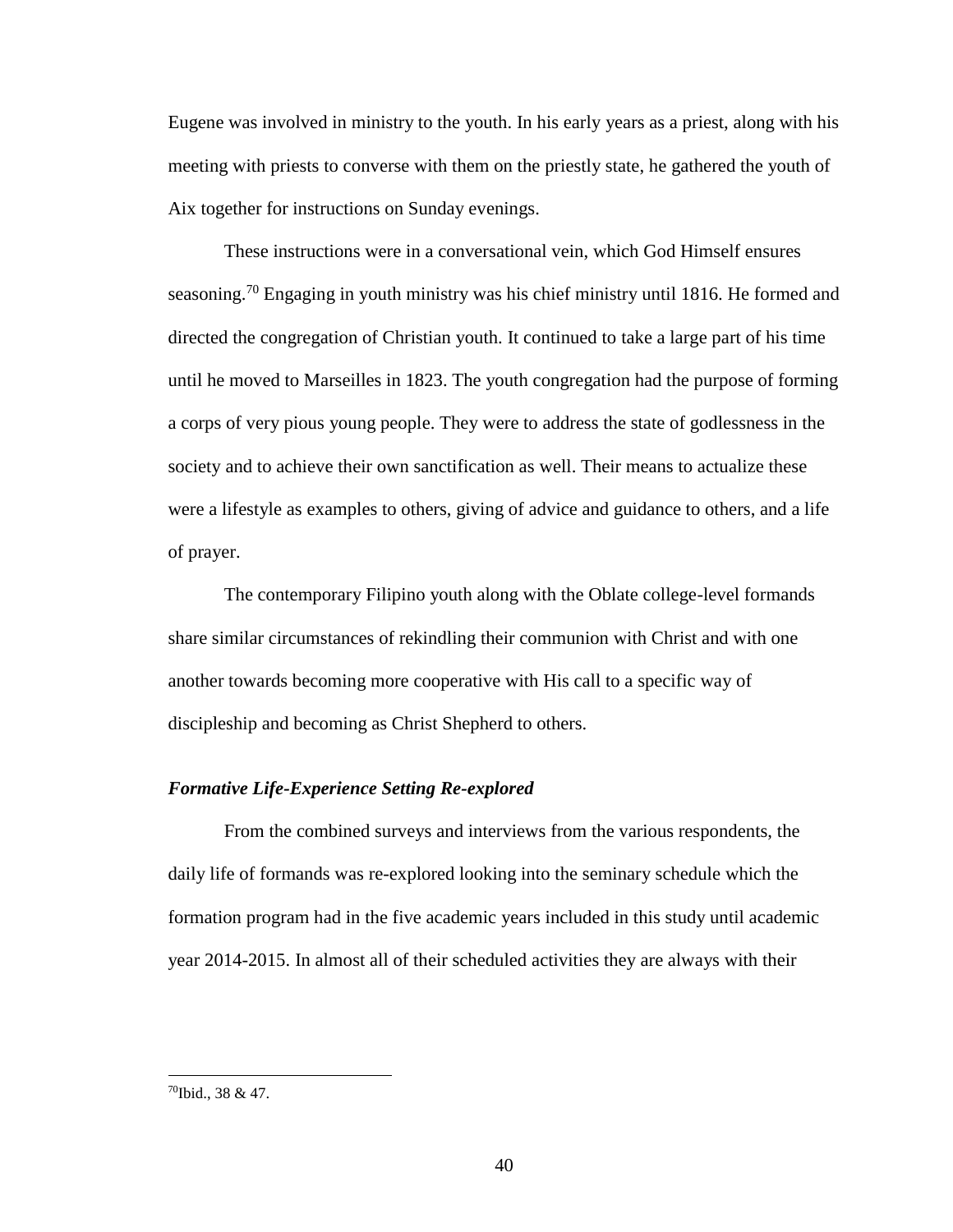Eugene was involved in ministry to the youth. In his early years as a priest, along with his meeting with priests to converse with them on the priestly state, he gathered the youth of Aix together for instructions on Sunday evenings.

These instructions were in a conversational vein, which God Himself ensures seasoning.[70] Engaging in youth ministry was his chief ministry until 1816. He formed and directed the congregation of Christian youth. It continued to take a large part of his time until he moved to Marseilles in 1823. The youth congregation had the purpose of forming a corps of very pious young people. They were to address the state of godlessness in the society and to achieve their own sanctification as well. Their means to actualize these were a lifestyle as examples to others, giving of advice and guidance to others, and a life of prayer.

The contemporary Filipino youth along with the Oblate college-level formands share similar circumstances of rekindling their communion with Christ and with one another towards becoming more cooperative with His call to a specific way of discipleship and becoming as Christ Shepherd to others.

### *Formative Life-Experience Setting Re-explored*

From the combined surveys and interviews from the various respondents, the daily life of formands was re-explored looking into the seminary schedule which the formation program had in the five academic years included in this study until academic year 2014-2015. In almost all of their scheduled activities they are always with their

---

[70]Ibid., 38 & 47.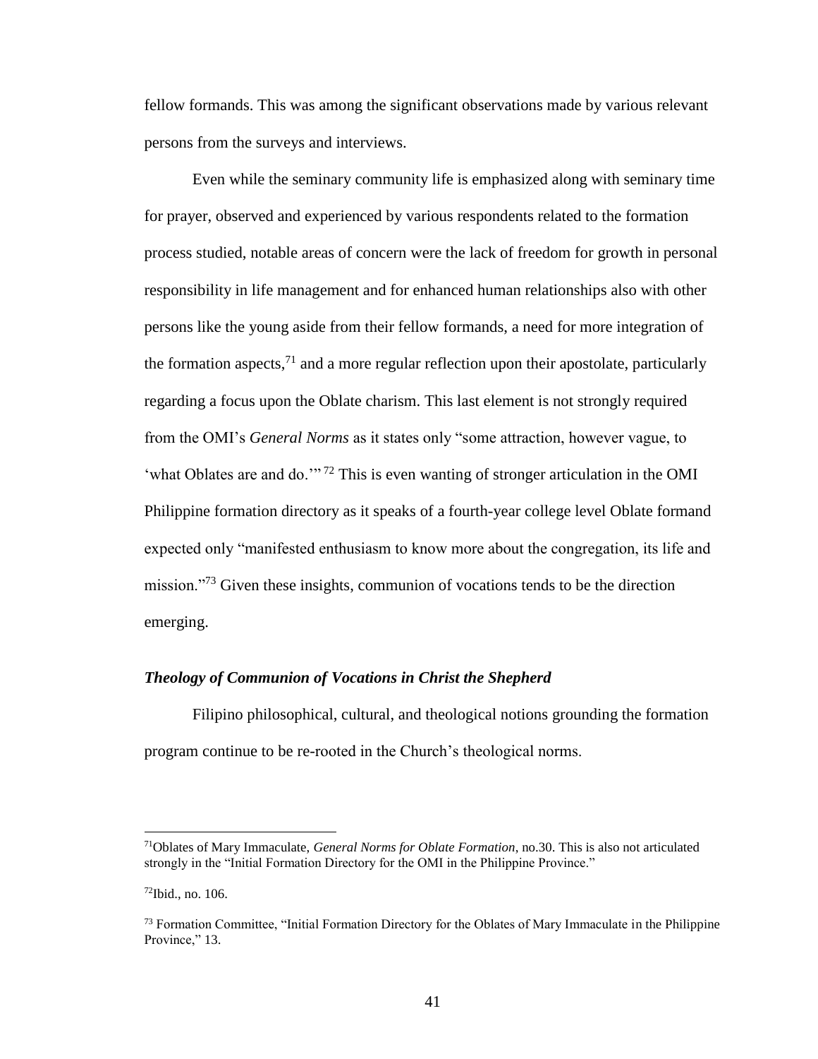fellow formands. This was among the significant observations made by various relevant persons from the surveys and interviews.

Even while the seminary community life is emphasized along with seminary time for prayer, observed and experienced by various respondents related to the formation process studied, notable areas of concern were the lack of freedom for growth in personal responsibility in life management and for enhanced human relationships also with other persons like the young aside from their fellow formands, a need for more integration of the formation aspects,[71] and a more regular reflection upon their apostolate, particularly regarding a focus upon the Oblate charism. This last element is not strongly required from the OMI's *General Norms* as it states only "some attraction, however vague, to 'what Oblates are and do.'"[72] This is even wanting of stronger articulation in the OMI Philippine formation directory as it speaks of a fourth-year college level Oblate formand expected only "manifested enthusiasm to know more about the congregation, its life and mission."[73] Given these insights, communion of vocations tends to be the direction emerging.

### *Theology of Communion of Vocations in Christ the Shepherd*

Filipino philosophical, cultural, and theological notions grounding the formation program continue to be re-rooted in the Church's theological norms.

---

[71] Oblates of Mary Immaculate, *General Norms for Oblate Formation*, no.30. This is also not articulated strongly in the "Initial Formation Directory for the OMI in the Philippine Province."

[72] Ibid., no. 106.

[73] Formation Committee, "Initial Formation Directory for the Oblates of Mary Immaculate in the Philippine Province," 13.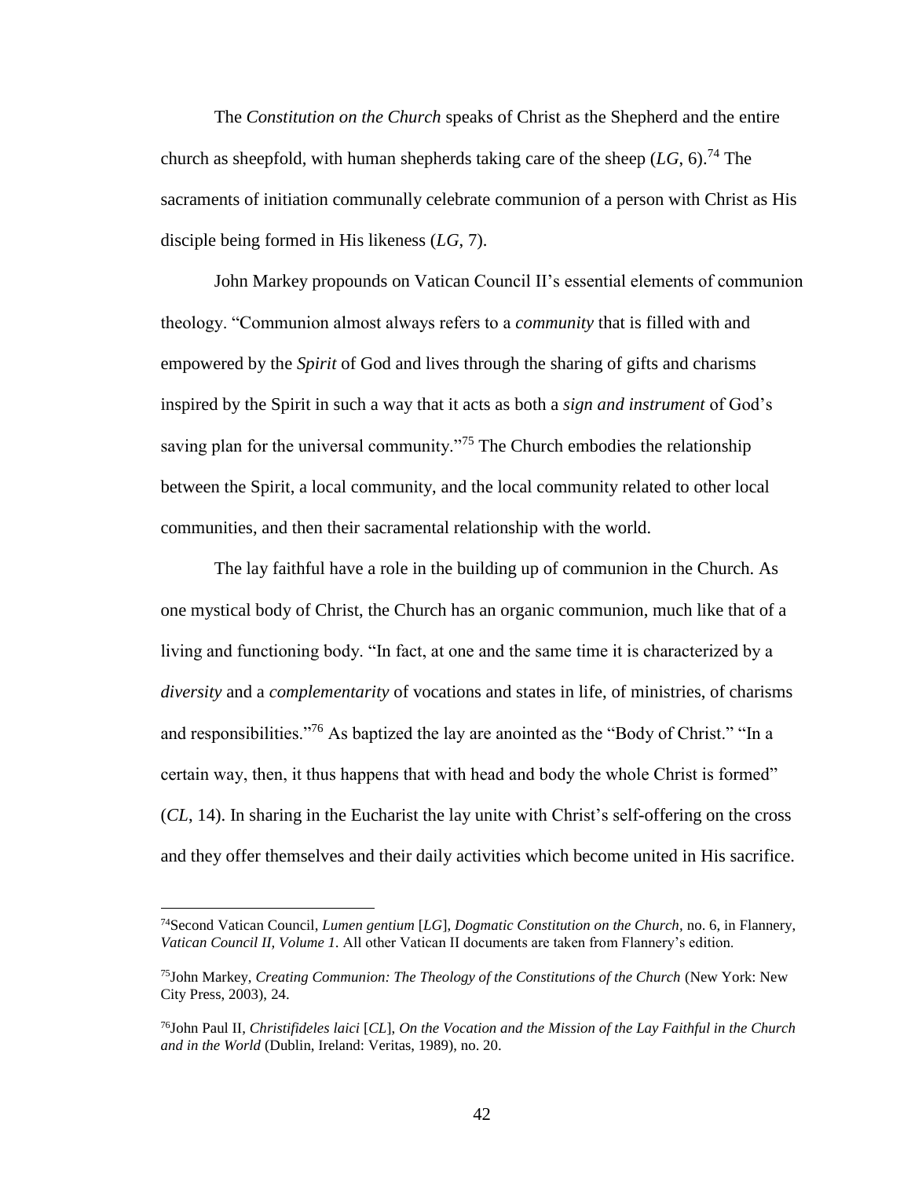The *Constitution on the Church* speaks of Christ as the Shepherd and the entire church as sheepfold, with human shepherds taking care of the sheep (*LG*, 6).[74] The sacraments of initiation communally celebrate communion of a person with Christ as His disciple being formed in His likeness (*LG*, 7).

John Markey propounds on Vatican Council II's essential elements of communion theology. "Communion almost always refers to a *community* that is filled with and empowered by the *Spirit* of God and lives through the sharing of gifts and charisms inspired by the Spirit in such a way that it acts as both a *sign and instrument* of God's saving plan for the universal community."[75] The Church embodies the relationship between the Spirit, a local community, and the local community related to other local communities, and then their sacramental relationship with the world.

The lay faithful have a role in the building up of communion in the Church. As one mystical body of Christ, the Church has an organic communion, much like that of a living and functioning body. "In fact, at one and the same time it is characterized by a *diversity* and a *complementarity* of vocations and states in life, of ministries, of charisms and responsibilities."[76] As baptized the lay are anointed as the "Body of Christ." "In a certain way, then, it thus happens that with head and body the whole Christ is formed" (*CL*, 14). In sharing in the Eucharist the lay unite with Christ's self-offering on the cross and they offer themselves and their daily activities which become united in His sacrifice.

---

[74]Second Vatican Council, *Lumen gentium* [*LG*], *Dogmatic Constitution on the Church,* no. 6, in Flannery, *Vatican Council II, Volume 1*. All other Vatican II documents are taken from Flannery's edition.

[75]John Markey, *Creating Communion: The Theology of the Constitutions of the Church* (New York: New City Press, 2003), 24.

[76]John Paul II, *Christifideles laici* [*CL*], *On the Vocation and the Mission of the Lay Faithful in the Church and in the World* (Dublin, Ireland: Veritas, 1989), no. 20.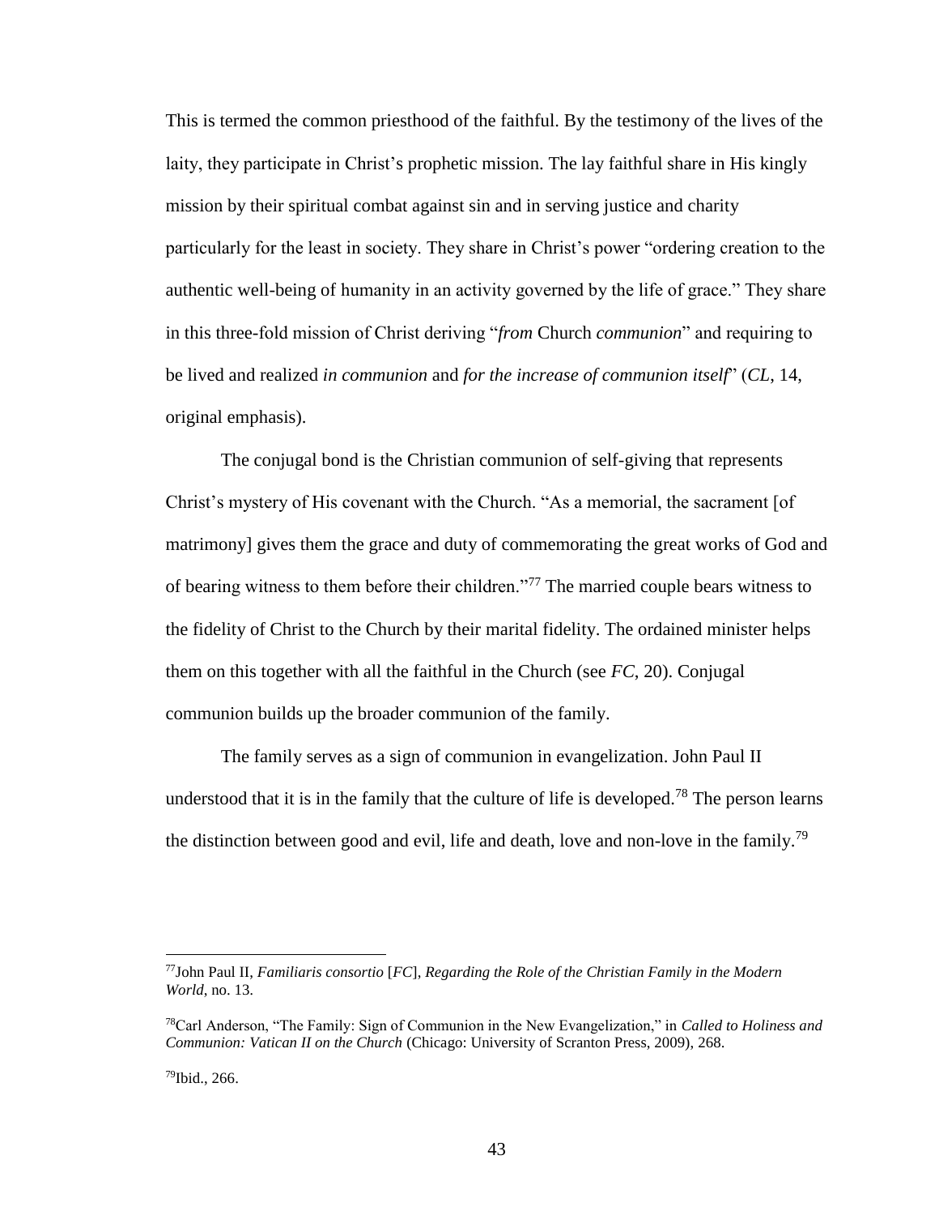This is termed the common priesthood of the faithful. By the testimony of the lives of the laity, they participate in Christ's prophetic mission. The lay faithful share in His kingly mission by their spiritual combat against sin and in serving justice and charity particularly for the least in society. They share in Christ's power "ordering creation to the authentic well-being of humanity in an activity governed by the life of grace." They share in this three-fold mission of Christ deriving "*from* Church *communion*" and requiring to be lived and realized *in communion* and *for the increase of communion itself*" (*CL*, 14, original emphasis).

The conjugal bond is the Christian communion of self-giving that represents Christ's mystery of His covenant with the Church. "As a memorial, the sacrament [of matrimony] gives them the grace and duty of commemorating the great works of God and of bearing witness to them before their children."[77] The married couple bears witness to the fidelity of Christ to the Church by their marital fidelity. The ordained minister helps them on this together with all the faithful in the Church (see *FC*, 20). Conjugal communion builds up the broader communion of the family.

The family serves as a sign of communion in evangelization. John Paul II understood that it is in the family that the culture of life is developed.[78] The person learns the distinction between good and evil, life and death, love and non-love in the family.[79]

---

[77]John Paul II, *Familiaris consortio* [*FC*], *Regarding the Role of the Christian Family in the Modern World*, no. 13.

[78]Carl Anderson, "The Family: Sign of Communion in the New Evangelization," in *Called to Holiness and Communion: Vatican II on the Church* (Chicago: University of Scranton Press, 2009), 268.

[79]Ibid., 266.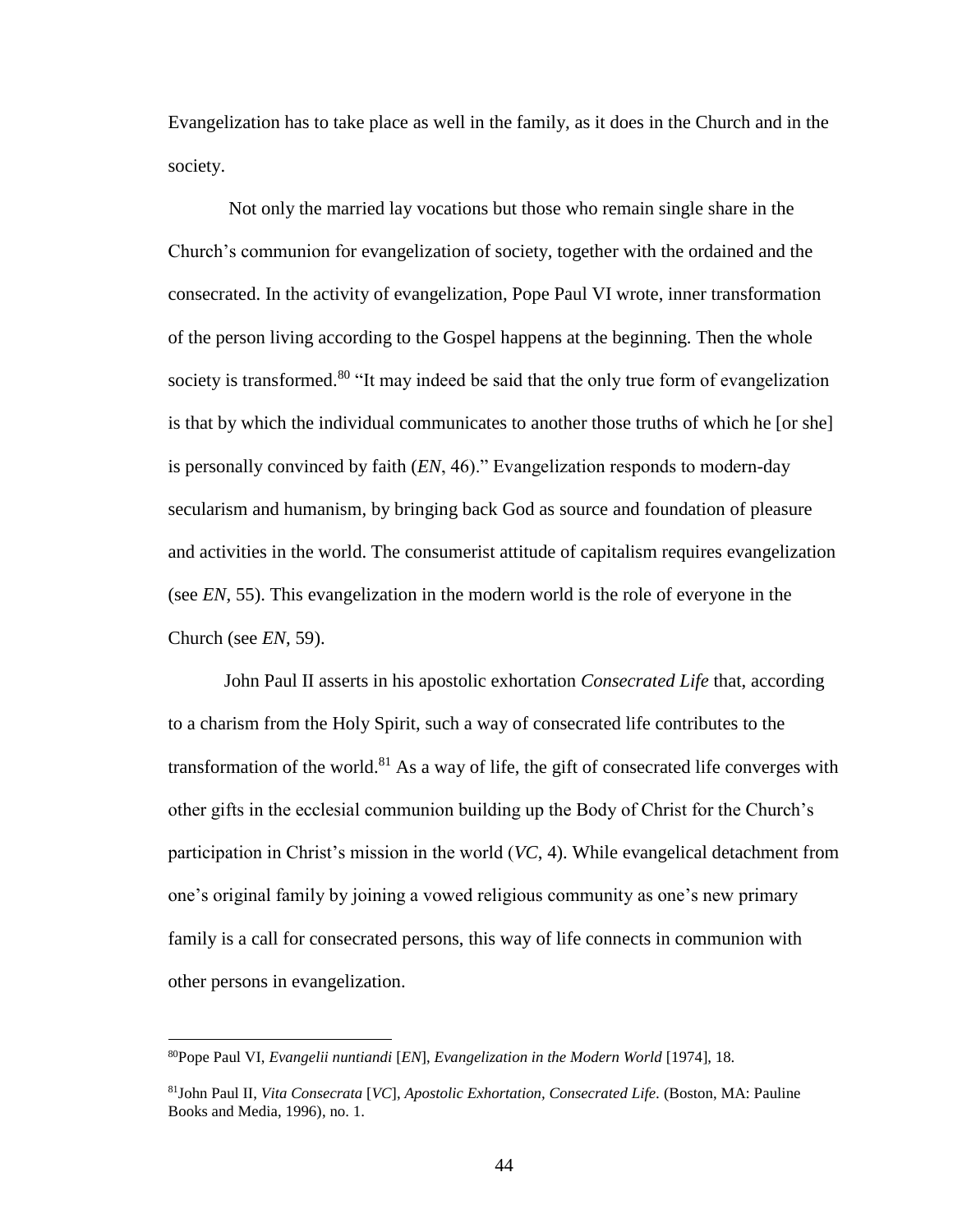Evangelization has to take place as well in the family, as it does in the Church and in the society.

Not only the married lay vocations but those who remain single share in the Church's communion for evangelization of society, together with the ordained and the consecrated. In the activity of evangelization, Pope Paul VI wrote, inner transformation of the person living according to the Gospel happens at the beginning. Then the whole society is transformed.[80] "It may indeed be said that the only true form of evangelization is that by which the individual communicates to another those truths of which he [or she] is personally convinced by faith (*EN*, 46)." Evangelization responds to modern-day secularism and humanism, by bringing back God as source and foundation of pleasure and activities in the world. The consumerist attitude of capitalism requires evangelization (see *EN*, 55). This evangelization in the modern world is the role of everyone in the Church (see *EN*, 59).

John Paul II asserts in his apostolic exhortation *Consecrated Life* that, according to a charism from the Holy Spirit, such a way of consecrated life contributes to the transformation of the world.[81] As a way of life, the gift of consecrated life converges with other gifts in the ecclesial communion building up the Body of Christ for the Church's participation in Christ's mission in the world (*VC*, 4). While evangelical detachment from one's original family by joining a vowed religious community as one's new primary family is a call for consecrated persons, this way of life connects in communion with other persons in evangelization.

---

[80]Pope Paul VI, *Evangelii nuntiandi* [*EN*], *Evangelization in the Modern World* [1974], 18.

[81]John Paul II, *Vita Consecrata* [*VC*], *Apostolic Exhortation, Consecrated Life.* (Boston, MA: Pauline Books and Media, 1996), no. 1.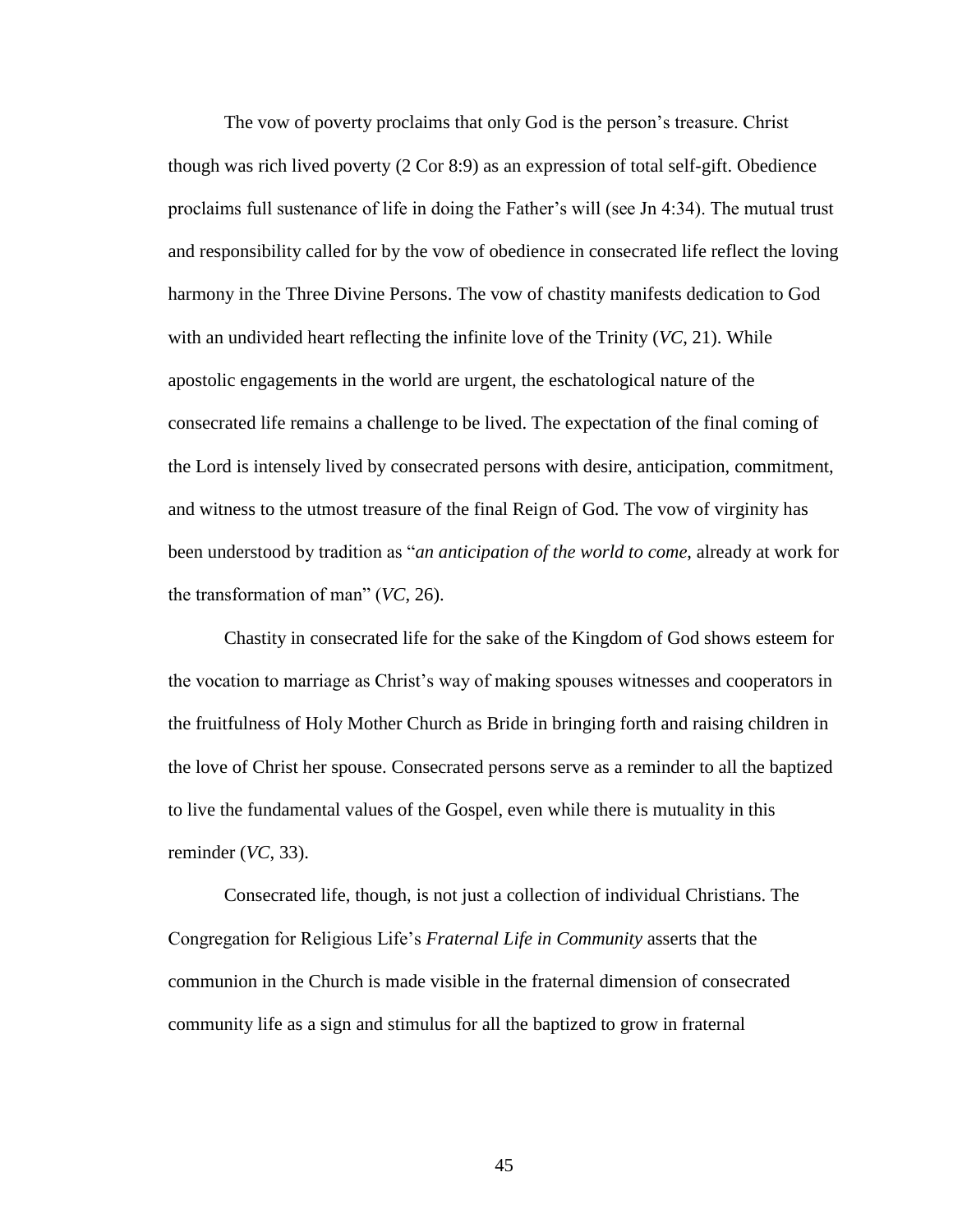The vow of poverty proclaims that only God is the person's treasure. Christ though was rich lived poverty (2 Cor 8:9) as an expression of total self-gift. Obedience proclaims full sustenance of life in doing the Father's will (see Jn 4:34). The mutual trust and responsibility called for by the vow of obedience in consecrated life reflect the loving harmony in the Three Divine Persons. The vow of chastity manifests dedication to God with an undivided heart reflecting the infinite love of the Trinity (*VC*, 21). While apostolic engagements in the world are urgent, the eschatological nature of the consecrated life remains a challenge to be lived. The expectation of the final coming of the Lord is intensely lived by consecrated persons with desire, anticipation, commitment, and witness to the utmost treasure of the final Reign of God. The vow of virginity has been understood by tradition as "*an anticipation of the world to come*, already at work for the transformation of man" (*VC*, 26).

Chastity in consecrated life for the sake of the Kingdom of God shows esteem for the vocation to marriage as Christ's way of making spouses witnesses and cooperators in the fruitfulness of Holy Mother Church as Bride in bringing forth and raising children in the love of Christ her spouse. Consecrated persons serve as a reminder to all the baptized to live the fundamental values of the Gospel, even while there is mutuality in this reminder (*VC*, 33).

Consecrated life, though, is not just a collection of individual Christians. The Congregation for Religious Life's *Fraternal Life in Community* asserts that the communion in the Church is made visible in the fraternal dimension of consecrated community life as a sign and stimulus for all the baptized to grow in fraternal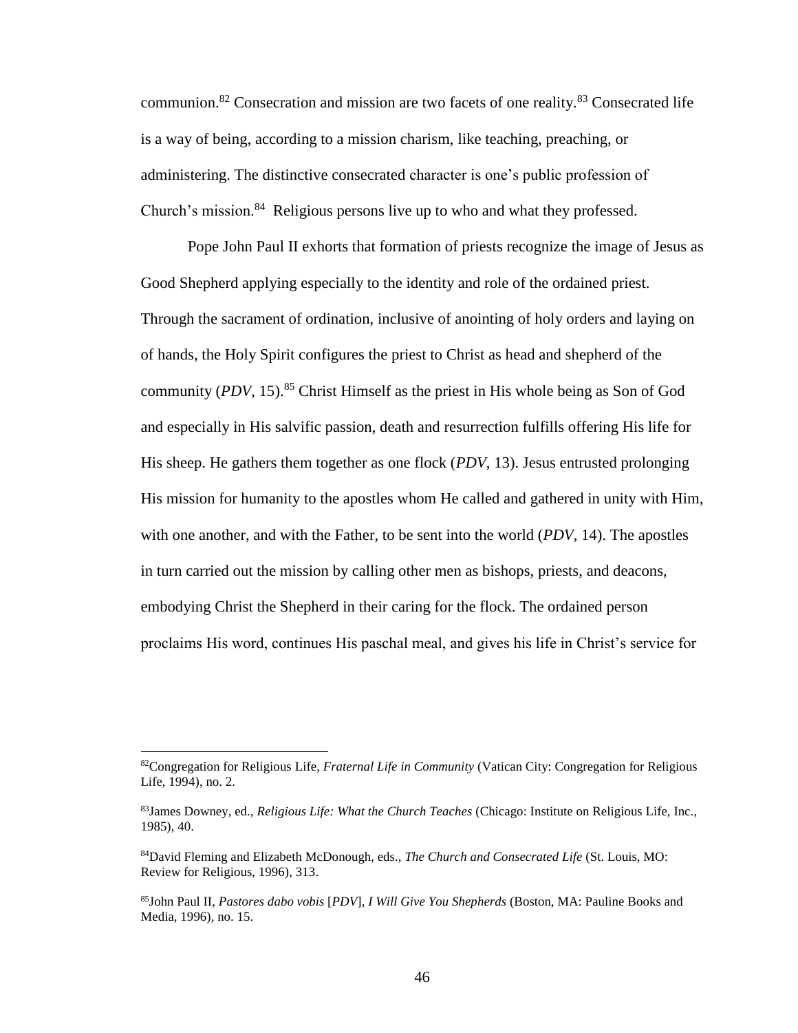communion.[82] Consecration and mission are two facets of one reality.[83] Consecrated life is a way of being, according to a mission charism, like teaching, preaching, or administering. The distinctive consecrated character is one's public profession of Church's mission.[84] Religious persons live up to who and what they professed.

Pope John Paul II exhorts that formation of priests recognize the image of Jesus as Good Shepherd applying especially to the identity and role of the ordained priest. Through the sacrament of ordination, inclusive of anointing of holy orders and laying on of hands, the Holy Spirit configures the priest to Christ as head and shepherd of the community (*PDV*, 15).[85] Christ Himself as the priest in His whole being as Son of God and especially in His salvific passion, death and resurrection fulfills offering His life for His sheep. He gathers them together as one flock (*PDV*, 13). Jesus entrusted prolonging His mission for humanity to the apostles whom He called and gathered in unity with Him, with one another, and with the Father, to be sent into the world (*PDV*, 14). The apostles in turn carried out the mission by calling other men as bishops, priests, and deacons, embodying Christ the Shepherd in their caring for the flock. The ordained person proclaims His word, continues His paschal meal, and gives his life in Christ's service for

---

[82] Congregation for Religious Life, *Fraternal Life in Community* (Vatican City: Congregation for Religious Life, 1994), no. 2.

[83] James Downey, ed., *Religious Life: What the Church Teaches* (Chicago: Institute on Religious Life, Inc., 1985), 40.

[84] David Fleming and Elizabeth McDonough, eds., *The Church and Consecrated Life* (St. Louis, MO: Review for Religious, 1996), 313.

[85] John Paul II, *Pastores dabo vobis* [*PDV*], *I Will Give You Shepherds* (Boston, MA: Pauline Books and Media, 1996), no. 15.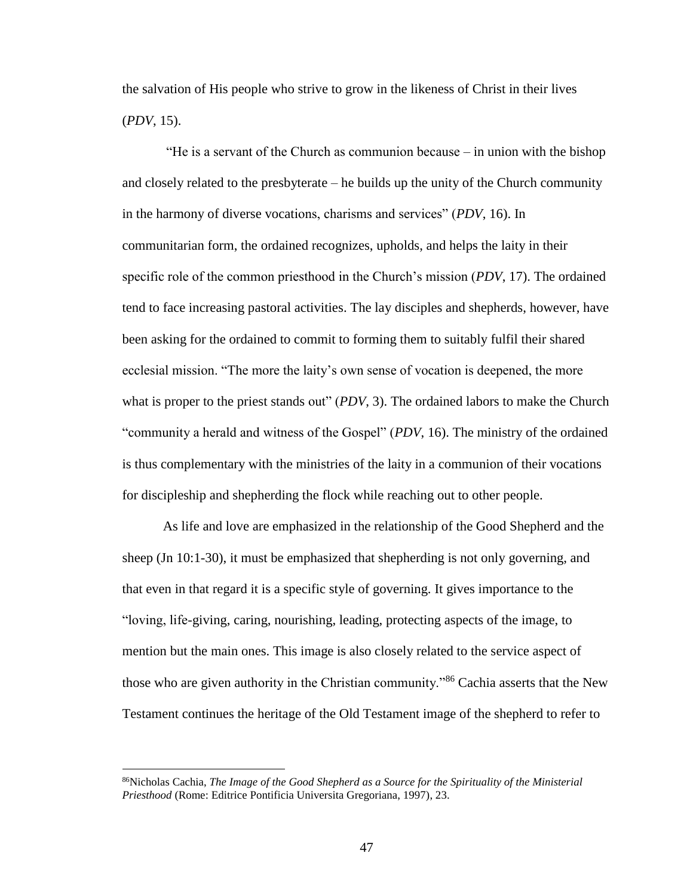the salvation of His people who strive to grow in the likeness of Christ in their lives (*PDV*, 15).

"He is a servant of the Church as communion because – in union with the bishop and closely related to the presbyterate – he builds up the unity of the Church community in the harmony of diverse vocations, charisms and services" (*PDV*, 16). In communitarian form, the ordained recognizes, upholds, and helps the laity in their specific role of the common priesthood in the Church's mission (*PDV*, 17). The ordained tend to face increasing pastoral activities. The lay disciples and shepherds, however, have been asking for the ordained to commit to forming them to suitably fulfil their shared ecclesial mission. "The more the laity's own sense of vocation is deepened, the more what is proper to the priest stands out" (*PDV*, 3). The ordained labors to make the Church "community a herald and witness of the Gospel" (*PDV*, 16). The ministry of the ordained is thus complementary with the ministries of the laity in a communion of their vocations for discipleship and shepherding the flock while reaching out to other people.

As life and love are emphasized in the relationship of the Good Shepherd and the sheep (Jn 10:1-30), it must be emphasized that shepherding is not only governing, and that even in that regard it is a specific style of governing. It gives importance to the "loving, life-giving, caring, nourishing, leading, protecting aspects of the image, to mention but the main ones. This image is also closely related to the service aspect of those who are given authority in the Christian community."[86] Cachia asserts that the New Testament continues the heritage of the Old Testament image of the shepherd to refer to

---

[86]Nicholas Cachia, *The Image of the Good Shepherd as a Source for the Spirituality of the Ministerial Priesthood* (Rome: Editrice Pontificia Universita Gregoriana, 1997), 23.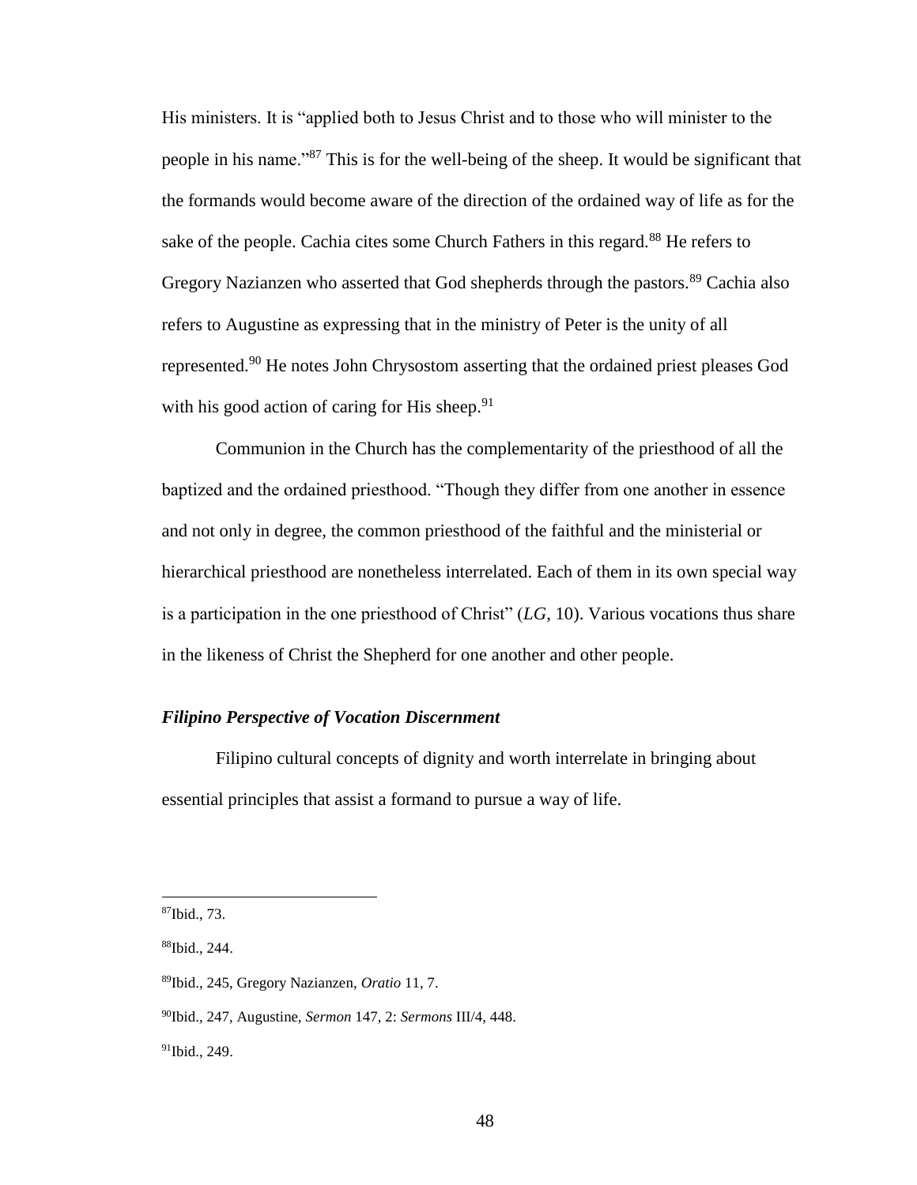His ministers. It is "applied both to Jesus Christ and to those who will minister to the people in his name."[87] This is for the well-being of the sheep. It would be significant that the formands would become aware of the direction of the ordained way of life as for the sake of the people. Cachia cites some Church Fathers in this regard.[88] He refers to Gregory Nazianzen who asserted that God shepherds through the pastors.[89] Cachia also refers to Augustine as expressing that in the ministry of Peter is the unity of all represented.[90] He notes John Chrysostom asserting that the ordained priest pleases God with his good action of caring for His sheep.[91]

Communion in the Church has the complementarity of the priesthood of all the baptized and the ordained priesthood. "Though they differ from one another in essence and not only in degree, the common priesthood of the faithful and the ministerial or hierarchical priesthood are nonetheless interrelated. Each of them in its own special way is a participation in the one priesthood of Christ" (*LG*, 10). Various vocations thus share in the likeness of Christ the Shepherd for one another and other people.

### *Filipino Perspective of Vocation Discernment*

Filipino cultural concepts of dignity and worth interrelate in bringing about essential principles that assist a formand to pursue a way of life.

---

[87]Ibid., 73.

[88]Ibid., 244.

[89]Ibid., 245, Gregory Nazianzen, *Oratio* 11, 7.

[90]Ibid., 247, Augustine, *Sermon* 147, 2: *Sermons* III/4, 448.

[91]Ibid., 249.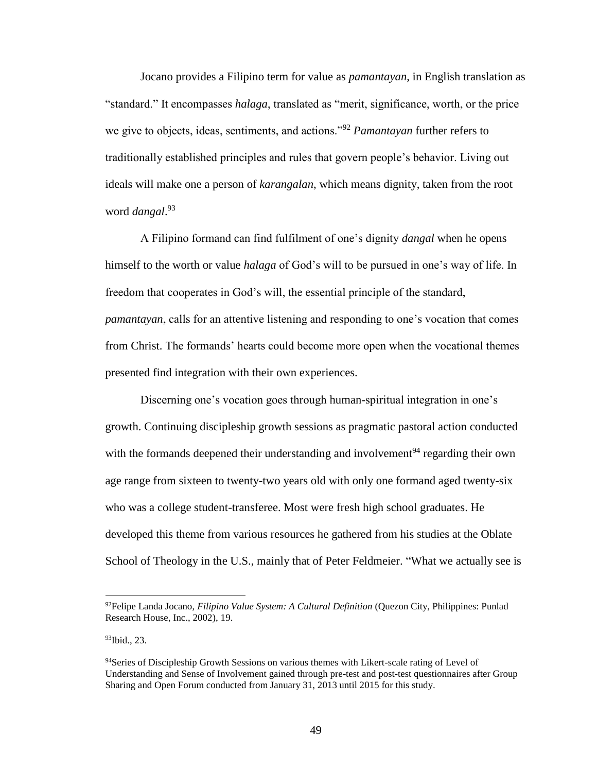Jocano provides a Filipino term for value as *pamantayan*, in English translation as "standard." It encompasses *halaga*, translated as "merit, significance, worth, or the price we give to objects, ideas, sentiments, and actions."[92] *Pamantayan* further refers to traditionally established principles and rules that govern people's behavior. Living out ideals will make one a person of *karangalan*, which means dignity, taken from the root word *dangal*.[93]

A Filipino formand can find fulfilment of one's dignity *dangal* when he opens himself to the worth or value *halaga* of God's will to be pursued in one's way of life. In freedom that cooperates in God's will, the essential principle of the standard, *pamantayan*, calls for an attentive listening and responding to one's vocation that comes from Christ. The formands' hearts could become more open when the vocational themes presented find integration with their own experiences.

Discerning one's vocation goes through human-spiritual integration in one's growth. Continuing discipleship growth sessions as pragmatic pastoral action conducted with the formands deepened their understanding and involvement[94] regarding their own age range from sixteen to twenty-two years old with only one formand aged twenty-six who was a college student-transferee. Most were fresh high school graduates. He developed this theme from various resources he gathered from his studies at the Oblate School of Theology in the U.S., mainly that of Peter Feldmeier. "What we actually see is

---

[92]Felipe Landa Jocano, *Filipino Value System: A Cultural Definition* (Quezon City, Philippines: Punlad Research House, Inc., 2002), 19.

[93]Ibid., 23.

[94]Series of Discipleship Growth Sessions on various themes with Likert-scale rating of Level of Understanding and Sense of Involvement gained through pre-test and post-test questionnaires after Group Sharing and Open Forum conducted from January 31, 2013 until 2015 for this study.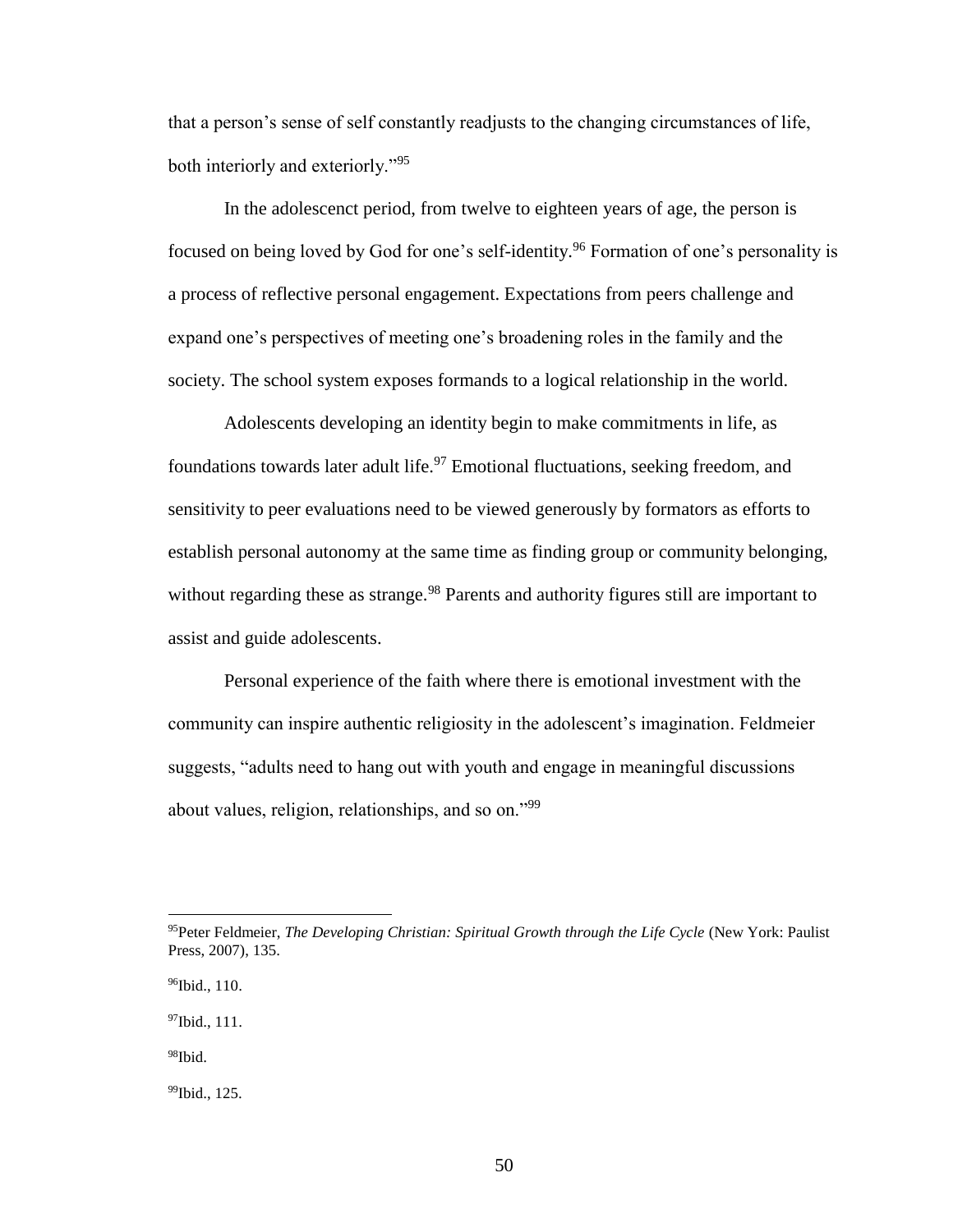that a person's sense of self constantly readjusts to the changing circumstances of life, both interiorly and exteriorly."[95]

In the adolescenct period, from twelve to eighteen years of age, the person is focused on being loved by God for one's self-identity.[96] Formation of one's personality is a process of reflective personal engagement. Expectations from peers challenge and expand one's perspectives of meeting one's broadening roles in the family and the society. The school system exposes formands to a logical relationship in the world.

Adolescents developing an identity begin to make commitments in life, as foundations towards later adult life.[97] Emotional fluctuations, seeking freedom, and sensitivity to peer evaluations need to be viewed generously by formators as efforts to establish personal autonomy at the same time as finding group or community belonging, without regarding these as strange.[98] Parents and authority figures still are important to assist and guide adolescents.

Personal experience of the faith where there is emotional investment with the community can inspire authentic religiosity in the adolescent's imagination. Feldmeier suggests, "adults need to hang out with youth and engage in meaningful discussions about values, religion, relationships, and so on."[99]

---

[95]Peter Feldmeier, *The Developing Christian: Spiritual Growth through the Life Cycle* (New York: Paulist Press, 2007), 135.

[96]Ibid., 110.

[97]Ibid., 111.

[98]Ibid.

[99]Ibid., 125.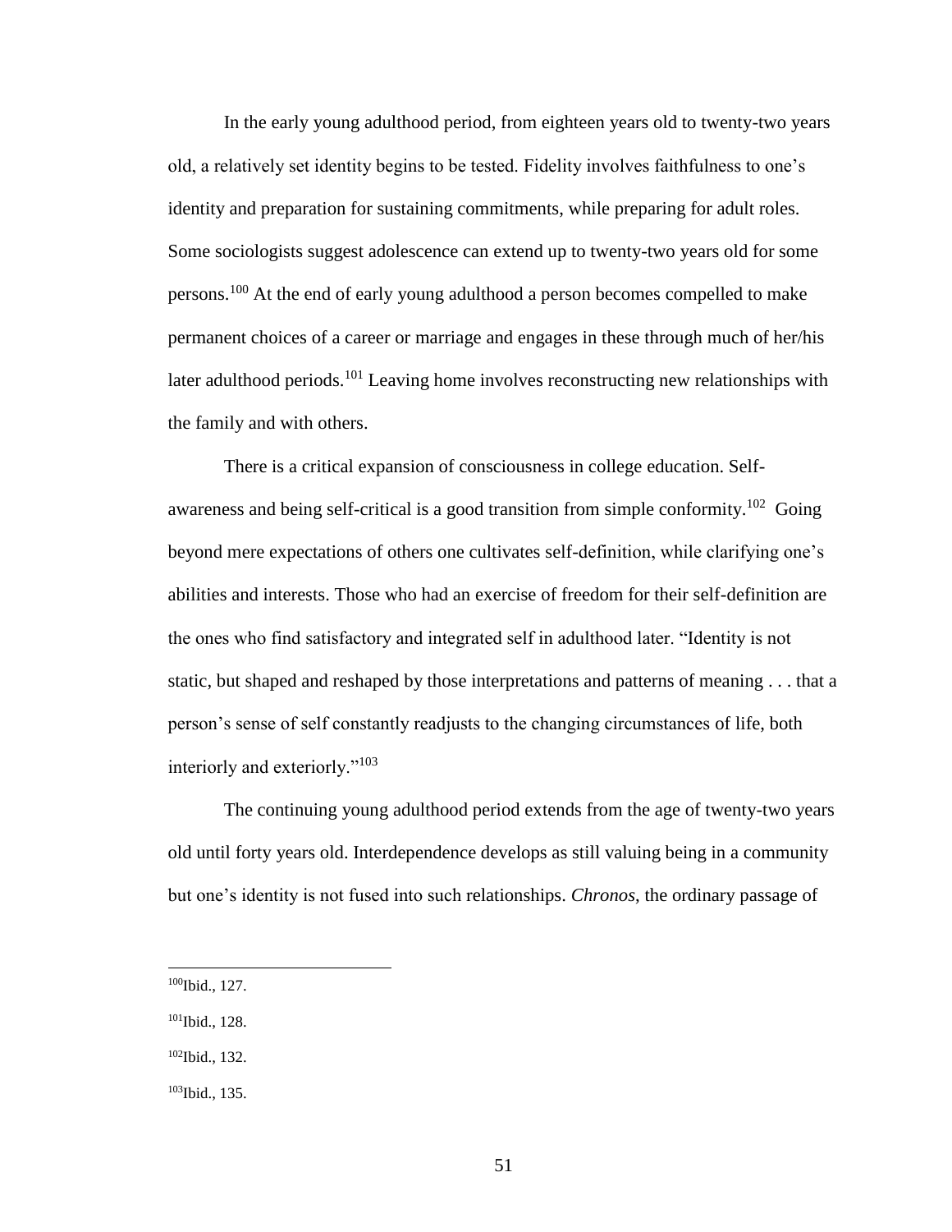In the early young adulthood period, from eighteen years old to twenty-two years old, a relatively set identity begins to be tested. Fidelity involves faithfulness to one's identity and preparation for sustaining commitments, while preparing for adult roles. Some sociologists suggest adolescence can extend up to twenty-two years old for some persons.[100] At the end of early young adulthood a person becomes compelled to make permanent choices of a career or marriage and engages in these through much of her/his later adulthood periods.[101] Leaving home involves reconstructing new relationships with the family and with others.

There is a critical expansion of consciousness in college education. Self-awareness and being self-critical is a good transition from simple conformity.[102] Going beyond mere expectations of others one cultivates self-definition, while clarifying one's abilities and interests. Those who had an exercise of freedom for their self-definition are the ones who find satisfactory and integrated self in adulthood later. "Identity is not static, but shaped and reshaped by those interpretations and patterns of meaning . . . that a person's sense of self constantly readjusts to the changing circumstances of life, both interiorly and exteriorly."[103]

The continuing young adulthood period extends from the age of twenty-two years old until forty years old. Interdependence develops as still valuing being in a community but one's identity is not fused into such relationships. *Chronos*, the ordinary passage of

---

[100]Ibid., 127.

[101]Ibid., 128.

[102]Ibid., 132.

[103]Ibid., 135.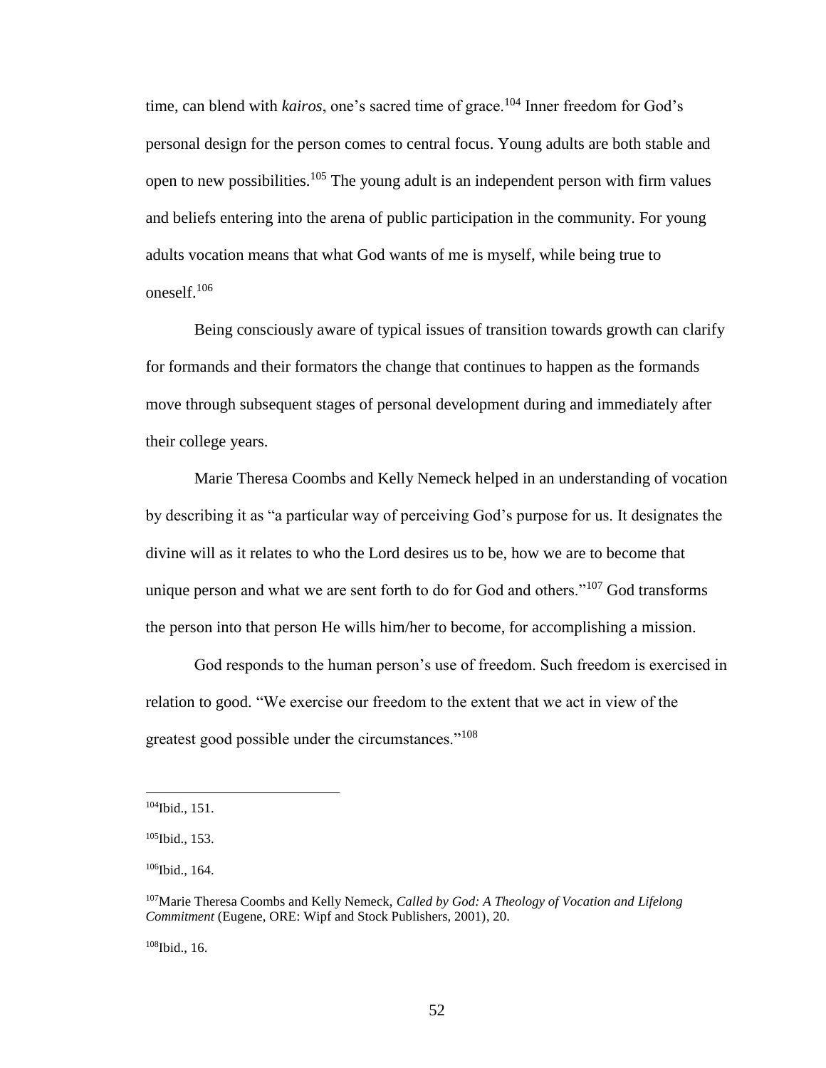time, can blend with *kairos*, one's sacred time of grace.[104] Inner freedom for God's personal design for the person comes to central focus. Young adults are both stable and open to new possibilities.[105] The young adult is an independent person with firm values and beliefs entering into the arena of public participation in the community. For young adults vocation means that what God wants of me is myself, while being true to oneself.[106]

Being consciously aware of typical issues of transition towards growth can clarify for formands and their formators the change that continues to happen as the formands move through subsequent stages of personal development during and immediately after their college years.

Marie Theresa Coombs and Kelly Nemeck helped in an understanding of vocation by describing it as "a particular way of perceiving God's purpose for us. It designates the divine will as it relates to who the Lord desires us to be, how we are to become that unique person and what we are sent forth to do for God and others."[107] God transforms the person into that person He wills him/her to become, for accomplishing a mission.

God responds to the human person's use of freedom. Such freedom is exercised in relation to good. "We exercise our freedom to the extent that we act in view of the greatest good possible under the circumstances."[108]

---

[104]Ibid., 151.

[105]Ibid., 153.

[106]Ibid., 164.

[107]Marie Theresa Coombs and Kelly Nemeck, *Called by God: A Theology of Vocation and Lifelong Commitment* (Eugene, ORE: Wipf and Stock Publishers, 2001), 20.

[108]Ibid., 16.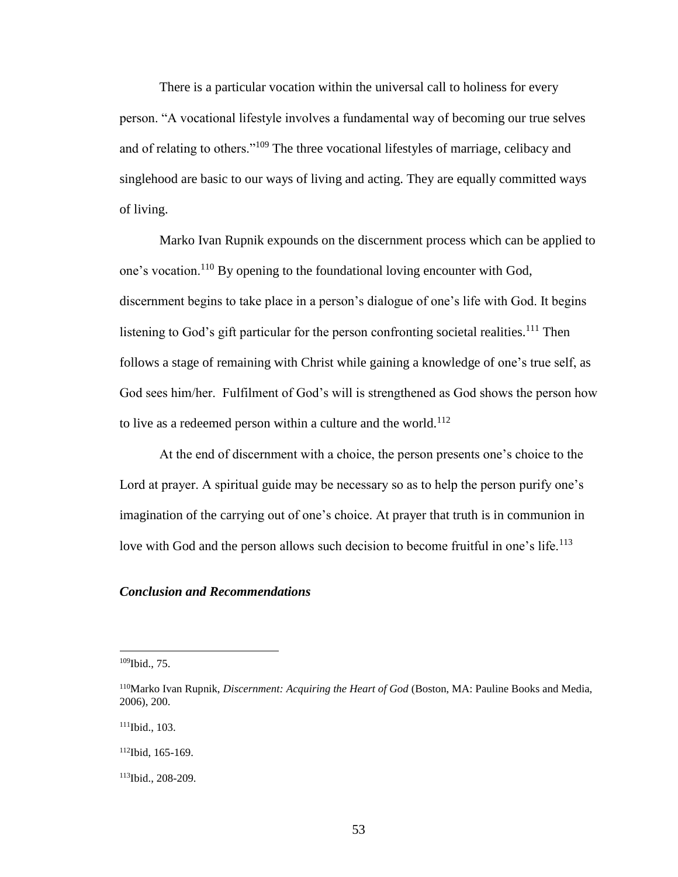There is a particular vocation within the universal call to holiness for every person. "A vocational lifestyle involves a fundamental way of becoming our true selves and of relating to others."[109] The three vocational lifestyles of marriage, celibacy and singlehood are basic to our ways of living and acting. They are equally committed ways of living.

Marko Ivan Rupnik expounds on the discernment process which can be applied to one's vocation.[110] By opening to the foundational loving encounter with God, discernment begins to take place in a person's dialogue of one's life with God. It begins listening to God's gift particular for the person confronting societal realities.[111] Then follows a stage of remaining with Christ while gaining a knowledge of one's true self, as God sees him/her. Fulfilment of God's will is strengthened as God shows the person how to live as a redeemed person within a culture and the world.[112]

At the end of discernment with a choice, the person presents one's choice to the Lord at prayer. A spiritual guide may be necessary so as to help the person purify one's imagination of the carrying out of one's choice. At prayer that truth is in communion in love with God and the person allows such decision to become fruitful in one's life.[113]

### *Conclusion and Recommendations*

---

[109]Ibid., 75.

[110]Marko Ivan Rupnik, *Discernment: Acquiring the Heart of God* (Boston, MA: Pauline Books and Media, 2006), 200.

[111]Ibid., 103.

[112]Ibid, 165-169.

[113]Ibid., 208-209.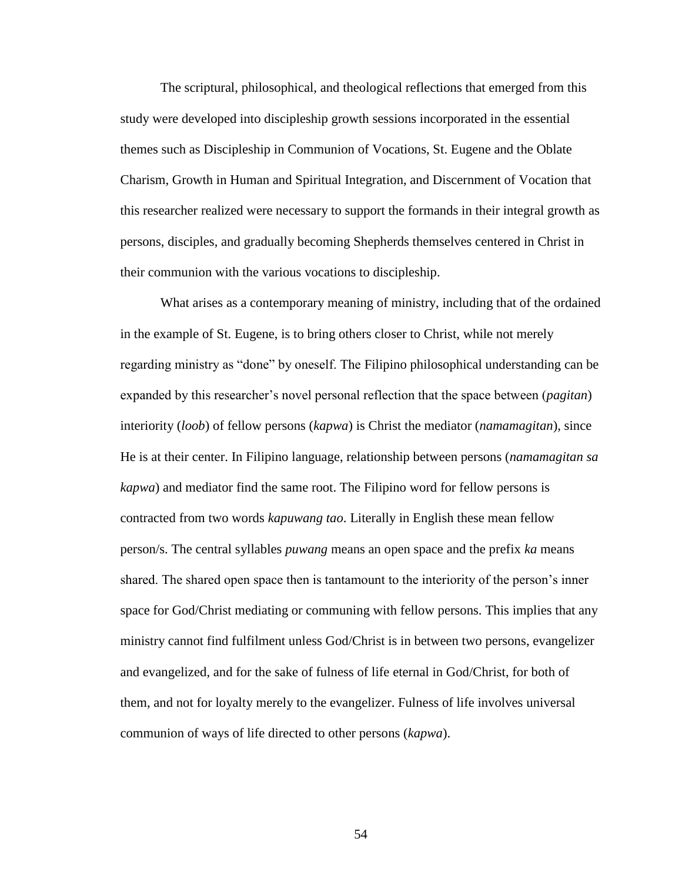The scriptural, philosophical, and theological reflections that emerged from this study were developed into discipleship growth sessions incorporated in the essential themes such as Discipleship in Communion of Vocations, St. Eugene and the Oblate Charism, Growth in Human and Spiritual Integration, and Discernment of Vocation that this researcher realized were necessary to support the formands in their integral growth as persons, disciples, and gradually becoming Shepherds themselves centered in Christ in their communion with the various vocations to discipleship.

What arises as a contemporary meaning of ministry, including that of the ordained in the example of St. Eugene, is to bring others closer to Christ, while not merely regarding ministry as "done" by oneself. The Filipino philosophical understanding can be expanded by this researcher's novel personal reflection that the space between (*pagitan*) interiority (*loob*) of fellow persons (*kapwa*) is Christ the mediator (*namamagitan*), since He is at their center. In Filipino language, relationship between persons (*namamagitan sa kapwa*) and mediator find the same root. The Filipino word for fellow persons is contracted from two words *kapuwang tao*. Literally in English these mean fellow person/s. The central syllables *puwang* means an open space and the prefix *ka* means shared. The shared open space then is tantamount to the interiority of the person's inner space for God/Christ mediating or communing with fellow persons. This implies that any ministry cannot find fulfilment unless God/Christ is in between two persons, evangelizer and evangelized, and for the sake of fulness of life eternal in God/Christ, for both of them, and not for loyalty merely to the evangelizer. Fulness of life involves universal communion of ways of life directed to other persons (*kapwa*).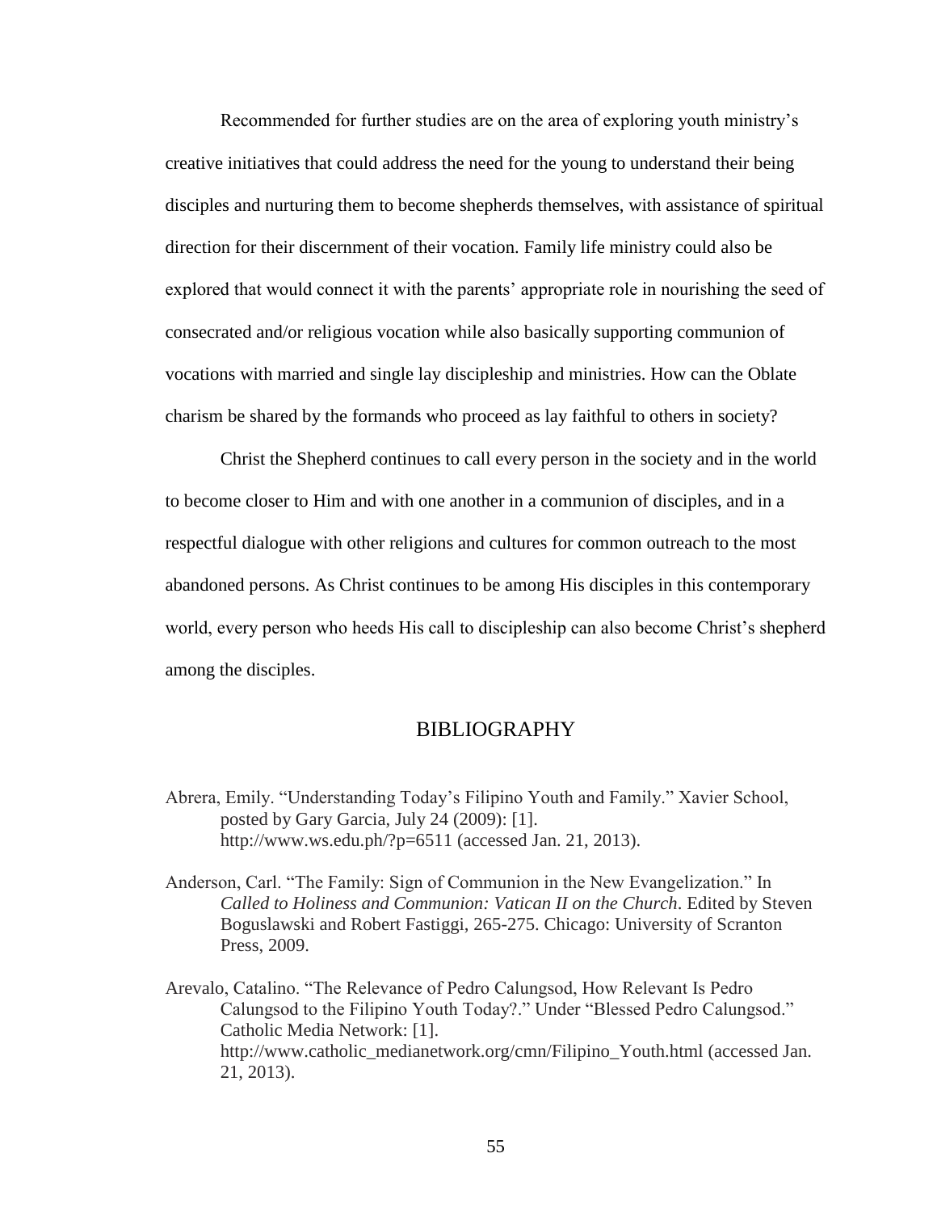Recommended for further studies are on the area of exploring youth ministry's creative initiatives that could address the need for the young to understand their being disciples and nurturing them to become shepherds themselves, with assistance of spiritual direction for their discernment of their vocation. Family life ministry could also be explored that would connect it with the parents' appropriate role in nourishing the seed of consecrated and/or religious vocation while also basically supporting communion of vocations with married and single lay discipleship and ministries. How can the Oblate charism be shared by the formands who proceed as lay faithful to others in society?

Christ the Shepherd continues to call every person in the society and in the world to become closer to Him and with one another in a communion of disciples, and in a respectful dialogue with other religions and cultures for common outreach to the most abandoned persons. As Christ continues to be among His disciples in this contemporary world, every person who heeds His call to discipleship can also become Christ's shepherd among the disciples.

## BIBLIOGRAPHY

Abrera, Emily. "Understanding Today's Filipino Youth and Family." Xavier School, posted by Gary Garcia, July 24 (2009): [1]. http://www.ws.edu.ph/?p=6511 (accessed Jan. 21, 2013).

Anderson, Carl. "The Family: Sign of Communion in the New Evangelization." In *Called to Holiness and Communion: Vatican II on the Church*. Edited by Steven Boguslawski and Robert Fastiggi, 265-275. Chicago: University of Scranton Press, 2009.

Arevalo, Catalino. "The Relevance of Pedro Calungsod, How Relevant Is Pedro Calungsod to the Filipino Youth Today?." Under "Blessed Pedro Calungsod." Catholic Media Network: [1]. http://www.catholic_medianetwork.org/cmn/Filipino_Youth.html (accessed Jan. 21, 2013).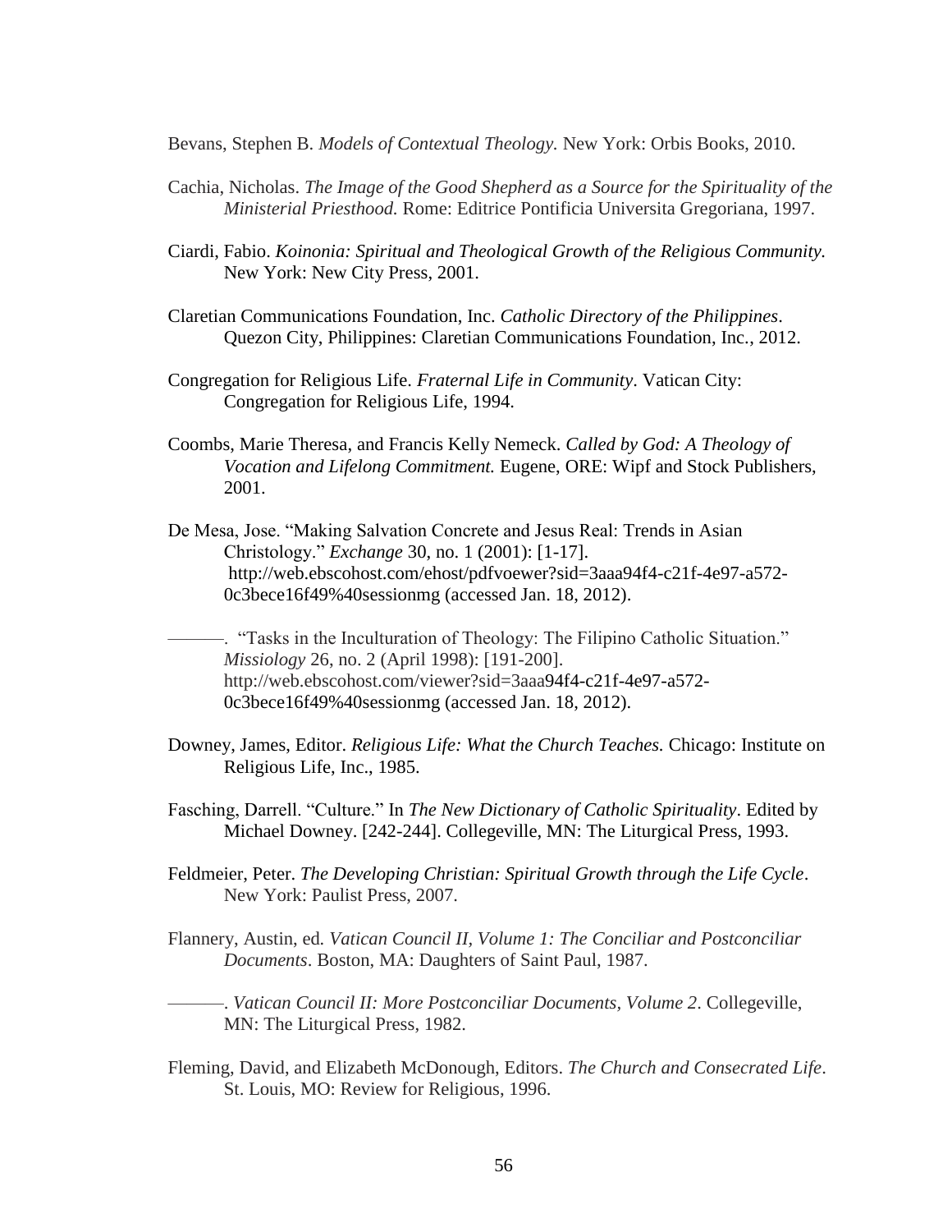Bevans, Stephen B. *Models of Contextual Theology.* New York: Orbis Books, 2010.

Cachia, Nicholas. *The Image of the Good Shepherd as a Source for the Spirituality of the Ministerial Priesthood.* Rome: Editrice Pontificia Universita Gregoriana, 1997.

Ciardi, Fabio. *Koinonia: Spiritual and Theological Growth of the Religious Community.* New York: New City Press, 2001.

Claretian Communications Foundation, Inc. *Catholic Directory of the Philippines*. Quezon City, Philippines: Claretian Communications Foundation, Inc., 2012.

Congregation for Religious Life. *Fraternal Life in Community*. Vatican City: Congregation for Religious Life, 1994.

Coombs, Marie Theresa, and Francis Kelly Nemeck. *Called by God: A Theology of Vocation and Lifelong Commitment.* Eugene, ORE: Wipf and Stock Publishers, 2001.

De Mesa, Jose. "Making Salvation Concrete and Jesus Real: Trends in Asian Christology." *Exchange* 30, no. 1 (2001): [1-17]. http://web.ebscohost.com/ehost/pdfvoewer?sid=3aaa94f4-c21f-4e97-a572-0c3bece16f49%40sessionmg (accessed Jan. 18, 2012).

———. "Tasks in the Inculturation of Theology: The Filipino Catholic Situation." *Missiology* 26, no. 2 (April 1998): [191-200]. http://web.ebscohost.com/viewer?sid=3aaa94f4-c21f-4e97-a572-0c3bece16f49%40sessionmg (accessed Jan. 18, 2012).

Downey, James, Editor. *Religious Life: What the Church Teaches.* Chicago: Institute on Religious Life, Inc., 1985.

Fasching, Darrell. "Culture." In *The New Dictionary of Catholic Spirituality*. Edited by Michael Downey. [242-244]. Collegeville, MN: The Liturgical Press, 1993.

Feldmeier, Peter. *The Developing Christian: Spiritual Growth through the Life Cycle*. New York: Paulist Press, 2007.

Flannery, Austin, ed. *Vatican Council II, Volume 1: The Conciliar and Postconciliar Documents*. Boston, MA: Daughters of Saint Paul, 1987.

———. *Vatican Council II: More Postconciliar Documents, Volume 2*. Collegeville, MN: The Liturgical Press, 1982.

Fleming, David, and Elizabeth McDonough, Editors. *The Church and Consecrated Life*. St. Louis, MO: Review for Religious, 1996.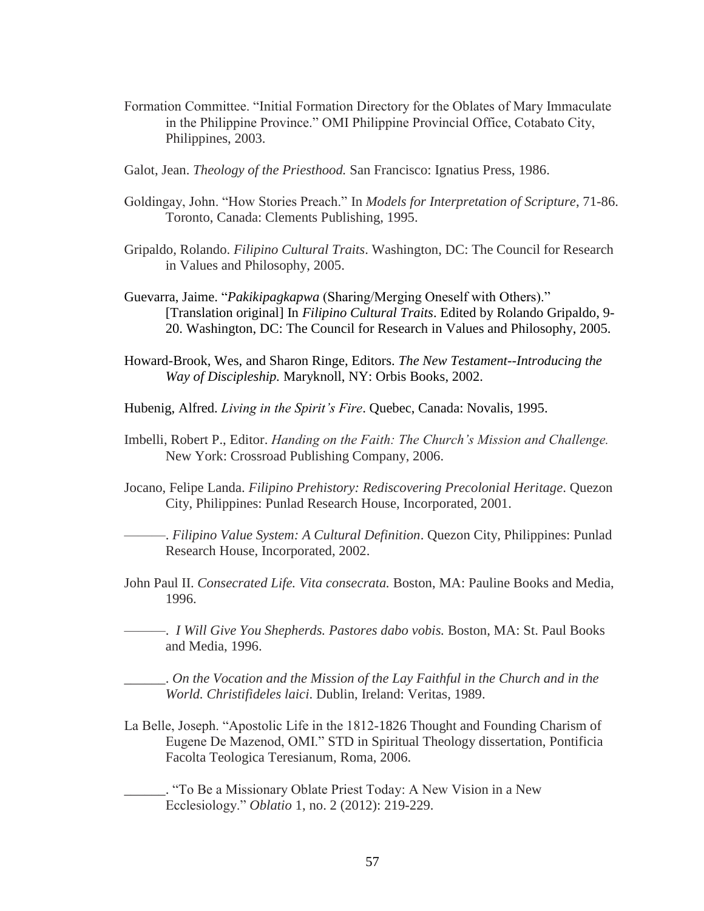Formation Committee. "Initial Formation Directory for the Oblates of Mary Immaculate in the Philippine Province." OMI Philippine Provincial Office, Cotabato City, Philippines, 2003.

Galot, Jean. *Theology of the Priesthood.* San Francisco: Ignatius Press, 1986.

Goldingay, John. "How Stories Preach." In *Models for Interpretation of Scripture*, 71-86. Toronto, Canada: Clements Publishing, 1995.

Gripaldo, Rolando. *Filipino Cultural Traits*. Washington, DC: The Council for Research in Values and Philosophy, 2005.

Guevarra, Jaime. "*Pakikipagkapwa* (Sharing/Merging Oneself with Others)." [Translation original] In *Filipino Cultural Traits*. Edited by Rolando Gripaldo, 9-20. Washington, DC: The Council for Research in Values and Philosophy, 2005.

Howard-Brook, Wes, and Sharon Ringe, Editors. *The New Testament--Introducing the Way of Discipleship.* Maryknoll, NY: Orbis Books, 2002.

Hubenig, Alfred. *Living in the Spirit's Fire*. Quebec, Canada: Novalis, 1995.

Imbelli, Robert P., Editor. *Handing on the Faith: The Church's Mission and Challenge.* New York: Crossroad Publishing Company, 2006.

Jocano, Felipe Landa. *Filipino Prehistory: Rediscovering Precolonial Heritage*. Quezon City, Philippines: Punlad Research House, Incorporated, 2001.

———. *Filipino Value System: A Cultural Definition*. Quezon City, Philippines: Punlad Research House, Incorporated, 2002.

John Paul II. *Consecrated Life. Vita consecrata.* Boston, MA: Pauline Books and Media, 1996.

———. *I Will Give You Shepherds. Pastores dabo vobis.* Boston, MA: St. Paul Books and Media, 1996.

______. *On the Vocation and the Mission of the Lay Faithful in the Church and in the World. Christifideles laici*. Dublin, Ireland: Veritas, 1989.

La Belle, Joseph. "Apostolic Life in the 1812-1826 Thought and Founding Charism of Eugene De Mazenod, OMI." STD in Spiritual Theology dissertation, Pontificia Facolta Teologica Teresianum, Roma, 2006.

______. "To Be a Missionary Oblate Priest Today: A New Vision in a New Ecclesiology." *Oblatio* 1, no. 2 (2012): 219-229.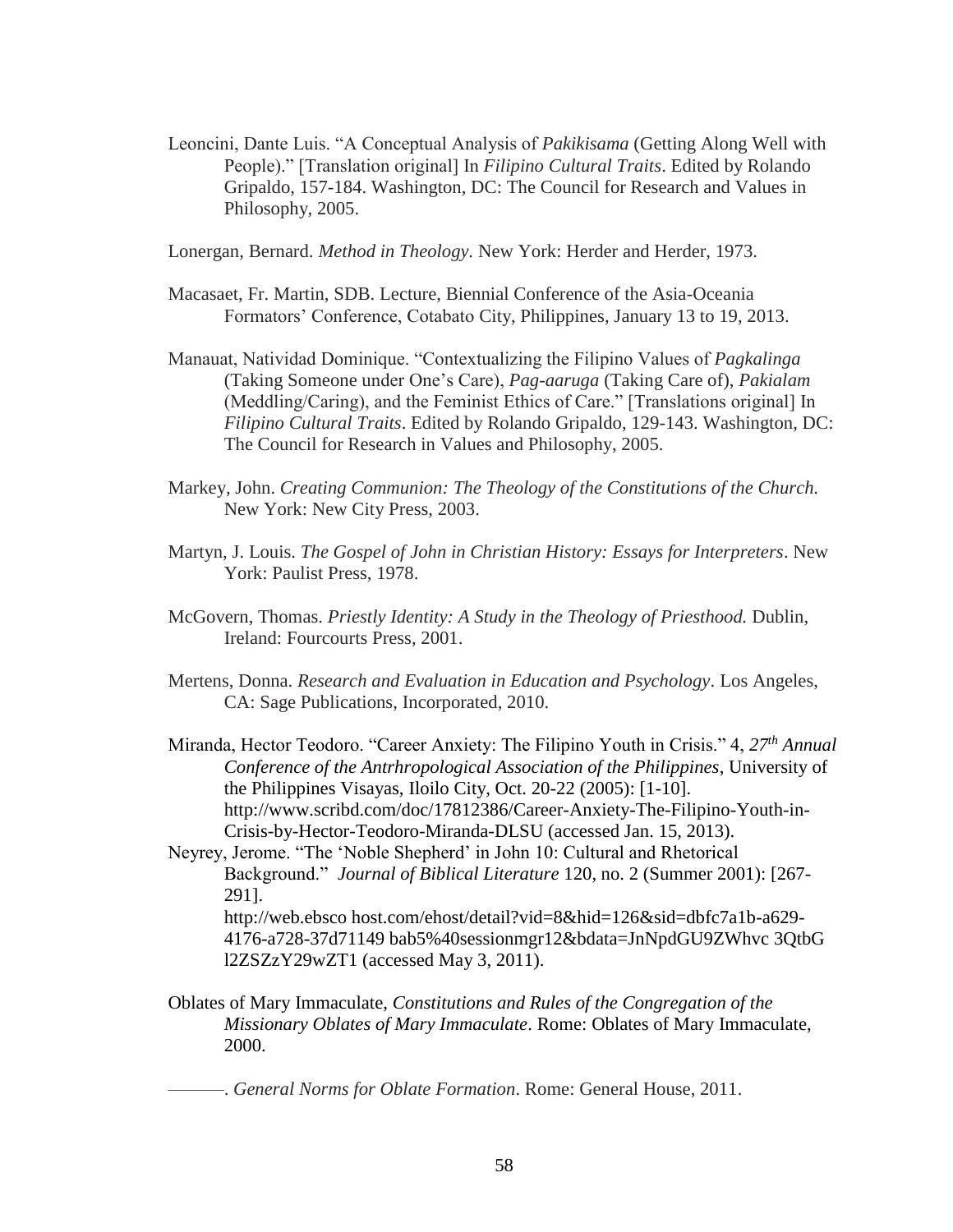Leoncini, Dante Luis. "A Conceptual Analysis of *Pakikisama* (Getting Along Well with People)." [Translation original] In *Filipino Cultural Traits*. Edited by Rolando Gripaldo, 157-184. Washington, DC: The Council for Research and Values in Philosophy, 2005.

Lonergan, Bernard. *Method in Theology.* New York: Herder and Herder, 1973.

Macasaet, Fr. Martin, SDB. Lecture, Biennial Conference of the Asia-Oceania Formators' Conference, Cotabato City, Philippines, January 13 to 19, 2013.

Manauat, Natividad Dominique. "Contextualizing the Filipino Values of *Pagkalinga* (Taking Someone under One's Care), *Pag-aaruga* (Taking Care of), *Pakialam* (Meddling/Caring), and the Feminist Ethics of Care." [Translations original] In *Filipino Cultural Traits*. Edited by Rolando Gripaldo, 129-143. Washington, DC: The Council for Research in Values and Philosophy, 2005.

Markey, John. *Creating Communion: The Theology of the Constitutions of the Church.* New York: New City Press, 2003.

Martyn, J. Louis. *The Gospel of John in Christian History: Essays for Interpreters*. New York: Paulist Press, 1978.

McGovern, Thomas. *Priestly Identity: A Study in the Theology of Priesthood.* Dublin, Ireland: Fourcourts Press, 2001.

Mertens, Donna. *Research and Evaluation in Education and Psychology*. Los Angeles, CA: Sage Publications, Incorporated, 2010.

Miranda, Hector Teodoro. "Career Anxiety: The Filipino Youth in Crisis." 4, *27th Annual Conference of the Antrhropological Association of the Philippines*, University of the Philippines Visayas, Iloilo City, Oct. 20-22 (2005): [1-10]. http://www.scribd.com/doc/17812386/Career-Anxiety-The-Filipino-Youth-in-Crisis-by-Hector-Teodoro-Miranda-DLSU (accessed Jan. 15, 2013).

Neyrey, Jerome. "The 'Noble Shepherd' in John 10: Cultural and Rhetorical Background." *Journal of Biblical Literature* 120, no. 2 (Summer 2001): [267-291]. http://web.ebsco host.com/ehost/detail?vid=8&hid=126&sid=dbfc7a1b-a629-4176-a728-37d71149 bab5%40sessionmgr12&bdata=JnNpdGU9ZWhvc 3QtbGl2ZSZzY29wZT1 (accessed May 3, 2011).

Oblates of Mary Immaculate, *Constitutions and Rules of the Congregation of the Missionary Oblates of Mary Immaculate*. Rome: Oblates of Mary Immaculate, 2000.

———. *General Norms for Oblate Formation*. Rome: General House, 2011.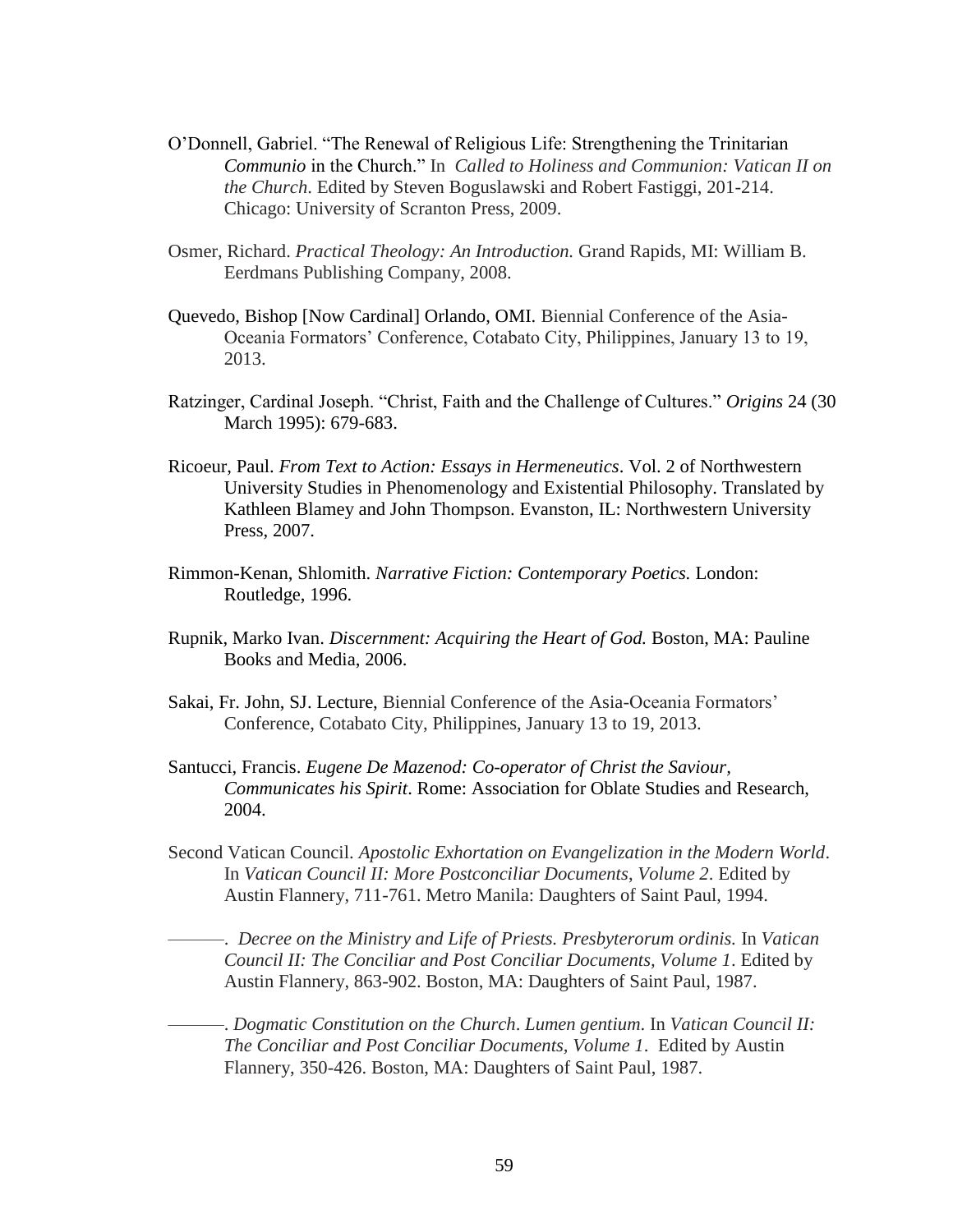O'Donnell, Gabriel. "The Renewal of Religious Life: Strengthening the Trinitarian *Communio* in the Church." In *Called to Holiness and Communion: Vatican II on the Church*. Edited by Steven Boguslawski and Robert Fastiggi, 201-214. Chicago: University of Scranton Press, 2009.

Osmer, Richard. *Practical Theology: An Introduction.* Grand Rapids, MI: William B. Eerdmans Publishing Company, 2008.

Quevedo, Bishop [Now Cardinal] Orlando, OMI. Biennial Conference of the Asia-Oceania Formators' Conference, Cotabato City, Philippines, January 13 to 19, 2013.

Ratzinger, Cardinal Joseph. "Christ, Faith and the Challenge of Cultures." *Origins* 24 (30 March 1995): 679-683.

Ricoeur, Paul. *From Text to Action: Essays in Hermeneutics*. Vol. 2 of Northwestern University Studies in Phenomenology and Existential Philosophy. Translated by Kathleen Blamey and John Thompson. Evanston, IL: Northwestern University Press, 2007.

Rimmon-Kenan, Shlomith. *Narrative Fiction: Contemporary Poetics.* London: Routledge, 1996.

Rupnik, Marko Ivan. *Discernment: Acquiring the Heart of God.* Boston, MA: Pauline Books and Media, 2006.

Sakai, Fr. John, SJ. Lecture, Biennial Conference of the Asia-Oceania Formators' Conference, Cotabato City, Philippines, January 13 to 19, 2013.

Santucci, Francis. *Eugene De Mazenod: Co-operator of Christ the Saviour, Communicates his Spirit*. Rome: Association for Oblate Studies and Research, 2004.

Second Vatican Council. *Apostolic Exhortation on Evangelization in the Modern World*. In *Vatican Council II: More Postconciliar Documents*, *Volume 2*. Edited by Austin Flannery, 711-761. Metro Manila: Daughters of Saint Paul, 1994.

———. *Decree on the Ministry and Life of Priests. Presbyterorum ordinis.* In *Vatican Council II: The Conciliar and Post Conciliar Documents, Volume 1*. Edited by Austin Flannery, 863-902. Boston, MA: Daughters of Saint Paul, 1987.

———. *Dogmatic Constitution on the Church*. *Lumen gentium*. In *Vatican Council II: The Conciliar and Post Conciliar Documents, Volume 1*. Edited by Austin Flannery, 350-426. Boston, MA: Daughters of Saint Paul, 1987.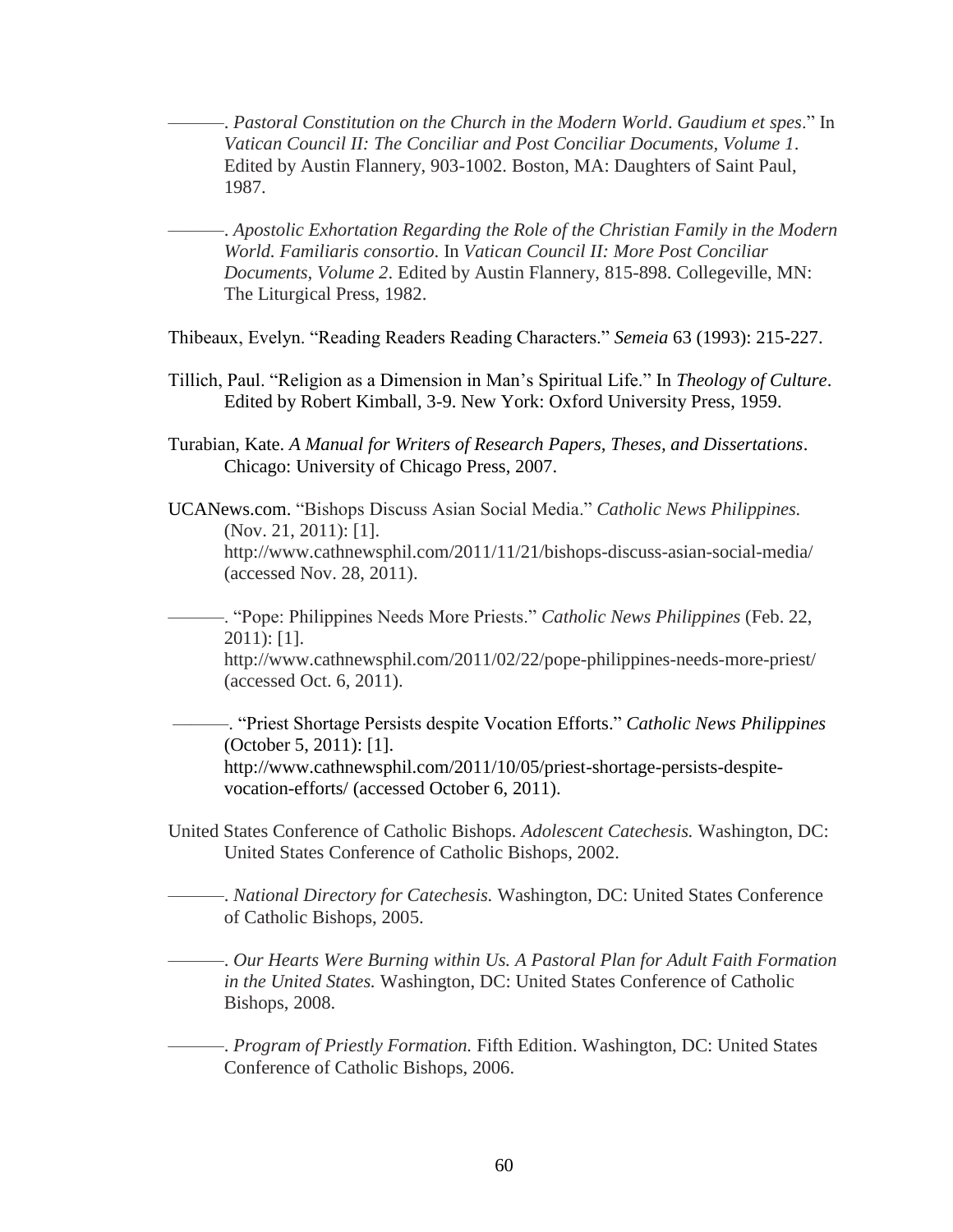———. *Pastoral Constitution on the Church in the Modern World*. *Gaudium et spes*." In *Vatican Council II: The Conciliar and Post Conciliar Documents, Volume 1*. Edited by Austin Flannery, 903-1002. Boston, MA: Daughters of Saint Paul, 1987.

———. *Apostolic Exhortation Regarding the Role of the Christian Family in the Modern World. Familiaris consortio*. In *Vatican Council II: More Post Conciliar Documents, Volume 2*. Edited by Austin Flannery, 815-898. Collegeville, MN: The Liturgical Press, 1982.

Thibeaux, Evelyn. "Reading Readers Reading Characters." *Semeia* 63 (1993): 215-227.

Tillich, Paul. "Religion as a Dimension in Man's Spiritual Life." In *Theology of Culture*. Edited by Robert Kimball, 3-9. New York: Oxford University Press, 1959.

Turabian, Kate. *A Manual for Writers of Research Papers, Theses, and Dissertations*. Chicago: University of Chicago Press, 2007.

UCANews.com. "Bishops Discuss Asian Social Media." *Catholic News Philippines.* (Nov. 21, 2011): [1]. http://www.cathnewsphil.com/2011/11/21/bishops-discuss-asian-social-media/ (accessed Nov. 28, 2011).

———. "Pope: Philippines Needs More Priests." *Catholic News Philippines* (Feb. 22, 2011): [1]. http://www.cathnewsphil.com/2011/02/22/pope-philippines-needs-more-priest/ (accessed Oct. 6, 2011).

———. "Priest Shortage Persists despite Vocation Efforts." *Catholic News Philippines* (October 5, 2011): [1]. http://www.cathnewsphil.com/2011/10/05/priest-shortage-persists-despite-vocation-efforts/ (accessed October 6, 2011).

United States Conference of Catholic Bishops. *Adolescent Catechesis.* Washington, DC: United States Conference of Catholic Bishops, 2002.

———. *National Directory for Catechesis.* Washington, DC: United States Conference of Catholic Bishops, 2005.

———. *Our Hearts Were Burning within Us. A Pastoral Plan for Adult Faith Formation in the United States.* Washington, DC: United States Conference of Catholic Bishops, 2008.

———. *Program of Priestly Formation.* Fifth Edition. Washington, DC: United States Conference of Catholic Bishops, 2006.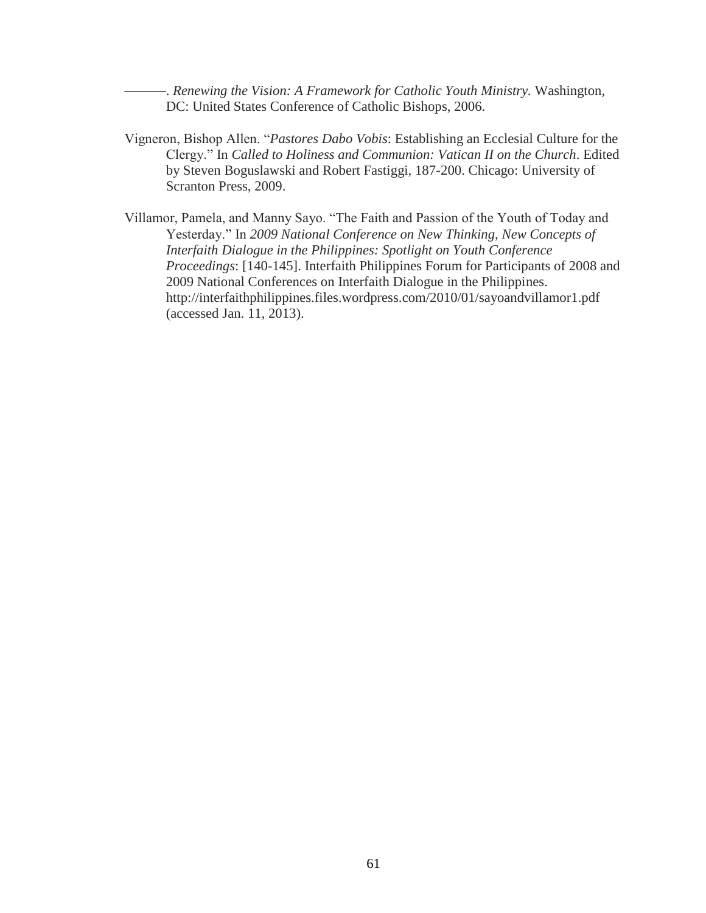———. *Renewing the Vision: A Framework for Catholic Youth Ministry.* Washington, DC: United States Conference of Catholic Bishops, 2006.

Vigneron, Bishop Allen. "*Pastores Dabo Vobis*: Establishing an Ecclesial Culture for the Clergy." In *Called to Holiness and Communion: Vatican II on the Church*. Edited by Steven Boguslawski and Robert Fastiggi, 187-200. Chicago: University of Scranton Press, 2009.

Villamor, Pamela, and Manny Sayo. "The Faith and Passion of the Youth of Today and Yesterday." In *2009 National Conference on New Thinking, New Concepts of Interfaith Dialogue in the Philippines: Spotlight on Youth Conference Proceedings*: [140-145]. Interfaith Philippines Forum for Participants of 2008 and 2009 National Conferences on Interfaith Dialogue in the Philippines. http://interfaithphilippines.files.wordpress.com/2010/01/sayoandvillamor1.pdf (accessed Jan. 11, 2013).